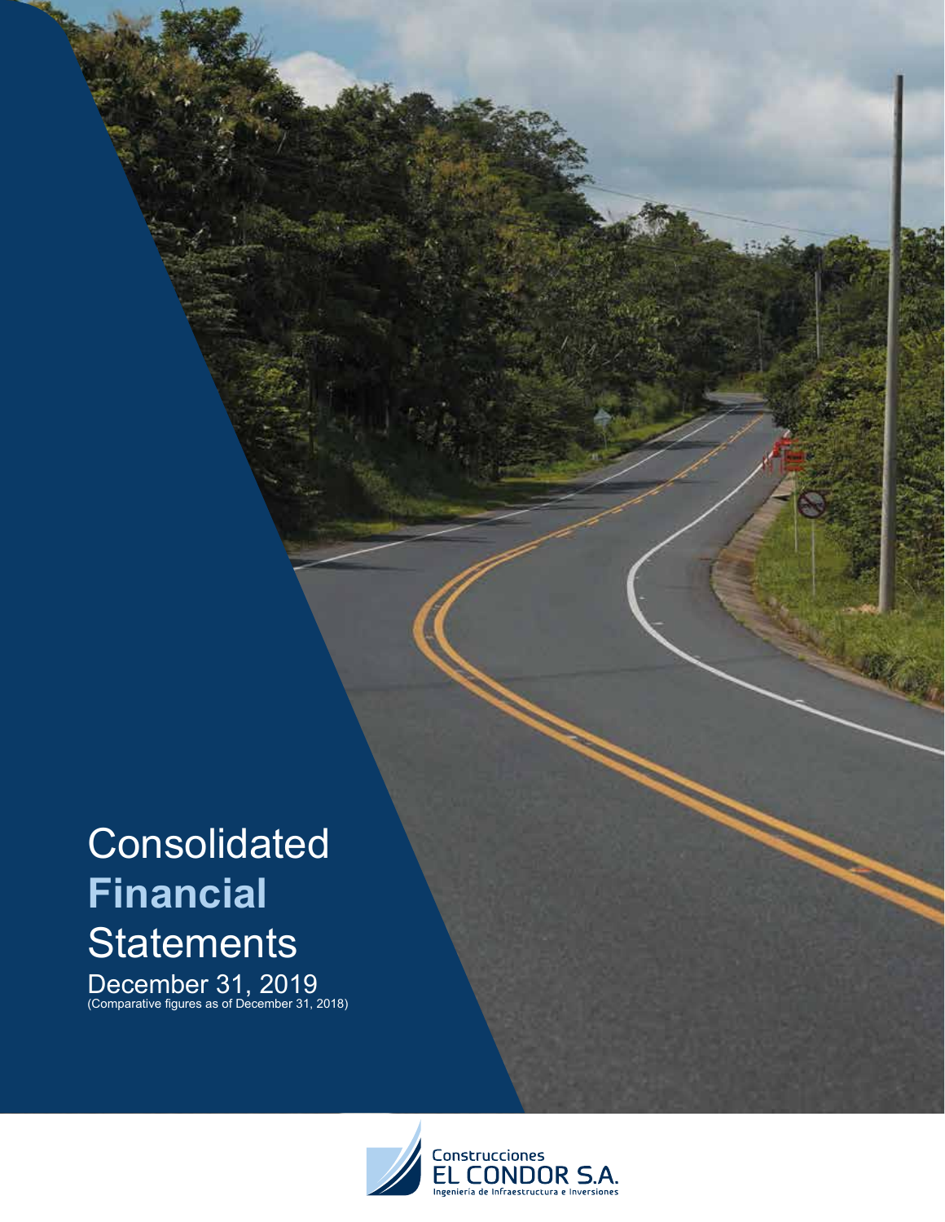# Consolidated **Financial** Statements

December 31, 2019
(Comparative figures as of December 31, 2018)

Construcciones
EL CONDOR S.A.
Ingeniería de Infraestructura e Inversiones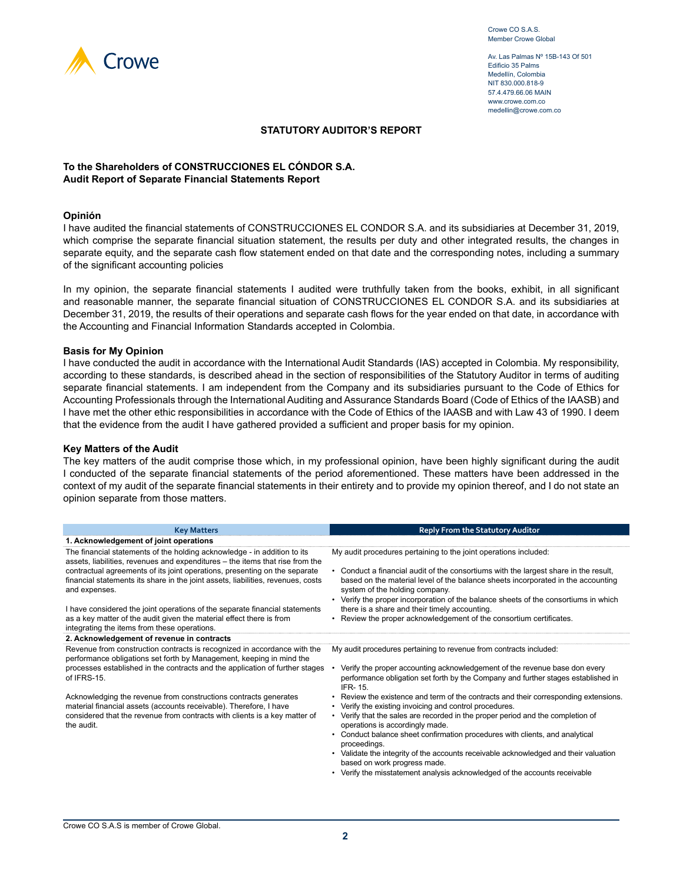Crowe CO S.A.S.
Member Crowe Global

Av. Las Palmas Nº 15B-143 Of 501
Edificio 35 Palms
Medellín, Colombia
NIT 830.000.818-9
57.4.479.66.06 MAIN
www.crowe.com.co
medellin@crowe.com.co

## STATUTORY AUDITOR'S REPORT

**To the Shareholders of CONSTRUCCIONES EL CÓNDOR S.A.**
**Audit Report of Separate Financial Statements Report**

### Opinión

I have audited the financial statements of CONSTRUCCIONES EL CONDOR S.A. and its subsidiaries at December 31, 2019, which comprise the separate financial situation statement, the results per duty and other integrated results, the changes in separate equity, and the separate cash flow statement ended on that date and the corresponding notes, including a summary of the significant accounting policies

In my opinion, the separate financial statements I audited were truthfully taken from the books, exhibit, in all significant and reasonable manner, the separate financial situation of CONSTRUCCIONES EL CONDOR S.A. and its subsidiaries at December 31, 2019, the results of their operations and separate cash flows for the year ended on that date, in accordance with the Accounting and Financial Information Standards accepted in Colombia.

### Basis for My Opinion

I have conducted the audit in accordance with the International Audit Standards (IAS) accepted in Colombia. My responsibility, according to these standards, is described ahead in the section of responsibilities of the Statutory Auditor in terms of auditing separate financial statements. I am independent from the Company and its subsidiaries pursuant to the Code of Ethics for Accounting Professionals through the International Auditing and Assurance Standards Board (Code of Ethics of the IAASB) and I have met the other ethic responsibilities in accordance with the Code of Ethics of the IAASB and with Law 43 of 1990. I deem that the evidence from the audit I have gathered provided a sufficient and proper basis for my opinion.

### Key Matters of the Audit

The key matters of the audit comprise those which, in my professional opinion, have been highly significant during the audit I conducted of the separate financial statements of the period aforementioned. These matters have been addressed in the context of my audit of the separate financial statements in their entirety and to provide my opinion thereof, and I do not state an opinion separate from those matters.

| Key Matters | Reply From the Statutory Auditor |
|---|---|
| **1. Acknowledgement of joint operations** | |
| The financial statements of the holding acknowledge - in addition to its assets, liabilities, revenues and expenditures – the items that rise from the contractual agreements of its joint operations, presenting on the separate financial statements its share in the joint assets, liabilities, revenues, costs and expenses.<br><br>I have considered the joint operations of the separate financial statements as a key matter of the audit given the material effect there is from integrating the items from these operations. | My audit procedures pertaining to the joint operations included:<br><br>• Conduct a financial audit of the consortiums with the largest share in the result, based on the material level of the balance sheets incorporated in the accounting system of the holding company.<br>• Verify the proper incorporation of the balance sheets of the consortiums in which there is a share and their timely accounting.<br>• Review the proper acknowledgement of the consortium certificates. |
| **2. Acknowledgement of revenue in contracts** | |
| Revenue from construction contracts is recognized in accordance with the performance obligations set forth by Management, keeping in mind the processes established in the contracts and the application of further stages of IFRS-15.<br><br>Acknowledging the revenue from constructions contracts generates material financial assets (accounts receivable). Therefore, I have considered that the revenue from contracts with clients is a key matter of the audit. | My audit procedures pertaining to revenue from contracts included:<br><br>• Verify the proper accounting acknowledgement of the revenue base don every performance obligation set forth by the Company and further stages established in IFR- 15.<br>• Review the existence and term of the contracts and their corresponding extensions.<br>• Verify the existing invoicing and control procedures.<br>• Verify that the sales are recorded in the proper period and the completion of operations is accordingly made.<br>• Conduct balance sheet confirmation procedures with clients, and analytical proceedings.<br>• Validate the integrity of the accounts receivable acknowledged and their valuation based on work progress made.<br>• Verify the misstatement analysis acknowledged of the accounts receivable |

Crowe CO S.A.S is member of Crowe Global.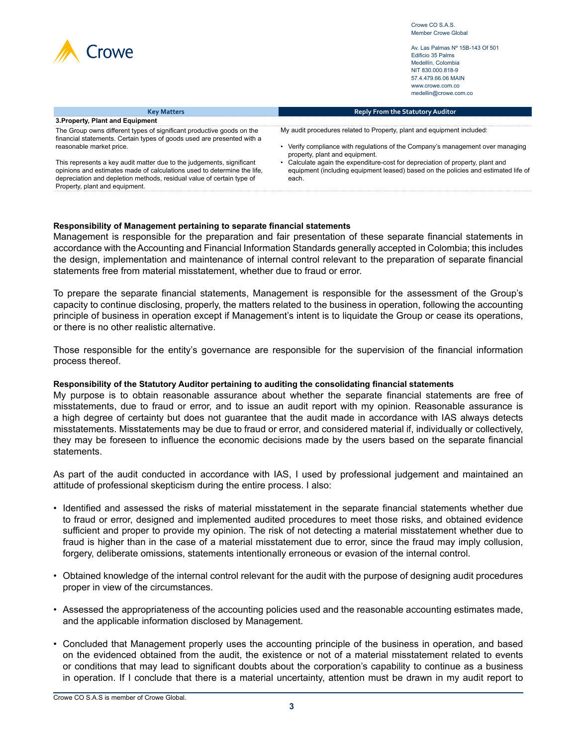| Key Matters | Reply From the Statutory Auditor |
|---|---|
| **3.Property, Plant and Equipment** | |
| The Group owns different types of significant productive goods on the financial statements. Certain types of goods used are presented with a reasonable market price.<br><br>This represents a key audit matter due to the judgements, significant opinions and estimates made of calculations used to determine the life, depreciation and depletion methods, residual value of certain type of Property, plant and equipment. | My audit procedures related to Property, plant and equipment included:<br><br>• Verify compliance with regulations of the Company's management over managing property, plant and equipment.<br>• Calculate again the expenditure-cost for depreciation of property, plant and equipment (including equipment leased) based on the policies and estimated life of each. |

**Responsibility of Management pertaining to separate financial statements**

Management is responsible for the preparation and fair presentation of these separate financial statements in accordance with the Accounting and Financial Information Standards generally accepted in Colombia; this includes the design, implementation and maintenance of internal control relevant to the preparation of separate financial statements free from material misstatement, whether due to fraud or error.

To prepare the separate financial statements, Management is responsible for the assessment of the Group's capacity to continue disclosing, properly, the matters related to the business in operation, following the accounting principle of business in operation except if Management's intent is to liquidate the Group or cease its operations, or there is no other realistic alternative.

Those responsible for the entity's governance are responsible for the supervision of the financial information process thereof.

**Responsibility of the Statutory Auditor pertaining to auditing the consolidating financial statements**

My purpose is to obtain reasonable assurance about whether the separate financial statements are free of misstatements, due to fraud or error, and to issue an audit report with my opinion. Reasonable assurance is a high degree of certainty but does not guarantee that the audit made in accordance with IAS always detects misstatements. Misstatements may be due to fraud or error, and considered material if, individually or collectively, they may be foreseen to influence the economic decisions made by the users based on the separate financial statements.

As part of the audit conducted in accordance with IAS, I used by professional judgement and maintained an attitude of professional skepticism during the entire process. I also:

- Identified and assessed the risks of material misstatement in the separate financial statements whether due to fraud or error, designed and implemented audited procedures to meet those risks, and obtained evidence sufficient and proper to provide my opinion. The risk of not detecting a material misstatement whether due to fraud is higher than in the case of a material misstatement due to error, since the fraud may imply collusion, forgery, deliberate omissions, statements intentionally erroneous or evasion of the internal control.

- Obtained knowledge of the internal control relevant for the audit with the purpose of designing audit procedures proper in view of the circumstances.

- Assessed the appropriateness of the accounting policies used and the reasonable accounting estimates made, and the applicable information disclosed by Management.

- Concluded that Management properly uses the accounting principle of the business in operation, and based on the evidenced obtained from the audit, the existence or not of a material misstatement related to events or conditions that may lead to significant doubts about the corporation's capability to continue as a business in operation. If I conclude that there is a material uncertainty, attention must be drawn in my audit report to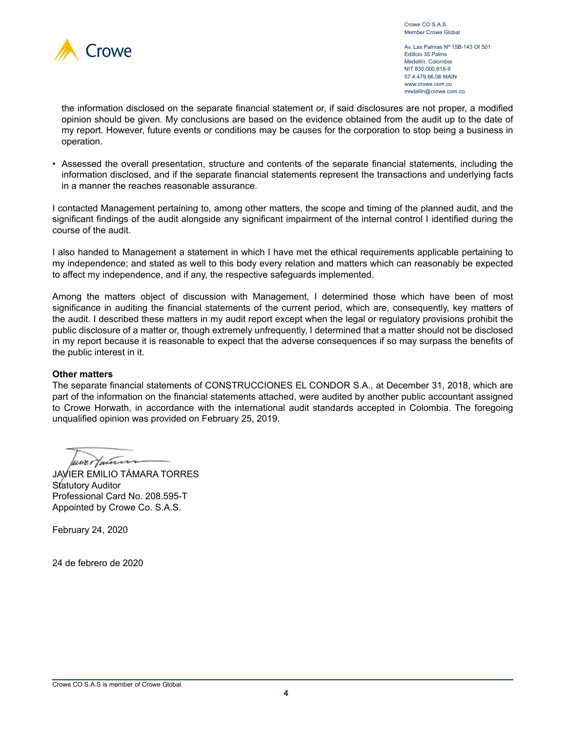the information disclosed on the separate financial statement or, if said disclosures are not proper, a modified opinion should be given. My conclusions are based on the evidence obtained from the audit up to the date of my report. However, future events or conditions may be causes for the corporation to stop being a business in operation.

- Assessed the overall presentation, structure and contents of the separate financial statements, including the information disclosed, and if the separate financial statements represent the transactions and underlying facts in a manner the reaches reasonable assurance.

I contacted Management pertaining to, among other matters, the scope and timing of the planned audit, and the significant findings of the audit alongside any significant impairment of the internal control I identified during the course of the audit.

I also handed to Management a statement in which I have met the ethical requirements applicable pertaining to my independence; and stated as well to this body every relation and matters which can reasonably be expected to affect my independence, and if any, the respective safeguards implemented.

Among the matters object of discussion with Management, I determined those which have been of most significance in auditing the financial statements of the current period, which are, consequently, key matters of the audit. I described these matters in my audit report except when the legal or regulatory provisions prohibit the public disclosure of a matter or, though extremely unfrequently, I determined that a matter should not be disclosed in my report because it is reasonable to expect that the adverse consequences if so may surpass the benefits of the public interest in it.

**Other matters**

The separate financial statements of CONSTRUCCIONES EL CONDOR S.A., at December 31, 2018, which are part of the information on the financial statements attached, were audited by another public accountant assigned to Crowe Horwath, in accordance with the international audit standards accepted in Colombia. The foregoing unqualified opinion was provided on February 25, 2019.

JAVIER EMILIO TÁMARA TORRES
Statutory Auditor
Professional Card No. 208.595-T
Appointed by Crowe Co. S.A.S.

February 24, 2020

24 de febrero de 2020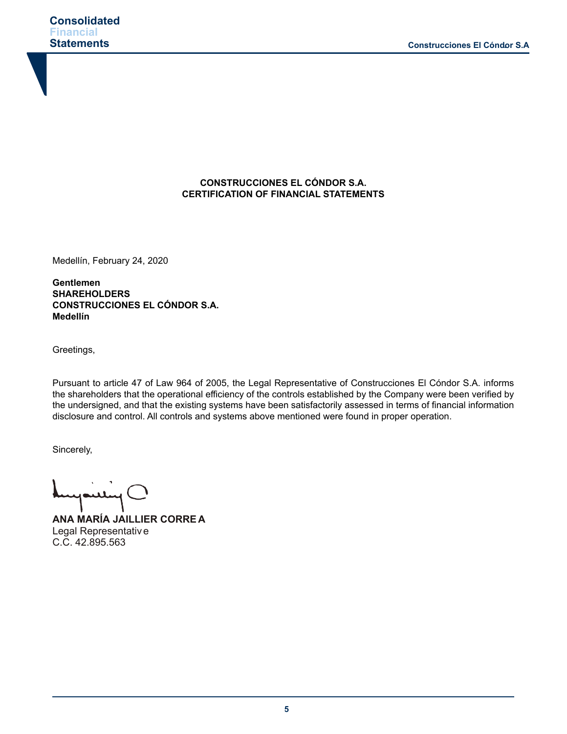**CONSTRUCCIONES EL CÓNDOR S.A.**
**CERTIFICATION OF FINANCIAL STATEMENTS**

Medellín, February 24, 2020

**Gentlemen**
**SHAREHOLDERS**
**CONSTRUCCIONES EL CÓNDOR S.A.**
**Medellín**

Greetings,

Pursuant to article 47 of Law 964 of 2005, the Legal Representative of Construcciones El Cóndor S.A. informs the shareholders that the operational efficiency of the controls established by the Company were been verified by the undersigned, and that the existing systems have been satisfactorily assessed in terms of financial information disclosure and control. All controls and systems above mentioned were found in proper operation.

Sincerely,

**ANA MARÍA JAILLIER CORREA**
Legal Representative
C.C. 42.895.563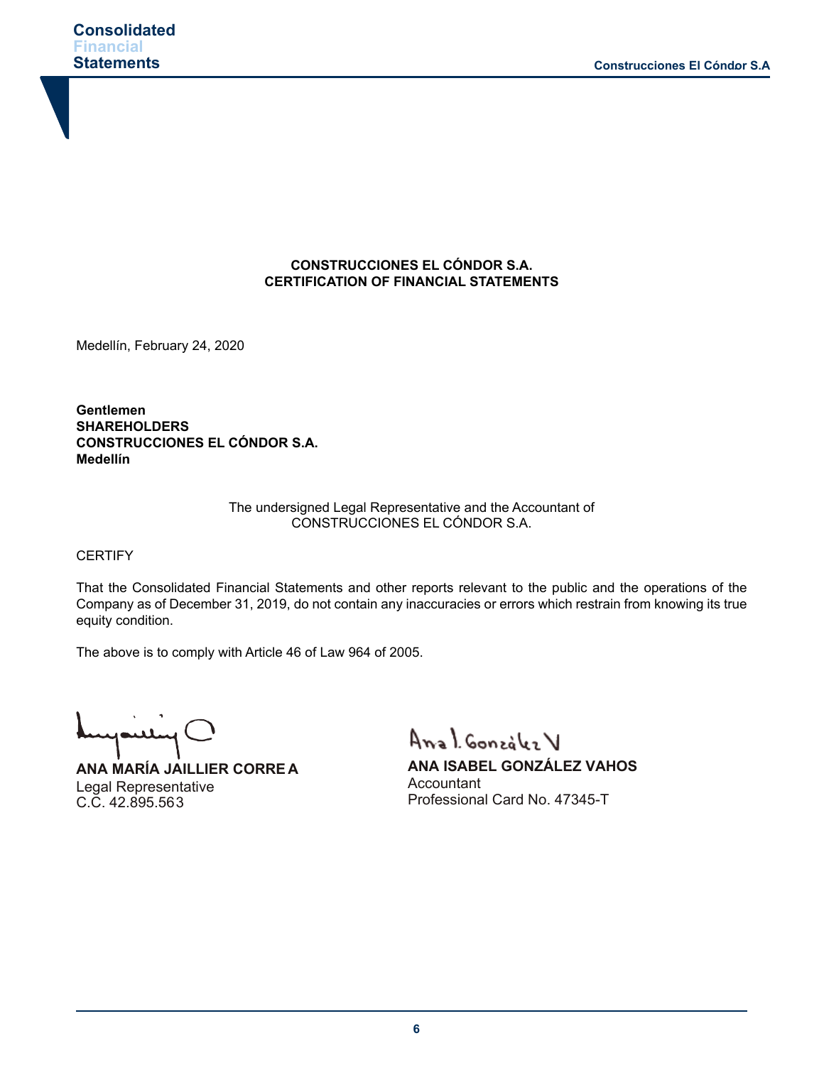**CONSTRUCCIONES EL CÓNDOR S.A.**
**CERTIFICATION OF FINANCIAL STATEMENTS**

Medellín, February 24, 2020

**Gentlemen**
**SHAREHOLDERS**
**CONSTRUCCIONES EL CÓNDOR S.A.**
**Medellín**

The undersigned Legal Representative and the Accountant of
CONSTRUCCIONES EL CÓNDOR S.A.

CERTIFY

That the Consolidated Financial Statements and other reports relevant to the public and the operations of the Company as of December 31, 2019, do not contain any inaccuracies or errors which restrain from knowing its true equity condition.

The above is to comply with Article 46 of Law 964 of 2005.

**ANA MARÍA JAILLIER CORREA**
Legal Representative
C.C. 42.895.563

**ANA ISABEL GONZÁLEZ VAHOS**
Accountant
Professional Card No. 47345-T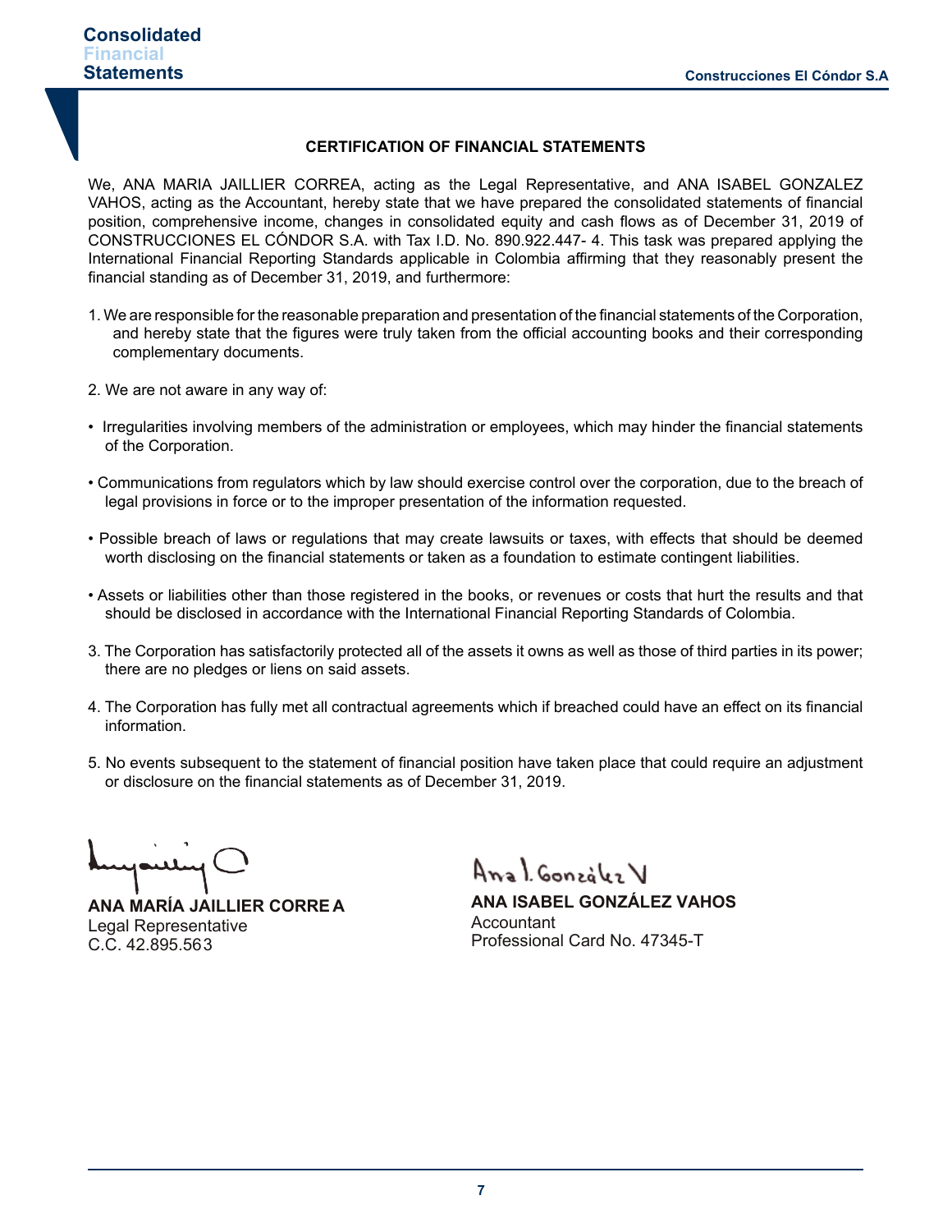## CERTIFICATION OF FINANCIAL STATEMENTS

We, ANA MARIA JAILLIER CORREA, acting as the Legal Representative, and ANA ISABEL GONZALEZ VAHOS, acting as the Accountant, hereby state that we have prepared the consolidated statements of financial position, comprehensive income, changes in consolidated equity and cash flows as of December 31, 2019 of CONSTRUCCIONES EL CÓNDOR S.A. with Tax I.D. No. 890.922.447- 4. This task was prepared applying the International Financial Reporting Standards applicable in Colombia affirming that they reasonably present the financial standing as of December 31, 2019, and furthermore:

1. We are responsible for the reasonable preparation and presentation of the financial statements of the Corporation, and hereby state that the figures were truly taken from the official accounting books and their corresponding complementary documents.

2. We are not aware in any way of:

- Irregularities involving members of the administration or employees, which may hinder the financial statements of the Corporation.

- Communications from regulators which by law should exercise control over the corporation, due to the breach of legal provisions in force or to the improper presentation of the information requested.

- Possible breach of laws or regulations that may create lawsuits or taxes, with effects that should be deemed worth disclosing on the financial statements or taken as a foundation to estimate contingent liabilities.

- Assets or liabilities other than those registered in the books, or revenues or costs that hurt the results and that should be disclosed in accordance with the International Financial Reporting Standards of Colombia.

3. The Corporation has satisfactorily protected all of the assets it owns as well as those of third parties in its power; there are no pledges or liens on said assets.

4. The Corporation has fully met all contractual agreements which if breached could have an effect on its financial information.

5. No events subsequent to the statement of financial position have taken place that could require an adjustment or disclosure on the financial statements as of December 31, 2019.

**ANA MARÍA JAILLIER CORREA**
Legal Representative
C.C. 42.895.563

**ANA ISABEL GONZÁLEZ VAHOS**
Accountant
Professional Card No. 47345-T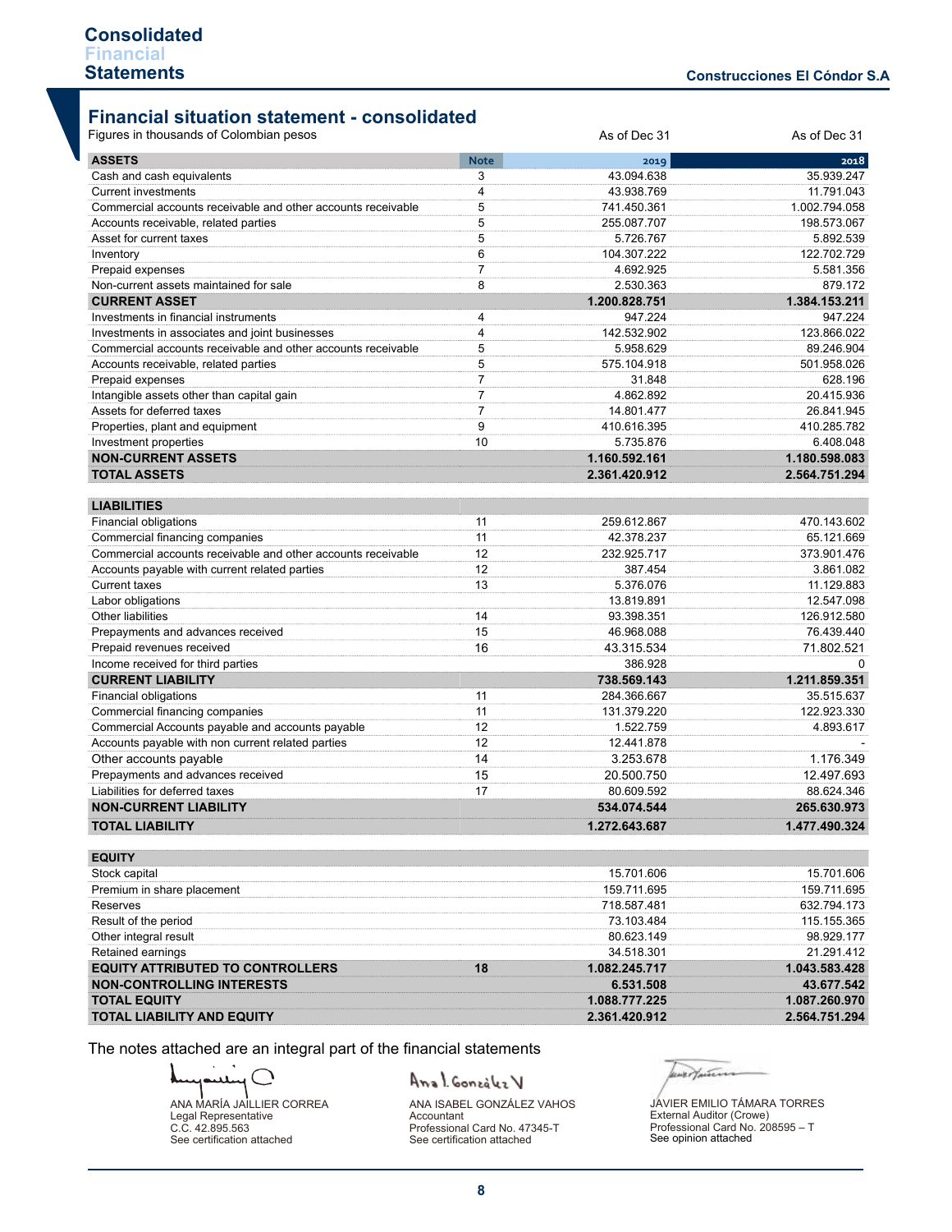## Financial situation statement - consolidated

Figures in thousands of Colombian pesos

| ASSETS | Note | As of Dec 31 2019 | As of Dec 31 2018 |
|---|---|---|---|
| Cash and cash equivalents | 3 | 43.094.638 | 35.939.247 |
| Current investments | 4 | 43.938.769 | 11.791.043 |
| Commercial accounts receivable and other accounts receivable | 5 | 741.450.361 | 1.002.794.058 |
| Accounts receivable, related parties | 5 | 255.087.707 | 198.573.067 |
| Asset for current taxes | 5 | 5.726.767 | 5.892.539 |
| Inventory | 6 | 104.307.222 | 122.702.729 |
| Prepaid expenses | 7 | 4.692.925 | 5.581.356 |
| Non-current assets maintained for sale | 8 | 2.530.363 | 879.172 |
| **CURRENT ASSET** | | **1.200.828.751** | **1.384.153.211** |
| Investments in financial instruments | 4 | 947.224 | 947.224 |
| Investments in associates and joint businesses | 4 | 142.532.902 | 123.866.022 |
| Commercial accounts receivable and other accounts receivable | 5 | 5.958.629 | 89.246.904 |
| Accounts receivable, related parties | 5 | 575.104.918 | 501.958.026 |
| Prepaid expenses | 7 | 31.848 | 628.196 |
| Intangible assets other than capital gain | 7 | 4.862.892 | 20.415.936 |
| Assets for deferred taxes | 7 | 14.801.477 | 26.841.945 |
| Properties, plant and equipment | 9 | 410.616.395 | 410.285.782 |
| Investment properties | 10 | 5.735.876 | 6.408.048 |
| **NON-CURRENT ASSETS** | | **1.160.592.161** | **1.180.598.083** |
| **TOTAL ASSETS** | | **2.361.420.912** | **2.564.751.294** |

| LIABILITIES | Note | 2019 | 2018 |
|---|---|---|---|
| Financial obligations | 11 | 259.612.867 | 470.143.602 |
| Commercial financing companies | 11 | 42.378.237 | 65.121.669 |
| Commercial accounts receivable and other accounts receivable | 12 | 232.925.717 | 373.901.476 |
| Accounts payable with current related parties | 12 | 387.454 | 3.861.082 |
| Current taxes | 13 | 5.376.076 | 11.129.883 |
| Labor obligations | | 13.819.891 | 12.547.098 |
| Other liabilities | 14 | 93.398.351 | 126.912.580 |
| Prepayments and advances received | 15 | 46.968.088 | 76.439.440 |
| Prepaid revenues received | 16 | 43.315.534 | 71.802.521 |
| Income received for third parties | | 386.928 | 0 |
| **CURRENT LIABILITY** | | **738.569.143** | **1.211.859.351** |
| Financial obligations | 11 | 284.366.667 | 35.515.637 |
| Commercial financing companies | 11 | 131.379.220 | 122.923.330 |
| Commercial Accounts payable and accounts payable | 12 | 1.522.759 | 4.893.617 |
| Accounts payable with non current related parties | 12 | 12.441.878 | - |
| Other accounts payable | 14 | 3.253.678 | 1.176.349 |
| Prepayments and advances received | 15 | 20.500.750 | 12.497.693 |
| Liabilities for deferred taxes | 17 | 80.609.592 | 88.624.346 |
| **NON-CURRENT LIABILITY** | | **534.074.544** | **265.630.973** |
| **TOTAL LIABILITY** | | **1.272.643.687** | **1.477.490.324** |

| EQUITY | Note | 2019 | 2018 |
|---|---|---|---|
| Stock capital | | 15.701.606 | 15.701.606 |
| Premium in share placement | | 159.711.695 | 159.711.695 |
| Reserves | | 718.587.481 | 632.794.173 |
| Result of the period | | 73.103.484 | 115.155.365 |
| Other integral result | | 80.623.149 | 98.929.177 |
| Retained earnings | | 34.518.301 | 21.291.412 |
| **EQUITY ATTRIBUTED TO CONTROLLERS** | **18** | **1.082.245.717** | **1.043.583.428** |
| **NON-CONTROLLING INTERESTS** | | **6.531.508** | **43.677.542** |
| **TOTAL EQUITY** | | **1.088.777.225** | **1.087.260.970** |
| **TOTAL LIABILITY AND EQUITY** | | **2.361.420.912** | **2.564.751.294** |

The notes attached are an integral part of the financial statements

ANA MARÍA JAILLIER CORREA
Legal Representative
C.C. 42.895.563
See certification attached

ANA ISABEL GONZÁLEZ VAHOS
Accountant
Professional Card No. 47345-T
See certification attached

JAVIER EMILIO TÁMARA TORRES
External Auditor (Crowe)
Professional Card No. 208595 – T
See opinion attached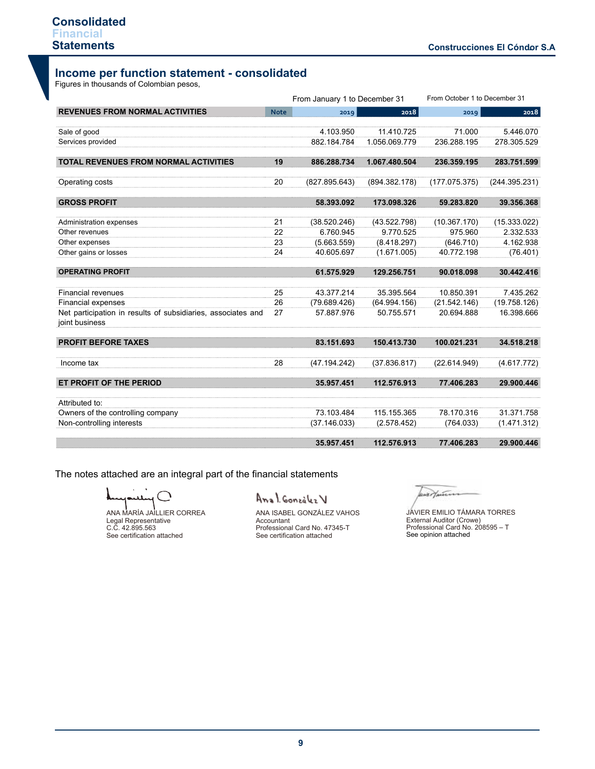# Income per function statement - consolidated

Figures in thousands of Colombian pesos,

| | | From January 1 to December 31 | | From October 1 to December 31 | |
|---|---|---|---|---|---|
| **REVENUES FROM NORMAL ACTIVITIES** | **Note** | **2019** | **2018** | **2019** | **2018** |
| Sale of good | | 4.103.950 | 11.410.725 | 71.000 | 5.446.070 |
| Services provided | | 882.184.784 | 1.056.069.779 | 236.288.195 | 278.305.529 |
| **TOTAL REVENUES FROM NORMAL ACTIVITIES** | **19** | **886.288.734** | **1.067.480.504** | **236.359.195** | **283.751.599** |
| Operating costs | 20 | (827.895.643) | (894.382.178) | (177.075.375) | (244.395.231) |
| **GROSS PROFIT** | | **58.393.092** | **173.098.326** | **59.283.820** | **39.356.368** |
| Administration expenses | 21 | (38.520.246) | (43.522.798) | (10.367.170) | (15.333.022) |
| Other revenues | 22 | 6.760.945 | 9.770.525 | 975.960 | 2.332.533 |
| Other expenses | 23 | (5.663.559) | (8.418.297) | (646.710) | 4.162.938 |
| Other gains or losses | 24 | 40.605.697 | (1.671.005) | 40.772.198 | (76.401) |
| **OPERATING PROFIT** | | **61.575.929** | **129.256.751** | **90.018.098** | **30.442.416** |
| Financial revenues | 25 | 43.377.214 | 35.395.564 | 10.850.391 | 7.435.262 |
| Financial expenses | 26 | (79.689.426) | (64.994.156) | (21.542.146) | (19.758.126) |
| Net participation in results of subsidiaries, associates and joint business | 27 | 57.887.976 | 50.755.571 | 20.694.888 | 16.398.666 |
| **PROFIT BEFORE TAXES** | | **83.151.693** | **150.413.730** | **100.021.231** | **34.518.218** |
| Income tax | 28 | (47.194.242) | (37.836.817) | (22.614.949) | (4.617.772) |
| **ET PROFIT OF THE PERIOD** | | **35.957.451** | **112.576.913** | **77.406.283** | **29.900.446** |
| Attributed to: | | | | | |
| Owners of the controlling company | | 73.103.484 | 115.155.365 | 78.170.316 | 31.371.758 |
| Non-controlling interests | | (37.146.033) | (2.578.452) | (764.033) | (1.471.312) |
| | | **35.957.451** | **112.576.913** | **77.406.283** | **29.900.446** |

The notes attached are an integral part of the financial statements

ANA MARÍA JAILLIER CORREA
Legal Representative
C.C. 42.895.563
See certification attached

ANA ISABEL GONZÁLEZ VAHOS
Accountant
Professional Card No. 47345-T
See certification attached

JAVIER EMILIO TÁMARA TORRES
External Auditor (Crowe)
Professional Card No. 208595 – T
See opinion attached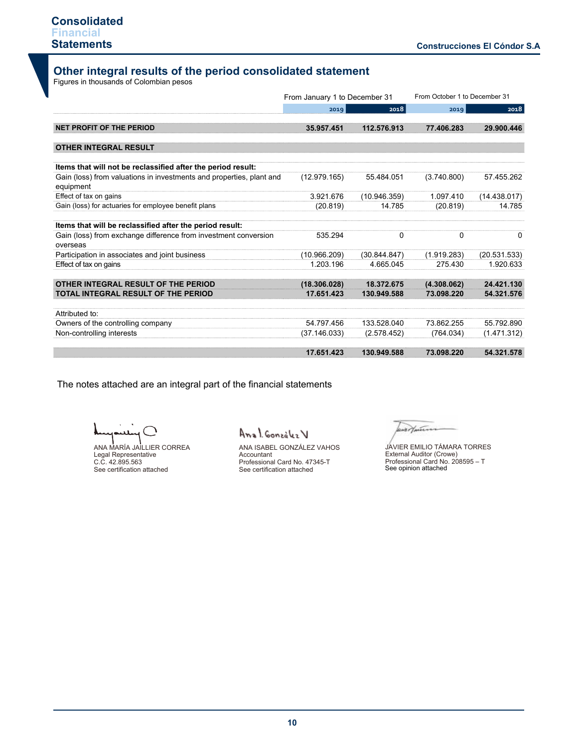## Other integral results of the period consolidated statement

Figures in thousands of Colombian pesos

| | From January 1 to December 31 | | From October 1 to December 31 | |
|---|---|---|---|---|
| | 2019 | 2018 | 2019 | 2018 |
| **NET PROFIT OF THE PERIOD** | **35.957.451** | **112.576.913** | **77.406.283** | **29.900.446** |
| **OTHER INTEGRAL RESULT** | | | | |
| **Items that will not be reclassified after the period result:** | | | | |
| Gain (loss) from valuations in investments and properties, plant and equipment | (12.979.165) | 55.484.051 | (3.740.800) | 57.455.262 |
| Effect of tax on gains | 3.921.676 | (10.946.359) | 1.097.410 | (14.438.017) |
| Gain (loss) for actuaries for employee benefit plans | (20.819) | 14.785 | (20.819) | 14.785 |
| **Items that will be reclassified after the period result:** | | | | |
| Gain (loss) from exchange difference from investment conversion overseas | 535.294 | 0 | 0 | 0 |
| Participation in associates and joint business | (10.966.209) | (30.844.847) | (1.919.283) | (20.531.533) |
| Effect of tax on gains | 1.203.196 | 4.665.045 | 275.430 | 1.920.633 |
| **OTHER INTEGRAL RESULT OF THE PERIOD** | **(18.306.028)** | **18.372.675** | **(4.308.062)** | **24.421.130** |
| **TOTAL INTEGRAL RESULT OF THE PERIOD** | **17.651.423** | **130.949.588** | **73.098.220** | **54.321.576** |
| Attributed to: | | | | |
| Owners of the controlling company | 54.797.456 | 133.528.040 | 73.862.255 | 55.792.890 |
| Non-controlling interests | (37.146.033) | (2.578.452) | (764.034) | (1.471.312) |
| | **17.651.423** | **130.949.588** | **73.098.220** | **54.321.578** |

The notes attached are an integral part of the financial statements

ANA MARÍA JAILLIER CORREA
Legal Representative
C.C. 42.895.563
See certification attached

ANA ISABEL GONZÁLEZ VAHOS
Accountant
Professional Card No. 47345-T
See certification attached

JAVIER EMILIO TÁMARA TORRES
External Auditor (Crowe)
Professional Card No. 208595 – T
See opinion attached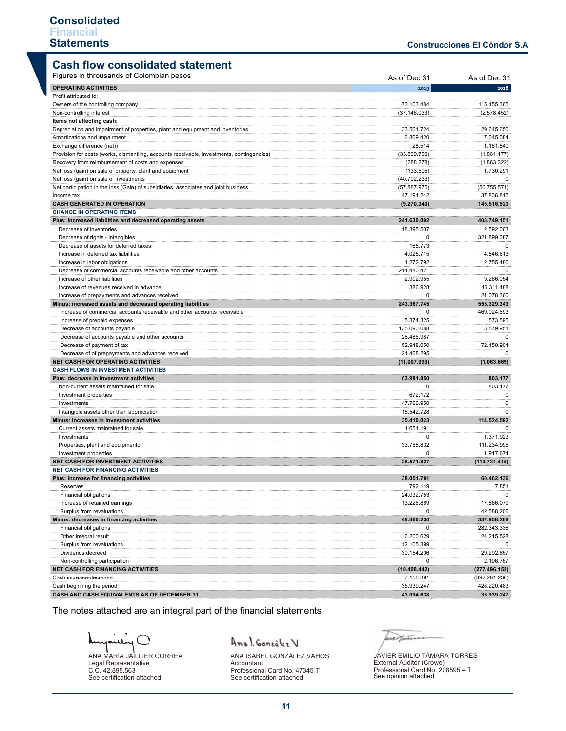# Consolidated Financial Statements

Construcciones El Cóndor S.A

## Cash flow consolidated statement

Figures in thousands of Colombian pesos

| | As of Dec 31 2019 | As of Dec 31 2018 |
|---|---|---|
| **OPERATING ACTIVITIES** | | |
| Profit attributed to: | | |
| Owners of the controlling company | 73.103.484 | 115.155.365 |
| Non-controlling interest | (37.146.033) | (2.578.452) |
| **Items not affecting cash:** | | |
| Depreciation and impairment of properties, plant and equipment and inventories | 33.561.724 | 29.645.650 |
| Amortizations and impairment | 6.869.420 | 17.045.084 |
| Exchange difference (net)) | 28.514 | 1.161.840 |
| Provision for costs (works, dismantling, accounts receivable, investments, contingencies) | (33.869.700) | (1.861.177) |
| Recovery from reimbursement of costs and expenses | (288.278) | (1.863.322) |
| Net loss (gain) on sale of property, plant and equipment | (133.505) | 1.730.291 |
| Net loss (gain) on sale of investments | (40.702.233) | 0 |
| Net participation in the loss (Gain) of subsidiaries, associates and joint business | (57.887.976) | (50.755.571) |
| Income tax | 47.194.242 | 37.836.815 |
| **CASH GENERATED IN OPERATION** | **(9.270.340)** | **145.516.523** |
| **CHANGE IN OPERATING ITEMS** | | |
| **Plus: increased liabilities and decreased operating assets** | **241.630.092** | **408.749.151** |
| Decrease of inventories | 18.395.507 | 2.592.063 |
| Decrease of rights - intangibles | 0 | 321.899.087 |
| Decrease of assets for deferred taxes | 165.773 | 0 |
| Increase in deferred tax liabilities | 4.025.715 | 4.846.613 |
| Increase in labor obligations | 1.272.792 | 2.755.486 |
| Decrease of commercial accounts receivable and other accounts | 214.480.421 | 0 |
| Increase of other liabilities | 2.902.955 | 9.266.054 |
| Increase of revenues received in advance | 386.928 | 46.311.488 |
| Increase of prepayments and advances received | 0 | 21.078.360 |
| **Minus: increased assets and decreased operating liabilities** | **243.367.745** | **555.329.343** |
| Increase of commercial accounts receivable and other accounts receivable | 0 | 469.024.893 |
| Increase of prepaid expenses | 5.374.325 | 573.595 |
| Decrease of accounts payable | 135.090.088 | 13.579.951 |
| Decrease of accounts payable and other accounts | 28.486.987 | 0 |
| Decrease of payment of tax | 52.948.050 | 72.150.904 |
| Decrease of of prepayments and advances received | 21.468.295 | 0 |
| **NET CASH FOR OPERATING ACTIVITIES** | **(11.007.993)** | **(1.063.669)** |
| **CASH FLOWS IN INVESTMENT ACTIVITIES** | | |
| **Plus: decrease in investment activities** | **63.981.850** | **803.177** |
| Non-current assets maintained for sale | 0 | 803.177 |
| Investment properties | 672.172 | 0 |
| Investments | 47.766.950 | 0 |
| Intangible assets other than appreciation | 15.542.728 | 0 |
| **Minus: increases in investment activities** | **35.410.023** | **114.524.592** |
| Current assets maintained for sale | 1.651.191 | 0 |
| Investments | 0 | 1.371.923 |
| Properties, plant and equipmento | 33.758.832 | 111.234.995 |
| Investment properties | 0 | 1.917.674 |
| **NET CASH FOR INVESTMENT ACTIVITIES** | **28.571.827** | **(113.721.415)** |
| **NET CASH FOR FINANCING ACTIVITIES** | | |
| **Plus: increase for financing activities** | **38.051.791** | **60.462.136** |
| Reserves | 792.149 | 7.851 |
| Financial obligations | 24.032.753 | 0 |
| Increase of retained earnings | 13.226.889 | 17.866.079 |
| Surplus from revaluations | 0 | 42.588.206 |
| **Minus: decreases in financing activities** | **48.460.234** | **337.958.288** |
| Financial obligations | 0 | 282.343.336 |
| Other integral result | 6.200.629 | 24.215.528 |
| Surplus from revaluations | 12.105.399 | 0 |
| Dividends decreed | 30.154.206 | 29.292.657 |
| Non-controlling participation | 0 | 2.106.767 |
| **NET CASH FOR FINANCING ACTIVITIES** | **(10.408.442)** | **(277.496.152)** |
| Cash increase-decrease | 7.155.391 | (392.281.236) |
| Cash beginning the period | 35.939.247 | 428.220.483 |
| **CASH AND CASH EQUIVALENTS AS OF DECEMBER 31** | **43.094.638** | **35.939.247** |

The notes attached are an integral part of the financial statements

ANA MARÍA JAILLIER CORREA
Legal Representative
C.C. 42.895.563
See certification attached

ANA ISABEL GONZÁLEZ VAHOS
Accountant
Professional Card No. 47345-T
See certification attached

JAVIER EMILIO TÁMARA TORRES
External Auditor (Crowe)
Professional Card No. 208595 – T
See opinion attached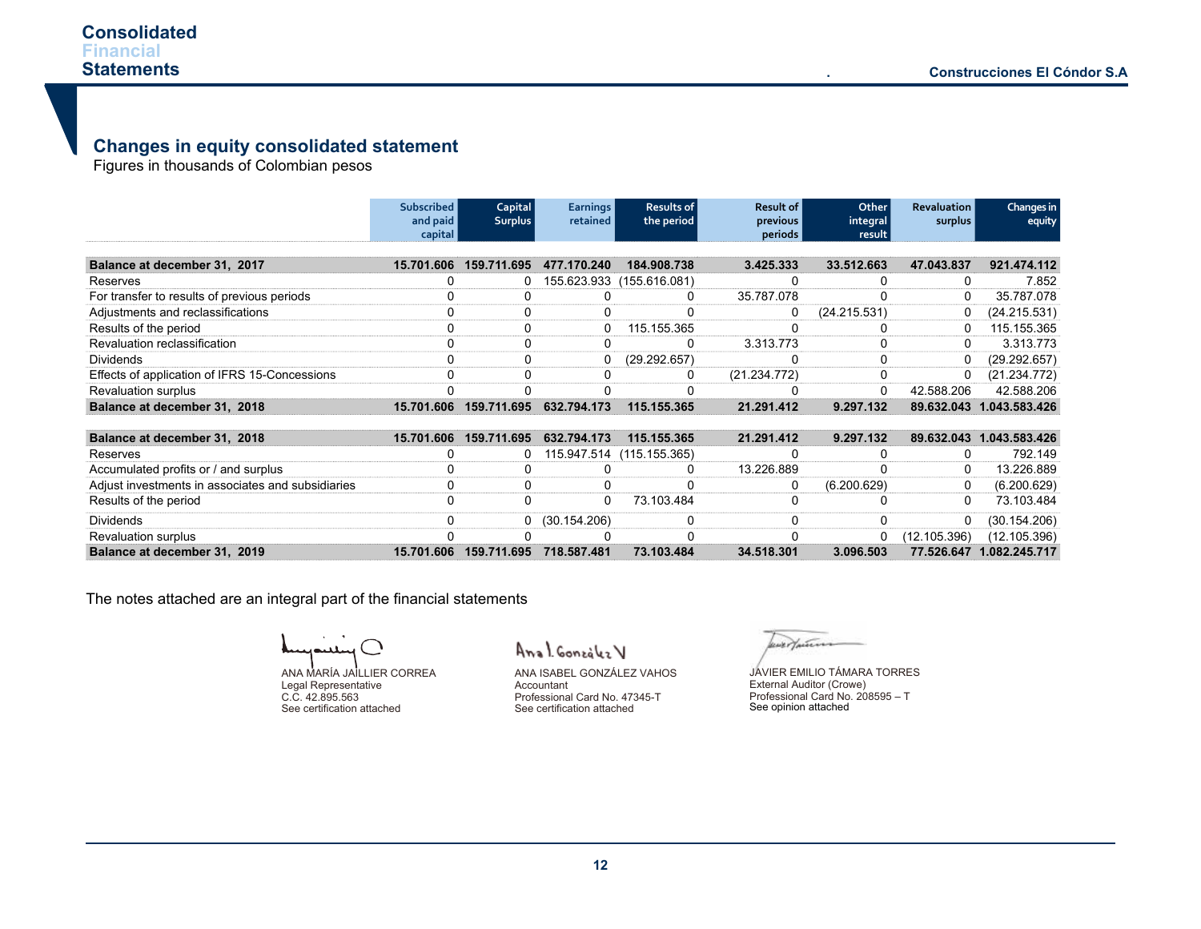## Changes in equity consolidated statement

Figures in thousands of Colombian pesos

| | Subscribed and paid capital | Capital Surplus | Earnings retained | Results of the period | Result of previous periods | Other integral result | Revaluation surplus | Changes in equity |
|---|---|---|---|---|---|---|---|---|
| **Balance at december 31, 2017** | **15.701.606** | **159.711.695** | **477.170.240** | **184.908.738** | **3.425.333** | **33.512.663** | **47.043.837** | **921.474.112** |
| Reserves | 0 | 0 | 155.623.933 | (155.616.081) | 0 | 0 | 0 | 7.852 |
| For transfer to results of previous periods | 0 | 0 | 0 | 0 | 35.787.078 | 0 | 0 | 35.787.078 |
| Adjustments and reclassifications | 0 | 0 | 0 | 0 | 0 | (24.215.531) | 0 | (24.215.531) |
| Results of the period | 0 | 0 | 0 | 115.155.365 | 0 | 0 | 0 | 115.155.365 |
| Revaluation reclassification | 0 | 0 | 0 | 0 | 3.313.773 | 0 | 0 | 3.313.773 |
| Dividends | 0 | 0 | 0 | (29.292.657) | 0 | 0 | 0 | (29.292.657) |
| Effects of application of IFRS 15-Concessions | 0 | 0 | 0 | 0 | (21.234.772) | 0 | 0 | (21.234.772) |
| Revaluation surplus | 0 | 0 | 0 | 0 | 0 | 0 | 42.588.206 | 42.588.206 |
| **Balance at december 31, 2018** | **15.701.606** | **159.711.695** | **632.794.173** | **115.155.365** | **21.291.412** | **9.297.132** | **89.632.043** | **1.043.583.426** |
| | | | | | | | | |
| **Balance at december 31, 2018** | **15.701.606** | **159.711.695** | **632.794.173** | **115.155.365** | **21.291.412** | **9.297.132** | **89.632.043** | **1.043.583.426** |
| Reserves | 0 | 0 | 115.947.514 | (115.155.365) | 0 | 0 | 0 | 792.149 |
| Accumulated profits or / and surplus | 0 | 0 | 0 | 0 | 13.226.889 | 0 | 0 | 13.226.889 |
| Adjust investments in associates and subsidiaries | 0 | 0 | 0 | 0 | 0 | (6.200.629) | 0 | (6.200.629) |
| Results of the period | 0 | 0 | 0 | 73.103.484 | 0 | 0 | 0 | 73.103.484 |
| Dividends | 0 | 0 | (30.154.206) | 0 | 0 | 0 | 0 | (30.154.206) |
| Revaluation surplus | 0 | 0 | 0 | 0 | 0 | 0 | (12.105.396) | (12.105.396) |
| **Balance at december 31, 2019** | **15.701.606** | **159.711.695** | **718.587.481** | **73.103.484** | **34.518.301** | **3.096.503** | **77.526.647** | **1.082.245.717** |

The notes attached are an integral part of the financial statements

ANA MARÍA JAILLIER CORREA
Legal Representative
C.C. 42.895.563
See certification attached

ANA ISABEL GONZÁLEZ VAHOS
Accountant
Professional Card No. 47345-T
See certification attached

JAVIER EMILIO TÁMARA TORRES
External Auditor (Crowe)
Professional Card No. 208595 – T
See opinion attached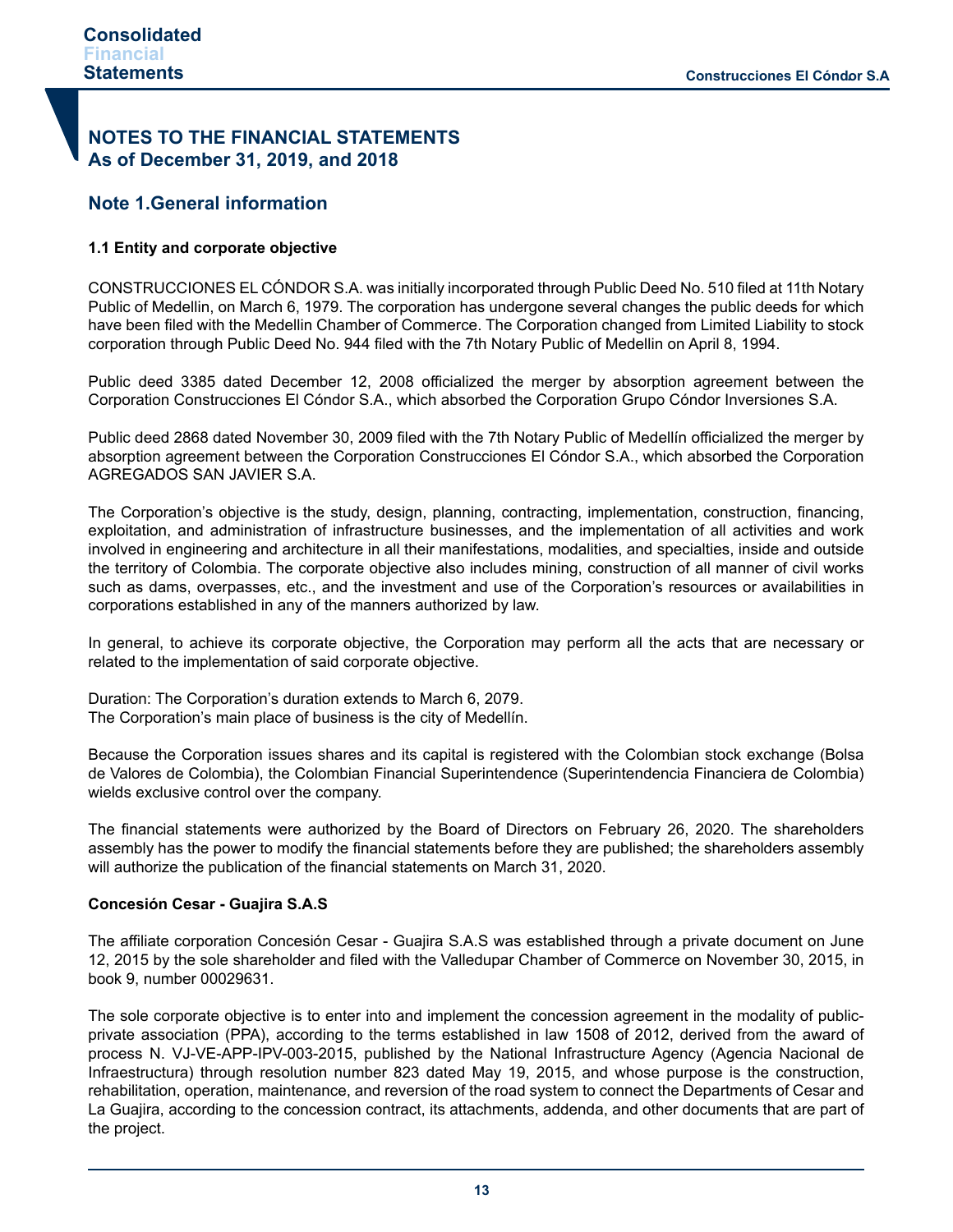# NOTES TO THE FINANCIAL STATEMENTS
## As of December 31, 2019, and 2018

## Note 1.General information

### 1.1 Entity and corporate objective

CONSTRUCCIONES EL CÓNDOR S.A. was initially incorporated through Public Deed No. 510 filed at 11th Notary Public of Medellin, on March 6, 1979. The corporation has undergone several changes the public deeds for which have been filed with the Medellin Chamber of Commerce. The Corporation changed from Limited Liability to stock corporation through Public Deed No. 944 filed with the 7th Notary Public of Medellin on April 8, 1994.

Public deed 3385 dated December 12, 2008 officialized the merger by absorption agreement between the Corporation Construcciones El Cóndor S.A., which absorbed the Corporation Grupo Cóndor Inversiones S.A.

Public deed 2868 dated November 30, 2009 filed with the 7th Notary Public of Medellín officialized the merger by absorption agreement between the Corporation Construcciones El Cóndor S.A., which absorbed the Corporation AGREGADOS SAN JAVIER S.A.

The Corporation's objective is the study, design, planning, contracting, implementation, construction, financing, exploitation, and administration of infrastructure businesses, and the implementation of all activities and work involved in engineering and architecture in all their manifestations, modalities, and specialties, inside and outside the territory of Colombia. The corporate objective also includes mining, construction of all manner of civil works such as dams, overpasses, etc., and the investment and use of the Corporation's resources or availabilities in corporations established in any of the manners authorized by law.

In general, to achieve its corporate objective, the Corporation may perform all the acts that are necessary or related to the implementation of said corporate objective.

Duration: The Corporation's duration extends to March 6, 2079.
The Corporation's main place of business is the city of Medellín.

Because the Corporation issues shares and its capital is registered with the Colombian stock exchange (Bolsa de Valores de Colombia), the Colombian Financial Superintendence (Superintendencia Financiera de Colombia) wields exclusive control over the company.

The financial statements were authorized by the Board of Directors on February 26, 2020. The shareholders assembly has the power to modify the financial statements before they are published; the shareholders assembly will authorize the publication of the financial statements on March 31, 2020.

**Concesión Cesar - Guajira S.A.S**

The affiliate corporation Concesión Cesar - Guajira S.A.S was established through a private document on June 12, 2015 by the sole shareholder and filed with the Valledupar Chamber of Commerce on November 30, 2015, in book 9, number 00029631.

The sole corporate objective is to enter into and implement the concession agreement in the modality of public-private association (PPA), according to the terms established in law 1508 of 2012, derived from the award of process N. VJ-VE-APP-IPV-003-2015, published by the National Infrastructure Agency (Agencia Nacional de Infraestructura) through resolution number 823 dated May 19, 2015, and whose purpose is the construction, rehabilitation, operation, maintenance, and reversion of the road system to connect the Departments of Cesar and La Guajira, according to the concession contract, its attachments, addenda, and other documents that are part of the project.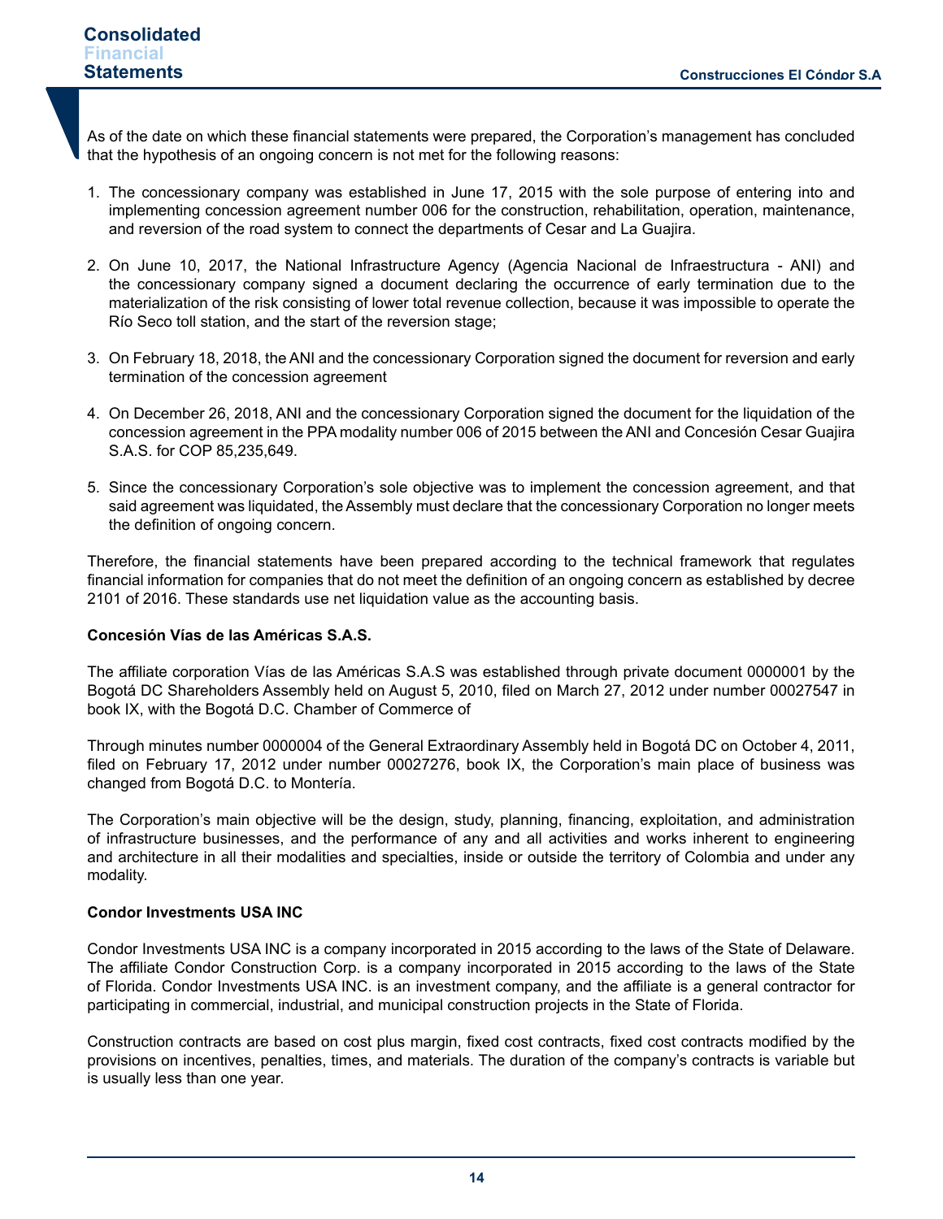As of the date on which these financial statements were prepared, the Corporation's management has concluded that the hypothesis of an ongoing concern is not met for the following reasons:

1. The concessionary company was established in June 17, 2015 with the sole purpose of entering into and implementing concession agreement number 006 for the construction, rehabilitation, operation, maintenance, and reversion of the road system to connect the departments of Cesar and La Guajira.

2. On June 10, 2017, the National Infrastructure Agency (Agencia Nacional de Infraestructura - ANI) and the concessionary company signed a document declaring the occurrence of early termination due to the materialization of the risk consisting of lower total revenue collection, because it was impossible to operate the Río Seco toll station, and the start of the reversion stage;

3. On February 18, 2018, the ANI and the concessionary Corporation signed the document for reversion and early termination of the concession agreement

4. On December 26, 2018, ANI and the concessionary Corporation signed the document for the liquidation of the concession agreement in the PPA modality number 006 of 2015 between the ANI and Concesión Cesar Guajira S.A.S. for COP 85,235,649.

5. Since the concessionary Corporation's sole objective was to implement the concession agreement, and that said agreement was liquidated, the Assembly must declare that the concessionary Corporation no longer meets the definition of ongoing concern.

Therefore, the financial statements have been prepared according to the technical framework that regulates financial information for companies that do not meet the definition of an ongoing concern as established by decree 2101 of 2016. These standards use net liquidation value as the accounting basis.

**Concesión Vías de las Américas S.A.S.**

The affiliate corporation Vías de las Américas S.A.S was established through private document 0000001 by the Bogotá DC Shareholders Assembly held on August 5, 2010, filed on March 27, 2012 under number 00027547 in book IX, with the Bogotá D.C. Chamber of Commerce of

Through minutes number 0000004 of the General Extraordinary Assembly held in Bogotá DC on October 4, 2011, filed on February 17, 2012 under number 00027276, book IX, the Corporation's main place of business was changed from Bogotá D.C. to Montería.

The Corporation's main objective will be the design, study, planning, financing, exploitation, and administration of infrastructure businesses, and the performance of any and all activities and works inherent to engineering and architecture in all their modalities and specialties, inside or outside the territory of Colombia and under any modality.

**Condor Investments USA INC**

Condor Investments USA INC is a company incorporated in 2015 according to the laws of the State of Delaware. The affiliate Condor Construction Corp. is a company incorporated in 2015 according to the laws of the State of Florida. Condor Investments USA INC. is an investment company, and the affiliate is a general contractor for participating in commercial, industrial, and municipal construction projects in the State of Florida.

Construction contracts are based on cost plus margin, fixed cost contracts, fixed cost contracts modified by the provisions on incentives, penalties, times, and materials. The duration of the company's contracts is variable but is usually less than one year.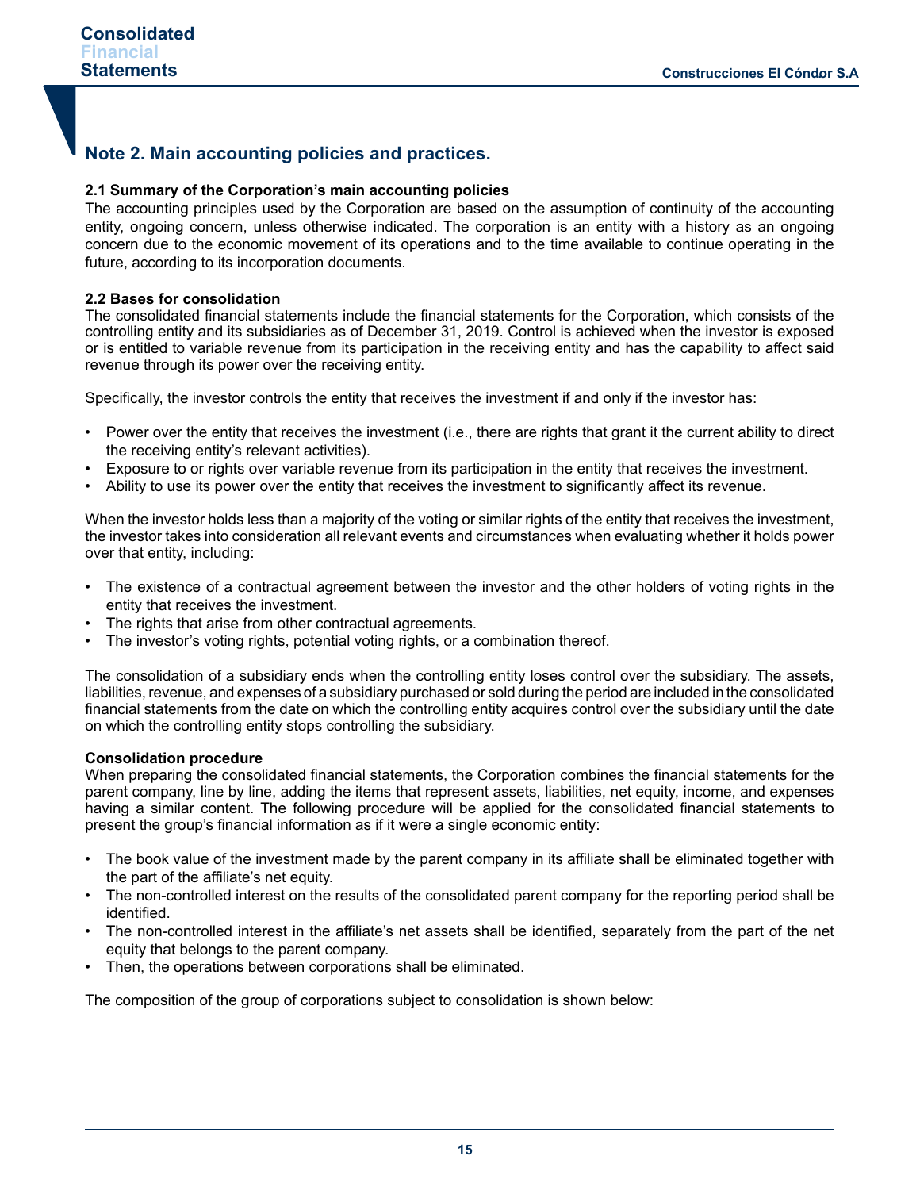## Note 2. Main accounting policies and practices.

### 2.1 Summary of the Corporation's main accounting policies

The accounting principles used by the Corporation are based on the assumption of continuity of the accounting entity, ongoing concern, unless otherwise indicated. The corporation is an entity with a history as an ongoing concern due to the economic movement of its operations and to the time available to continue operating in the future, according to its incorporation documents.

### 2.2 Bases for consolidation

The consolidated financial statements include the financial statements for the Corporation, which consists of the controlling entity and its subsidiaries as of December 31, 2019. Control is achieved when the investor is exposed or is entitled to variable revenue from its participation in the receiving entity and has the capability to affect said revenue through its power over the receiving entity.

Specifically, the investor controls the entity that receives the investment if and only if the investor has:

- Power over the entity that receives the investment (i.e., there are rights that grant it the current ability to direct the receiving entity's relevant activities).
- Exposure to or rights over variable revenue from its participation in the entity that receives the investment.
- Ability to use its power over the entity that receives the investment to significantly affect its revenue.

When the investor holds less than a majority of the voting or similar rights of the entity that receives the investment, the investor takes into consideration all relevant events and circumstances when evaluating whether it holds power over that entity, including:

- The existence of a contractual agreement between the investor and the other holders of voting rights in the entity that receives the investment.
- The rights that arise from other contractual agreements.
- The investor's voting rights, potential voting rights, or a combination thereof.

The consolidation of a subsidiary ends when the controlling entity loses control over the subsidiary. The assets, liabilities, revenue, and expenses of a subsidiary purchased or sold during the period are included in the consolidated financial statements from the date on which the controlling entity acquires control over the subsidiary until the date on which the controlling entity stops controlling the subsidiary.

**Consolidation procedure**

When preparing the consolidated financial statements, the Corporation combines the financial statements for the parent company, line by line, adding the items that represent assets, liabilities, net equity, income, and expenses having a similar content. The following procedure will be applied for the consolidated financial statements to present the group's financial information as if it were a single economic entity:

- The book value of the investment made by the parent company in its affiliate shall be eliminated together with the part of the affiliate's net equity.
- The non-controlled interest on the results of the consolidated parent company for the reporting period shall be identified.
- The non-controlled interest in the affiliate's net assets shall be identified, separately from the part of the net equity that belongs to the parent company.
- Then, the operations between corporations shall be eliminated.

The composition of the group of corporations subject to consolidation is shown below: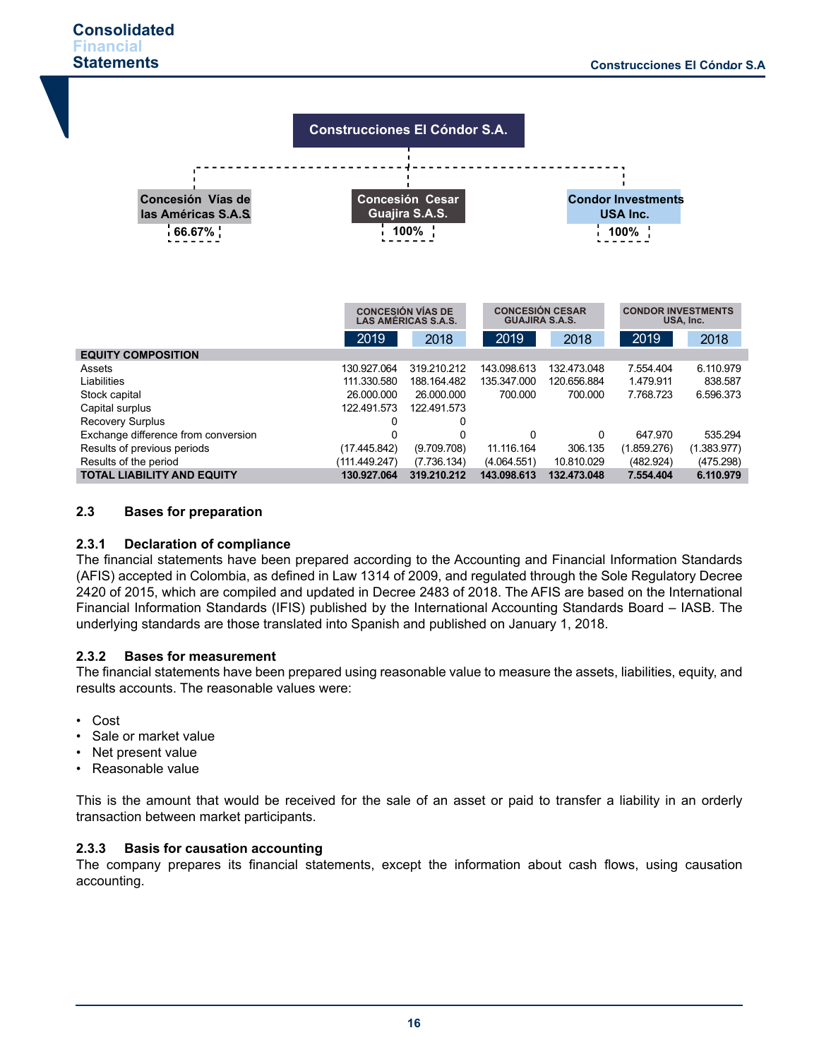Construcciones El Cóndor S.A.

- Concesión Vías de las Américas S.A.S. — 66.67%
- Concesión Cesar Guajira S.A.S. — 100%
- Condor Investments USA Inc. — 100%

| | CONCESIÓN VÍAS DE LAS AMÉRICAS S.A.S. | | CONCESIÓN CESAR GUAJIRA S.A.S. | | CONDOR INVESTMENTS USA, Inc. | |
|---|---|---|---|---|---|---|
| | 2019 | 2018 | 2019 | 2018 | 2019 | 2018 |
| **EQUITY COMPOSITION** | | | | | | |
| Assets | 130.927.064 | 319.210.212 | 143.098.613 | 132.473.048 | 7.554.404 | 6.110.979 |
| Liabilities | 111.330.580 | 188.164.482 | 135.347.000 | 120.656.884 | 1.479.911 | 838.587 |
| Stock capital | 26.000.000 | 26.000.000 | 700.000 | 700.000 | 7.768.723 | 6.596.373 |
| Capital surplus | 122.491.573 | 122.491.573 | | | | |
| Recovery Surplus | 0 | 0 | | | | |
| Exchange difference from conversion | 0 | 0 | 0 | 0 | 647.970 | 535.294 |
| Results of previous periods | (17.445.842) | (9.709.708) | 11.116.164 | 306.135 | (1.859.276) | (1.383.977) |
| Results of the period | (111.449.247) | (7.736.134) | (4.064.551) | 10.810.029 | (482.924) | (475.298) |
| **TOTAL LIABILITY AND EQUITY** | **130.927.064** | **319.210.212** | **143.098.613** | **132.473.048** | **7.554.404** | **6.110.979** |

## 2.3 Bases for preparation

### 2.3.1 Declaration of compliance

The financial statements have been prepared according to the Accounting and Financial Information Standards (AFIS) accepted in Colombia, as defined in Law 1314 of 2009, and regulated through the Sole Regulatory Decree 2420 of 2015, which are compiled and updated in Decree 2483 of 2018. The AFIS are based on the International Financial Information Standards (IFIS) published by the International Accounting Standards Board – IASB. The underlying standards are those translated into Spanish and published on January 1, 2018.

### 2.3.2 Bases for measurement

The financial statements have been prepared using reasonable value to measure the assets, liabilities, equity, and results accounts. The reasonable values were:

- Cost
- Sale or market value
- Net present value
- Reasonable value

This is the amount that would be received for the sale of an asset or paid to transfer a liability in an orderly transaction between market participants.

### 2.3.3 Basis for causation accounting

The company prepares its financial statements, except the information about cash flows, using causation accounting.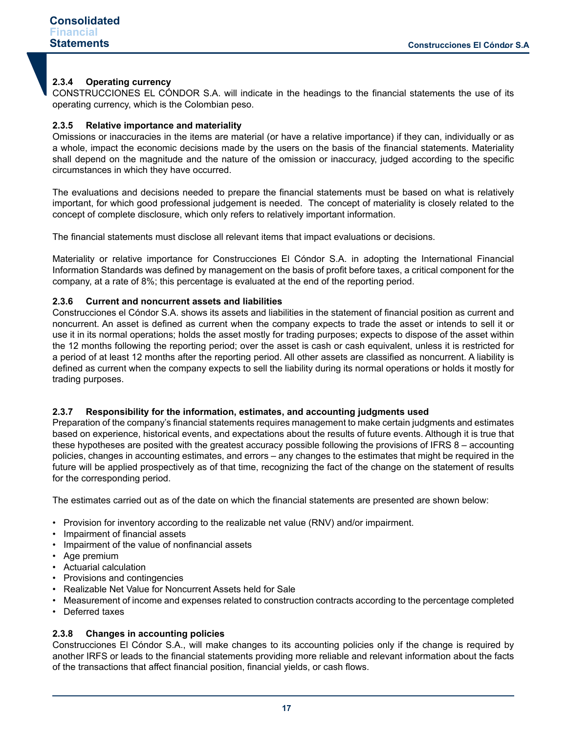### 2.3.4 Operating currency

CONSTRUCCIONES EL CÓNDOR S.A. will indicate in the headings to the financial statements the use of its operating currency, which is the Colombian peso.

### 2.3.5 Relative importance and materiality

Omissions or inaccuracies in the items are material (or have a relative importance) if they can, individually or as a whole, impact the economic decisions made by the users on the basis of the financial statements. Materiality shall depend on the magnitude and the nature of the omission or inaccuracy, judged according to the specific circumstances in which they have occurred.

The evaluations and decisions needed to prepare the financial statements must be based on what is relatively important, for which good professional judgement is needed. The concept of materiality is closely related to the concept of complete disclosure, which only refers to relatively important information.

The financial statements must disclose all relevant items that impact evaluations or decisions.

Materiality or relative importance for Construcciones El Cóndor S.A. in adopting the International Financial Information Standards was defined by management on the basis of profit before taxes, a critical component for the company, at a rate of 8%; this percentage is evaluated at the end of the reporting period.

### 2.3.6 Current and noncurrent assets and liabilities

Construcciones el Cóndor S.A. shows its assets and liabilities in the statement of financial position as current and noncurrent. An asset is defined as current when the company expects to trade the asset or intends to sell it or use it in its normal operations; holds the asset mostly for trading purposes; expects to dispose of the asset within the 12 months following the reporting period; over the asset is cash or cash equivalent, unless it is restricted for a period of at least 12 months after the reporting period. All other assets are classified as noncurrent. A liability is defined as current when the company expects to sell the liability during its normal operations or holds it mostly for trading purposes.

### 2.3.7 Responsibility for the information, estimates, and accounting judgments used

Preparation of the company's financial statements requires management to make certain judgments and estimates based on experience, historical events, and expectations about the results of future events. Although it is true that these hypotheses are posited with the greatest accuracy possible following the provisions of IFRS 8 – accounting policies, changes in accounting estimates, and errors – any changes to the estimates that might be required in the future will be applied prospectively as of that time, recognizing the fact of the change on the statement of results for the corresponding period.

The estimates carried out as of the date on which the financial statements are presented are shown below:

- Provision for inventory according to the realizable net value (RNV) and/or impairment.
- Impairment of financial assets
- Impairment of the value of nonfinancial assets
- Age premium
- Actuarial calculation
- Provisions and contingencies
- Realizable Net Value for Noncurrent Assets held for Sale
- Measurement of income and expenses related to construction contracts according to the percentage completed
- Deferred taxes

### 2.3.8 Changes in accounting policies

Construcciones El Cóndor S.A., will make changes to its accounting policies only if the change is required by another IRFS or leads to the financial statements providing more reliable and relevant information about the facts of the transactions that affect financial position, financial yields, or cash flows.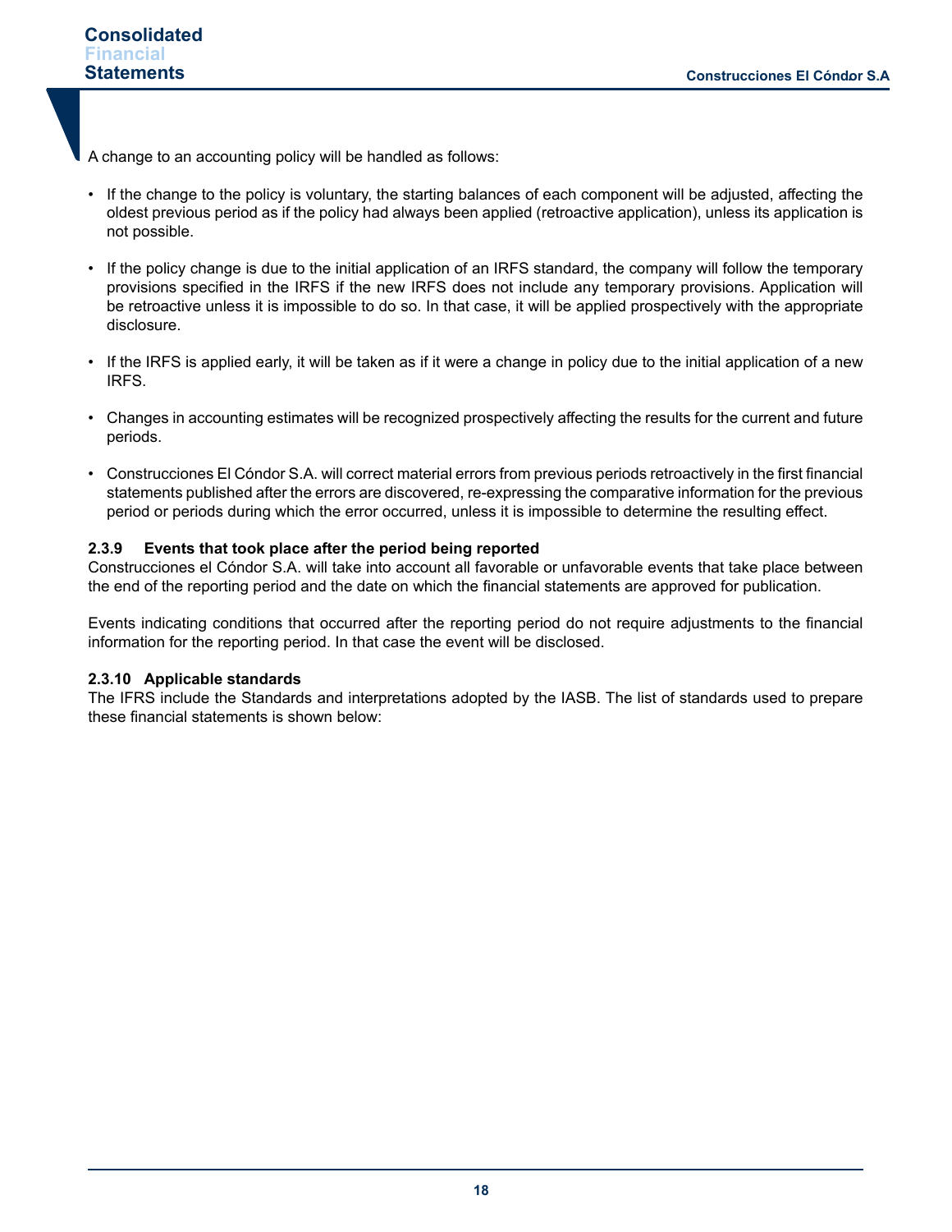A change to an accounting policy will be handled as follows:

- If the change to the policy is voluntary, the starting balances of each component will be adjusted, affecting the oldest previous period as if the policy had always been applied (retroactive application), unless its application is not possible.

- If the policy change is due to the initial application of an IRFS standard, the company will follow the temporary provisions specified in the IRFS if the new IRFS does not include any temporary provisions. Application will be retroactive unless it is impossible to do so. In that case, it will be applied prospectively with the appropriate disclosure.

- If the IRFS is applied early, it will be taken as if it were a change in policy due to the initial application of a new IRFS.

- Changes in accounting estimates will be recognized prospectively affecting the results for the current and future periods.

- Construcciones El Cóndor S.A. will correct material errors from previous periods retroactively in the first financial statements published after the errors are discovered, re-expressing the comparative information for the previous period or periods during which the error occurred, unless it is impossible to determine the resulting effect.

#### 2.3.9 Events that took place after the period being reported

Construcciones el Cóndor S.A. will take into account all favorable or unfavorable events that take place between the end of the reporting period and the date on which the financial statements are approved for publication.

Events indicating conditions that occurred after the reporting period do not require adjustments to the financial information for the reporting period. In that case the event will be disclosed.

#### 2.3.10 Applicable standards

The IFRS include the Standards and interpretations adopted by the IASB. The list of standards used to prepare these financial statements is shown below: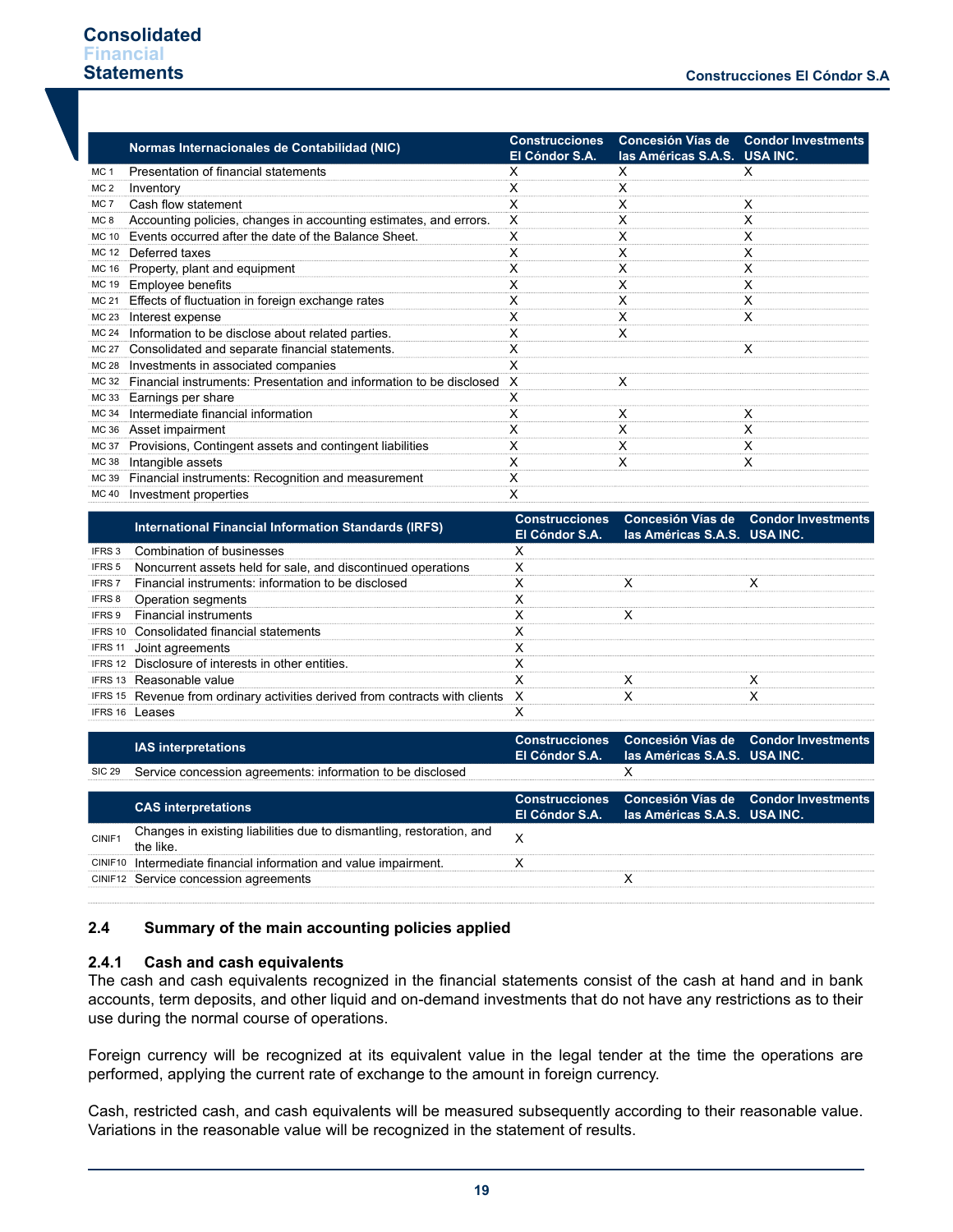| | Normas Internacionales de Contabilidad (NIC) | Construcciones El Cóndor S.A. | Concesión Vías de las Américas S.A.S. | Condor Investments USA INC. |
|---|---|---|---|---|
| MC 1 | Presentation of financial statements | X | X | X |
| MC 2 | Inventory | X | X | |
| MC 7 | Cash flow statement | X | X | X |
| MC 8 | Accounting policies, changes in accounting estimates, and errors. | X | X | X |
| MC 10 | Events occurred after the date of the Balance Sheet. | X | X | X |
| MC 12 | Deferred taxes | X | X | X |
| MC 16 | Property, plant and equipment | X | X | X |
| MC 19 | Employee benefits | X | X | X |
| MC 21 | Effects of fluctuation in foreign exchange rates | X | X | X |
| MC 23 | Interest expense | X | X | X |
| MC 24 | Information to be disclose about related parties. | X | X | |
| MC 27 | Consolidated and separate financial statements. | X | | X |
| MC 28 | Investments in associated companies | X | | |
| MC 32 | Financial instruments: Presentation and information to be disclosed | X | X | |
| MC 33 | Earnings per share | X | | |
| MC 34 | Intermediate financial information | X | X | X |
| MC 36 | Asset impairment | X | X | X |
| MC 37 | Provisions, Contingent assets and contingent liabilities | X | X | X |
| MC 38 | Intangible assets | X | X | X |
| MC 39 | Financial instruments: Recognition and measurement | X | | |
| MC 40 | Investment properties | X | | |

| | International Financial Information Standards (IRFS) | Construcciones El Cóndor S.A. | Concesión Vías de las Américas S.A.S. | Condor Investments USA INC. |
|---|---|---|---|---|
| IFRS 3 | Combination of businesses | X | | |
| IFRS 5 | Noncurrent assets held for sale, and discontinued operations | X | | |
| IFRS 7 | Financial instruments: information to be disclosed | X | X | X |
| IFRS 8 | Operation segments | X | | |
| IFRS 9 | Financial instruments | X | X | |
| IFRS 10 | Consolidated financial statements | X | | |
| IFRS 11 | Joint agreements | X | | |
| IFRS 12 | Disclosure of interests in other entities. | X | | |
| IFRS 13 | Reasonable value | X | X | X |
| IFRS 15 | Revenue from ordinary activities derived from contracts with clients | X | X | X |
| IFRS 16 | Leases | X | | |

| | IAS interpretations | Construcciones El Cóndor S.A. | Concesión Vías de las Américas S.A.S. | Condor Investments USA INC. |
|---|---|---|---|---|
| SIC 29 | Service concession agreements: information to be disclosed | | X | |

| | CAS interpretations | Construcciones El Cóndor S.A. | Concesión Vías de las Américas S.A.S. | Condor Investments USA INC. |
|---|---|---|---|---|
| CINIF1 | Changes in existing liabilities due to dismantling, restoration, and the like. | X | | |
| CINIF10 | Intermediate financial information and value impairment. | X | | |
| CINIF12 | Service concession agreements | | X | |

## 2.4 Summary of the main accounting policies applied

### 2.4.1 Cash and cash equivalents

The cash and cash equivalents recognized in the financial statements consist of the cash at hand and in bank accounts, term deposits, and other liquid and on-demand investments that do not have any restrictions as to their use during the normal course of operations.

Foreign currency will be recognized at its equivalent value in the legal tender at the time the operations are performed, applying the current rate of exchange to the amount in foreign currency.

Cash, restricted cash, and cash equivalents will be measured subsequently according to their reasonable value. Variations in the reasonable value will be recognized in the statement of results.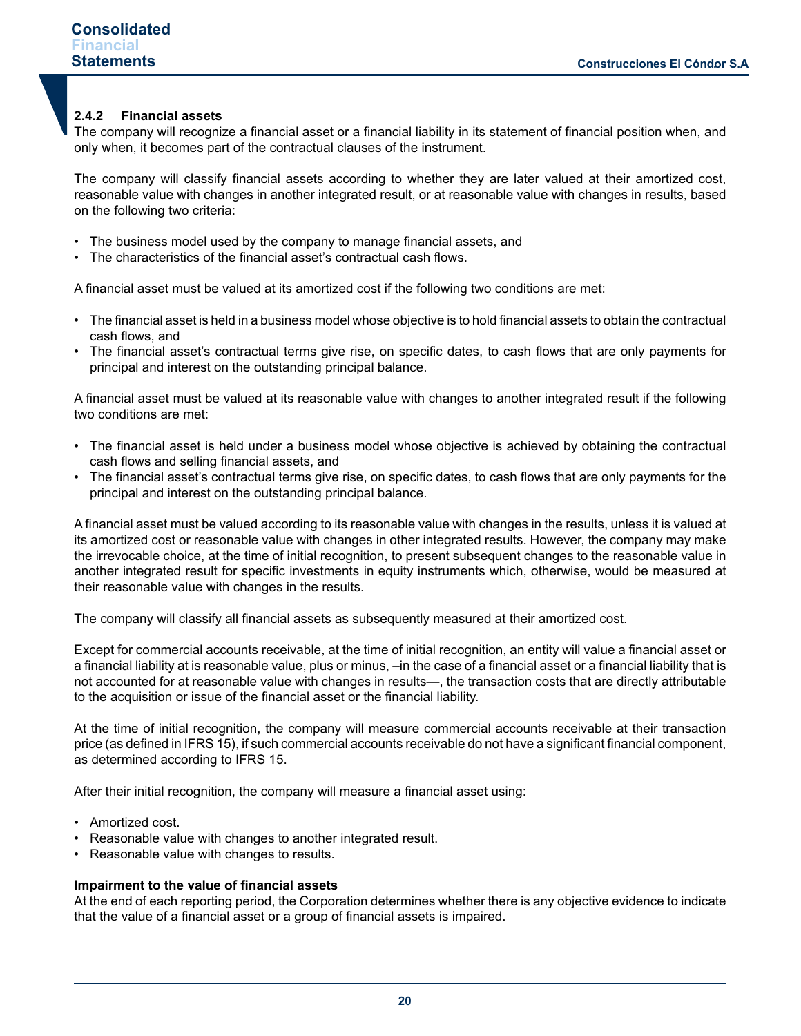#### 2.4.2 Financial assets

The company will recognize a financial asset or a financial liability in its statement of financial position when, and only when, it becomes part of the contractual clauses of the instrument.

The company will classify financial assets according to whether they are later valued at their amortized cost, reasonable value with changes in another integrated result, or at reasonable value with changes in results, based on the following two criteria:

- The business model used by the company to manage financial assets, and
- The characteristics of the financial asset's contractual cash flows.

A financial asset must be valued at its amortized cost if the following two conditions are met:

- The financial asset is held in a business model whose objective is to hold financial assets to obtain the contractual cash flows, and
- The financial asset's contractual terms give rise, on specific dates, to cash flows that are only payments for principal and interest on the outstanding principal balance.

A financial asset must be valued at its reasonable value with changes to another integrated result if the following two conditions are met:

- The financial asset is held under a business model whose objective is achieved by obtaining the contractual cash flows and selling financial assets, and
- The financial asset's contractual terms give rise, on specific dates, to cash flows that are only payments for the principal and interest on the outstanding principal balance.

A financial asset must be valued according to its reasonable value with changes in the results, unless it is valued at its amortized cost or reasonable value with changes in other integrated results. However, the company may make the irrevocable choice, at the time of initial recognition, to present subsequent changes to the reasonable value in another integrated result for specific investments in equity instruments which, otherwise, would be measured at their reasonable value with changes in the results.

The company will classify all financial assets as subsequently measured at their amortized cost.

Except for commercial accounts receivable, at the time of initial recognition, an entity will value a financial asset or a financial liability at is reasonable value, plus or minus, –in the case of a financial asset or a financial liability that is not accounted for at reasonable value with changes in results—, the transaction costs that are directly attributable to the acquisition or issue of the financial asset or the financial liability.

At the time of initial recognition, the company will measure commercial accounts receivable at their transaction price (as defined in IFRS 15), if such commercial accounts receivable do not have a significant financial component, as determined according to IFRS 15.

After their initial recognition, the company will measure a financial asset using:

- Amortized cost.
- Reasonable value with changes to another integrated result.
- Reasonable value with changes to results.

**Impairment to the value of financial assets**

At the end of each reporting period, the Corporation determines whether there is any objective evidence to indicate that the value of a financial asset or a group of financial assets is impaired.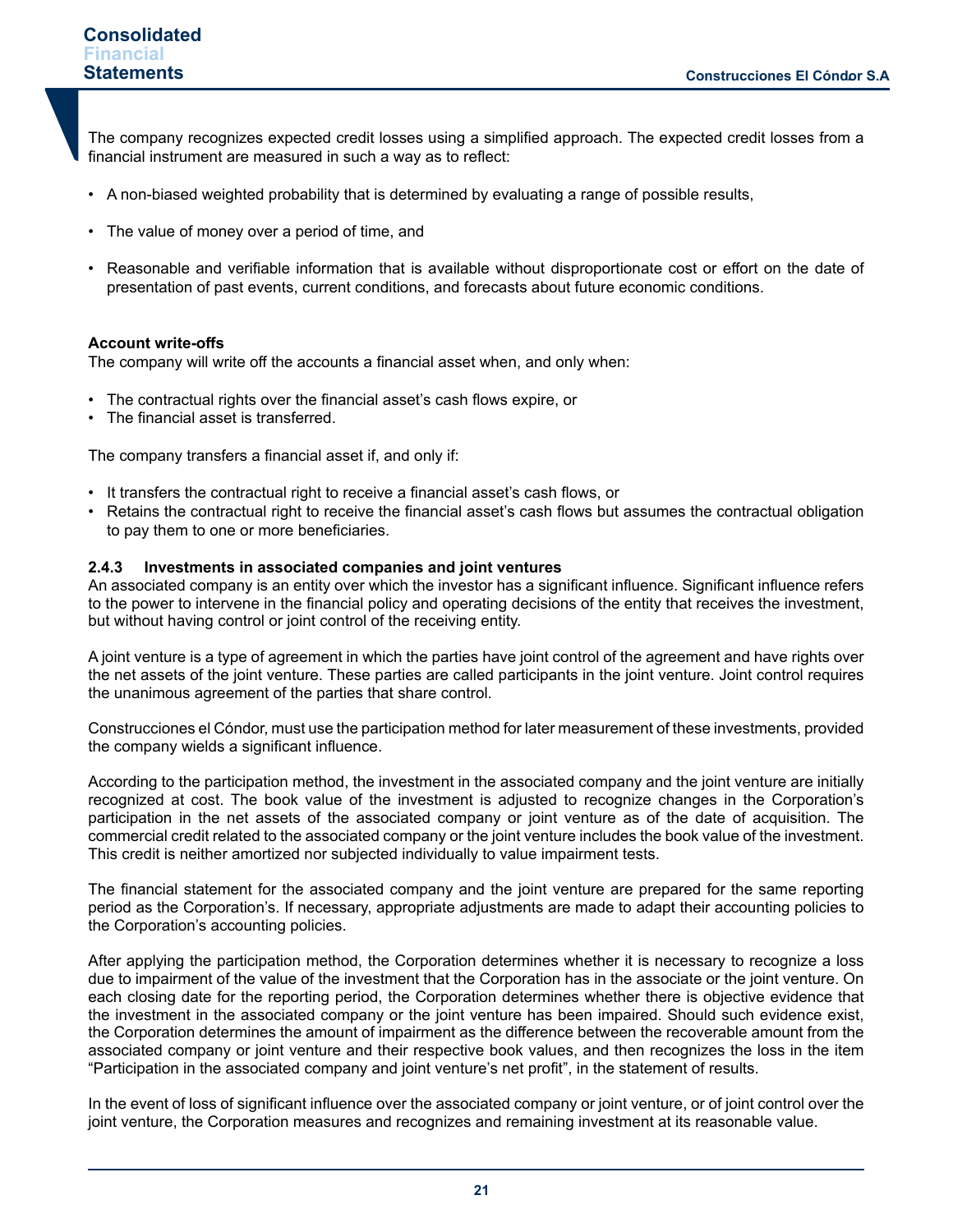The company recognizes expected credit losses using a simplified approach. The expected credit losses from a financial instrument are measured in such a way as to reflect:

- A non-biased weighted probability that is determined by evaluating a range of possible results,
- The value of money over a period of time, and
- Reasonable and verifiable information that is available without disproportionate cost or effort on the date of presentation of past events, current conditions, and forecasts about future economic conditions.

**Account write-offs**
The company will write off the accounts a financial asset when, and only when:

- The contractual rights over the financial asset's cash flows expire, or
- The financial asset is transferred.

The company transfers a financial asset if, and only if:

- It transfers the contractual right to receive a financial asset's cash flows, or
- Retains the contractual right to receive the financial asset's cash flows but assumes the contractual obligation to pay them to one or more beneficiaries.

### 2.4.3 Investments in associated companies and joint ventures

An associated company is an entity over which the investor has a significant influence. Significant influence refers to the power to intervene in the financial policy and operating decisions of the entity that receives the investment, but without having control or joint control of the receiving entity.

A joint venture is a type of agreement in which the parties have joint control of the agreement and have rights over the net assets of the joint venture. These parties are called participants in the joint venture. Joint control requires the unanimous agreement of the parties that share control.

Construcciones el Cóndor, must use the participation method for later measurement of these investments, provided the company wields a significant influence.

According to the participation method, the investment in the associated company and the joint venture are initially recognized at cost. The book value of the investment is adjusted to recognize changes in the Corporation's participation in the net assets of the associated company or joint venture as of the date of acquisition. The commercial credit related to the associated company or the joint venture includes the book value of the investment. This credit is neither amortized nor subjected individually to value impairment tests.

The financial statement for the associated company and the joint venture are prepared for the same reporting period as the Corporation's. If necessary, appropriate adjustments are made to adapt their accounting policies to the Corporation's accounting policies.

After applying the participation method, the Corporation determines whether it is necessary to recognize a loss due to impairment of the value of the investment that the Corporation has in the associate or the joint venture. On each closing date for the reporting period, the Corporation determines whether there is objective evidence that the investment in the associated company or the joint venture has been impaired. Should such evidence exist, the Corporation determines the amount of impairment as the difference between the recoverable amount from the associated company or joint venture and their respective book values, and then recognizes the loss in the item "Participation in the associated company and joint venture's net profit", in the statement of results.

In the event of loss of significant influence over the associated company or joint venture, or of joint control over the joint venture, the Corporation measures and recognizes and remaining investment at its reasonable value.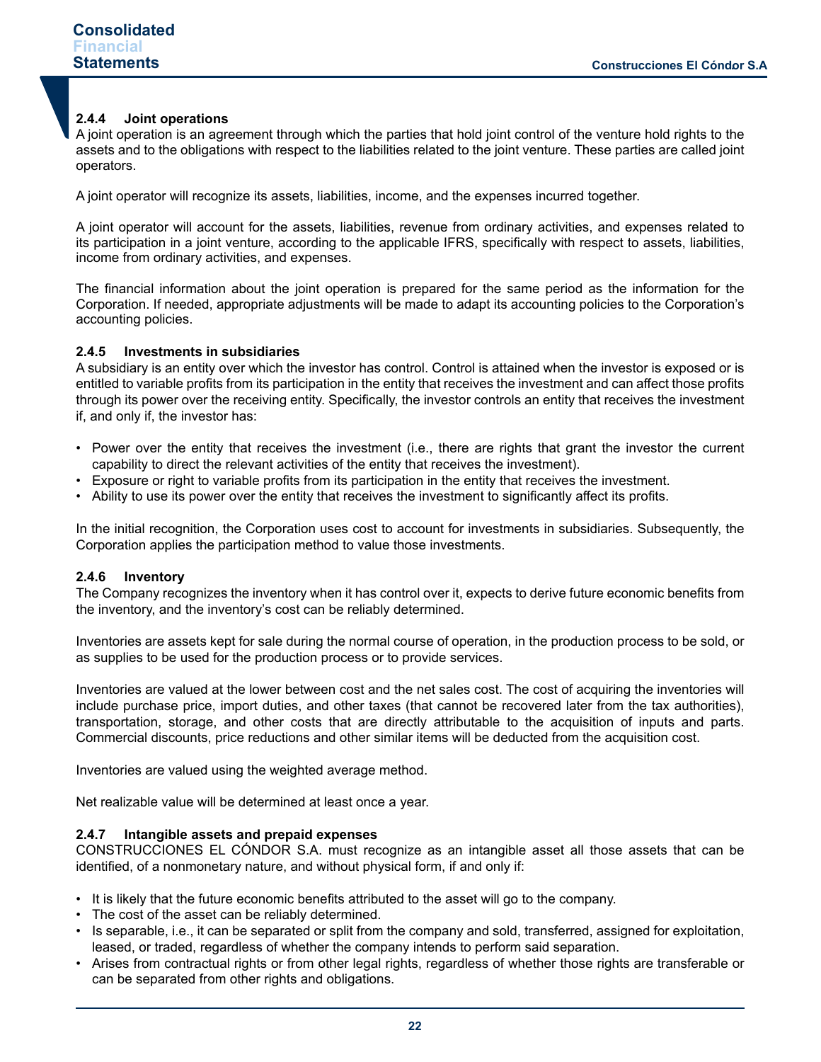### 2.4.4 Joint operations

A joint operation is an agreement through which the parties that hold joint control of the venture hold rights to the assets and to the obligations with respect to the liabilities related to the joint venture. These parties are called joint operators.

A joint operator will recognize its assets, liabilities, income, and the expenses incurred together.

A joint operator will account for the assets, liabilities, revenue from ordinary activities, and expenses related to its participation in a joint venture, according to the applicable IFRS, specifically with respect to assets, liabilities, income from ordinary activities, and expenses.

The financial information about the joint operation is prepared for the same period as the information for the Corporation. If needed, appropriate adjustments will be made to adapt its accounting policies to the Corporation's accounting policies.

### 2.4.5 Investments in subsidiaries

A subsidiary is an entity over which the investor has control. Control is attained when the investor is exposed or is entitled to variable profits from its participation in the entity that receives the investment and can affect those profits through its power over the receiving entity. Specifically, the investor controls an entity that receives the investment if, and only if, the investor has:

- Power over the entity that receives the investment (i.e., there are rights that grant the investor the current capability to direct the relevant activities of the entity that receives the investment).
- Exposure or right to variable profits from its participation in the entity that receives the investment.
- Ability to use its power over the entity that receives the investment to significantly affect its profits.

In the initial recognition, the Corporation uses cost to account for investments in subsidiaries. Subsequently, the Corporation applies the participation method to value those investments.

### 2.4.6 Inventory

The Company recognizes the inventory when it has control over it, expects to derive future economic benefits from the inventory, and the inventory's cost can be reliably determined.

Inventories are assets kept for sale during the normal course of operation, in the production process to be sold, or as supplies to be used for the production process or to provide services.

Inventories are valued at the lower between cost and the net sales cost. The cost of acquiring the inventories will include purchase price, import duties, and other taxes (that cannot be recovered later from the tax authorities), transportation, storage, and other costs that are directly attributable to the acquisition of inputs and parts. Commercial discounts, price reductions and other similar items will be deducted from the acquisition cost.

Inventories are valued using the weighted average method.

Net realizable value will be determined at least once a year.

### 2.4.7 Intangible assets and prepaid expenses

CONSTRUCCIONES EL CÓNDOR S.A. must recognize as an intangible asset all those assets that can be identified, of a nonmonetary nature, and without physical form, if and only if:

- It is likely that the future economic benefits attributed to the asset will go to the company.
- The cost of the asset can be reliably determined.
- Is separable, i.e., it can be separated or split from the company and sold, transferred, assigned for exploitation, leased, or traded, regardless of whether the company intends to perform said separation.
- Arises from contractual rights or from other legal rights, regardless of whether those rights are transferable or can be separated from other rights and obligations.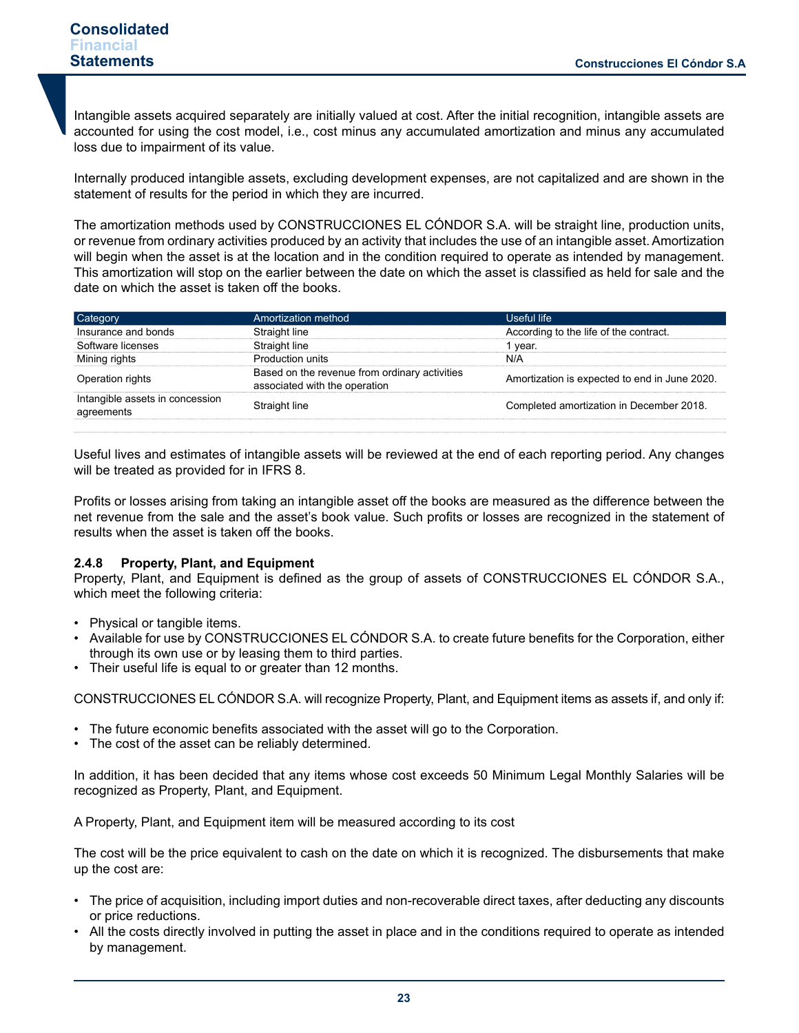Intangible assets acquired separately are initially valued at cost. After the initial recognition, intangible assets are accounted for using the cost model, i.e., cost minus any accumulated amortization and minus any accumulated loss due to impairment of its value.

Internally produced intangible assets, excluding development expenses, are not capitalized and are shown in the statement of results for the period in which they are incurred.

The amortization methods used by CONSTRUCCIONES EL CÓNDOR S.A. will be straight line, production units, or revenue from ordinary activities produced by an activity that includes the use of an intangible asset. Amortization will begin when the asset is at the location and in the condition required to operate as intended by management. This amortization will stop on the earlier between the date on which the asset is classified as held for sale and the date on which the asset is taken off the books.

| Category | Amortization method | Useful life |
|---|---|---|
| Insurance and bonds | Straight line | According to the life of the contract. |
| Software licenses | Straight line | 1 year. |
| Mining rights | Production units | N/A |
| Operation rights | Based on the revenue from ordinary activities associated with the operation | Amortization is expected to end in June 2020. |
| Intangible assets in concession agreements | Straight line | Completed amortization in December 2018. |

Useful lives and estimates of intangible assets will be reviewed at the end of each reporting period. Any changes will be treated as provided for in IFRS 8.

Profits or losses arising from taking an intangible asset off the books are measured as the difference between the net revenue from the sale and the asset's book value. Such profits or losses are recognized in the statement of results when the asset is taken off the books.

### 2.4.8 Property, Plant, and Equipment

Property, Plant, and Equipment is defined as the group of assets of CONSTRUCCIONES EL CÓNDOR S.A., which meet the following criteria:

- Physical or tangible items.
- Available for use by CONSTRUCCIONES EL CÓNDOR S.A. to create future benefits for the Corporation, either through its own use or by leasing them to third parties.
- Their useful life is equal to or greater than 12 months.

CONSTRUCCIONES EL CÓNDOR S.A. will recognize Property, Plant, and Equipment items as assets if, and only if:

- The future economic benefits associated with the asset will go to the Corporation.
- The cost of the asset can be reliably determined.

In addition, it has been decided that any items whose cost exceeds 50 Minimum Legal Monthly Salaries will be recognized as Property, Plant, and Equipment.

A Property, Plant, and Equipment item will be measured according to its cost

The cost will be the price equivalent to cash on the date on which it is recognized. The disbursements that make up the cost are:

- The price of acquisition, including import duties and non-recoverable direct taxes, after deducting any discounts or price reductions.
- All the costs directly involved in putting the asset in place and in the conditions required to operate as intended by management.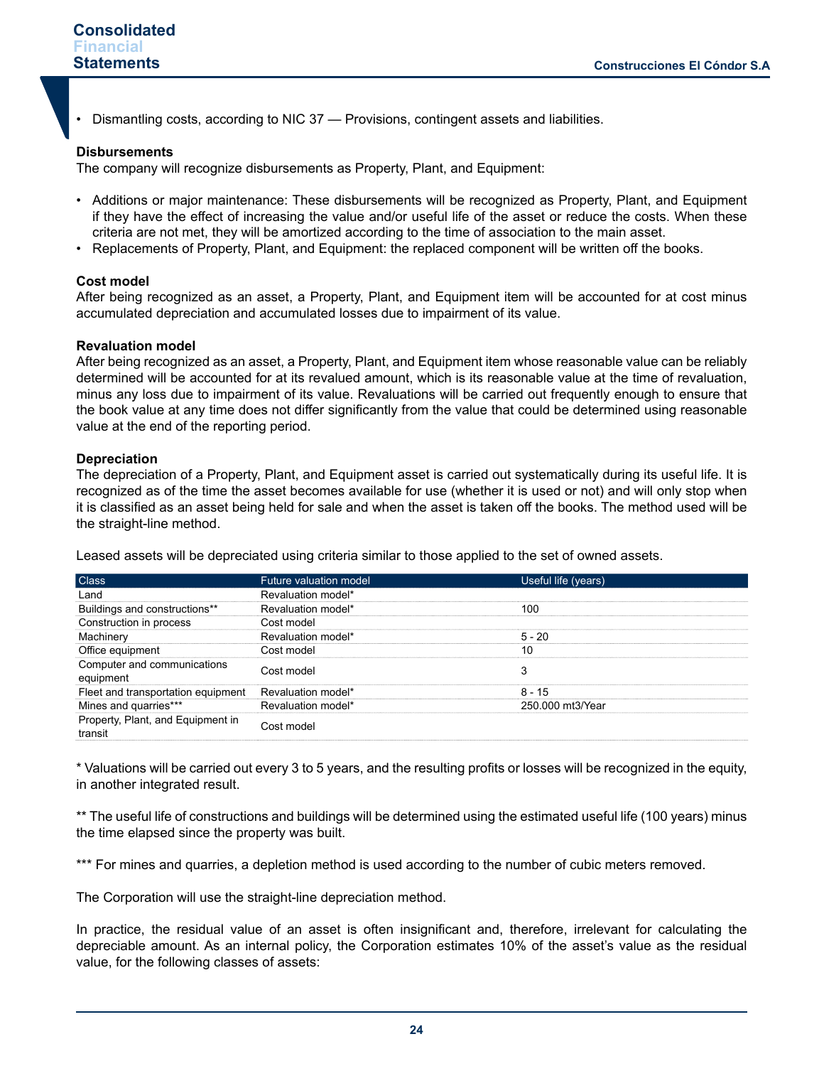- Dismantling costs, according to NIC 37 — Provisions, contingent assets and liabilities.

**Disbursements**
The company will recognize disbursements as Property, Plant, and Equipment:

- Additions or major maintenance: These disbursements will be recognized as Property, Plant, and Equipment if they have the effect of increasing the value and/or useful life of the asset or reduce the costs. When these criteria are not met, they will be amortized according to the time of association to the main asset.
- Replacements of Property, Plant, and Equipment: the replaced component will be written off the books.

**Cost model**
After being recognized as an asset, a Property, Plant, and Equipment item will be accounted for at cost minus accumulated depreciation and accumulated losses due to impairment of its value.

**Revaluation model**
After being recognized as an asset, a Property, Plant, and Equipment item whose reasonable value can be reliably determined will be accounted for at its revalued amount, which is its reasonable value at the time of revaluation, minus any loss due to impairment of its value. Revaluations will be carried out frequently enough to ensure that the book value at any time does not differ significantly from the value that could be determined using reasonable value at the end of the reporting period.

**Depreciation**
The depreciation of a Property, Plant, and Equipment asset is carried out systematically during its useful life. It is recognized as of the time the asset becomes available for use (whether it is used or not) and will only stop when it is classified as an asset being held for sale and when the asset is taken off the books. The method used will be the straight-line method.

Leased assets will be depreciated using criteria similar to those applied to the set of owned assets.

| Class | Future valuation model | Useful life (years) |
|---|---|---|
| Land | Revaluation model* | |
| Buildings and constructions** | Revaluation model* | 100 |
| Construction in process | Cost model | |
| Machinery | Revaluation model* | 5 - 20 |
| Office equipment | Cost model | 10 |
| Computer and communications equipment | Cost model | 3 |
| Fleet and transportation equipment | Revaluation model* | 8 - 15 |
| Mines and quarries*** | Revaluation model* | 250.000 mt3/Year |
| Property, Plant, and Equipment in transit | Cost model | |

* Valuations will be carried out every 3 to 5 years, and the resulting profits or losses will be recognized in the equity, in another integrated result.

** The useful life of constructions and buildings will be determined using the estimated useful life (100 years) minus the time elapsed since the property was built.

*** For mines and quarries, a depletion method is used according to the number of cubic meters removed.

The Corporation will use the straight-line depreciation method.

In practice, the residual value of an asset is often insignificant and, therefore, irrelevant for calculating the depreciable amount. As an internal policy, the Corporation estimates 10% of the asset's value as the residual value, for the following classes of assets: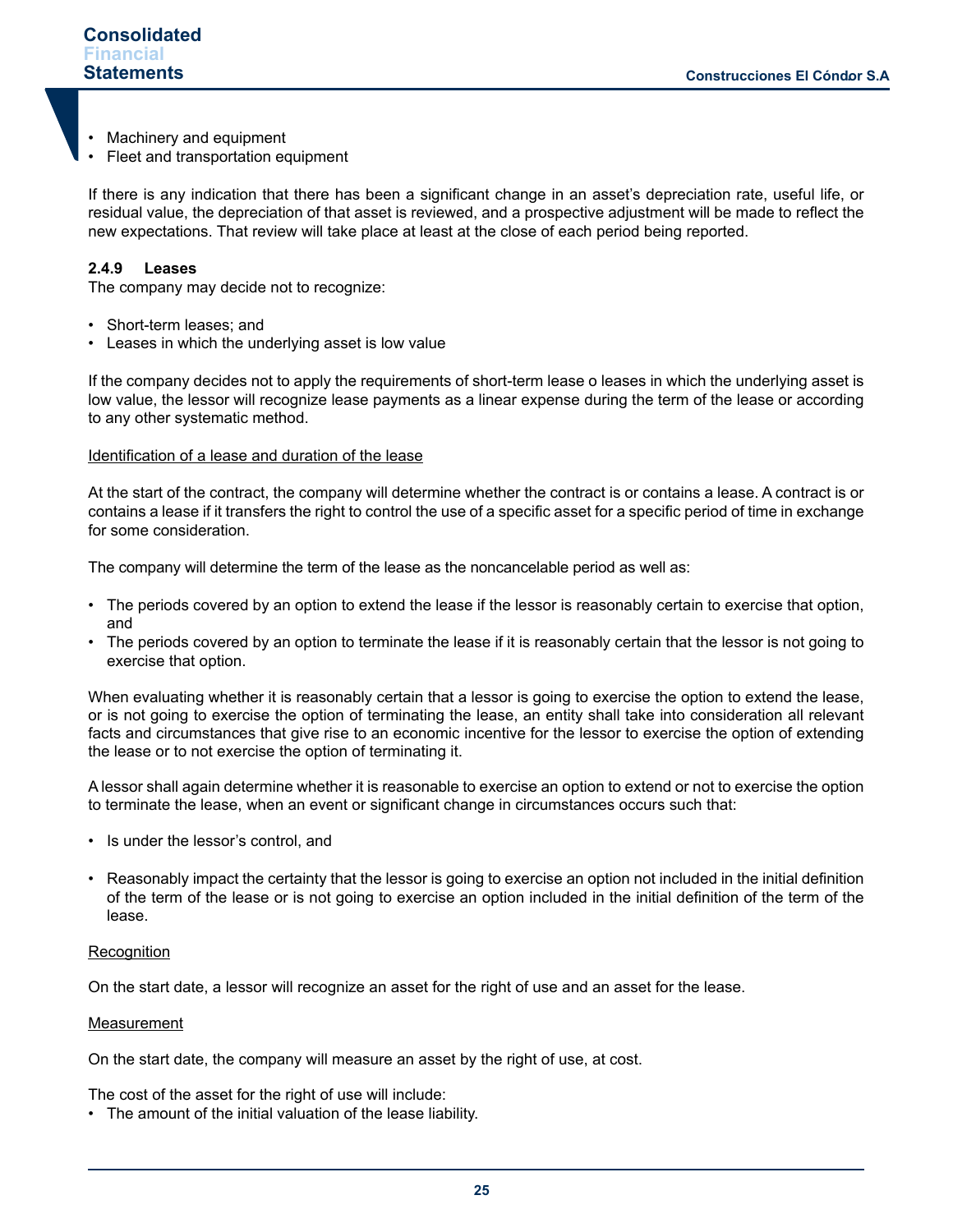- Machinery and equipment
- Fleet and transportation equipment

If there is any indication that there has been a significant change in an asset's depreciation rate, useful life, or residual value, the depreciation of that asset is reviewed, and a prospective adjustment will be made to reflect the new expectations. That review will take place at least at the close of each period being reported.

#### 2.4.9 Leases

The company may decide not to recognize:

- Short-term leases; and
- Leases in which the underlying asset is low value

If the company decides not to apply the requirements of short-term lease o leases in which the underlying asset is low value, the lessor will recognize lease payments as a linear expense during the term of the lease or according to any other systematic method.

<u>Identification of a lease and duration of the lease</u>

At the start of the contract, the company will determine whether the contract is or contains a lease. A contract is or contains a lease if it transfers the right to control the use of a specific asset for a specific period of time in exchange for some consideration.

The company will determine the term of the lease as the noncancelable period as well as:

- The periods covered by an option to extend the lease if the lessor is reasonably certain to exercise that option, and
- The periods covered by an option to terminate the lease if it is reasonably certain that the lessor is not going to exercise that option.

When evaluating whether it is reasonably certain that a lessor is going to exercise the option to extend the lease, or is not going to exercise the option of terminating the lease, an entity shall take into consideration all relevant facts and circumstances that give rise to an economic incentive for the lessor to exercise the option of extending the lease or to not exercise the option of terminating it.

A lessor shall again determine whether it is reasonable to exercise an option to extend or not to exercise the option to terminate the lease, when an event or significant change in circumstances occurs such that:

- Is under the lessor's control, and
- Reasonably impact the certainty that the lessor is going to exercise an option not included in the initial definition of the term of the lease or is not going to exercise an option included in the initial definition of the term of the lease.

<u>Recognition</u>

On the start date, a lessor will recognize an asset for the right of use and an asset for the lease.

<u>Measurement</u>

On the start date, the company will measure an asset by the right of use, at cost.

The cost of the asset for the right of use will include:

- The amount of the initial valuation of the lease liability.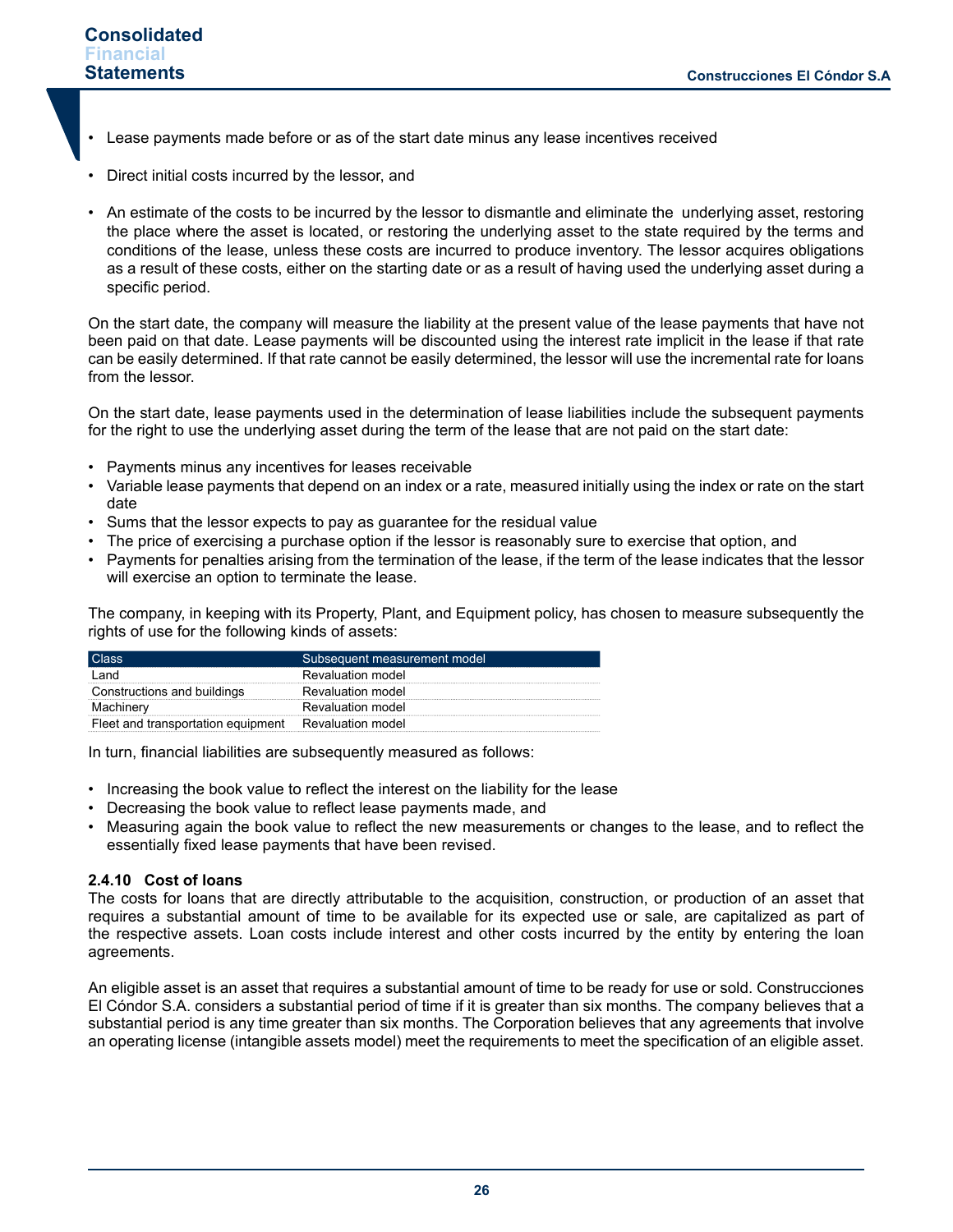- Lease payments made before or as of the start date minus any lease incentives received
- Direct initial costs incurred by the lessor, and
- An estimate of the costs to be incurred by the lessor to dismantle and eliminate the underlying asset, restoring the place where the asset is located, or restoring the underlying asset to the state required by the terms and conditions of the lease, unless these costs are incurred to produce inventory. The lessor acquires obligations as a result of these costs, either on the starting date or as a result of having used the underlying asset during a specific period.

On the start date, the company will measure the liability at the present value of the lease payments that have not been paid on that date. Lease payments will be discounted using the interest rate implicit in the lease if that rate can be easily determined. If that rate cannot be easily determined, the lessor will use the incremental rate for loans from the lessor.

On the start date, lease payments used in the determination of lease liabilities include the subsequent payments for the right to use the underlying asset during the term of the lease that are not paid on the start date:

- Payments minus any incentives for leases receivable
- Variable lease payments that depend on an index or a rate, measured initially using the index or rate on the start date
- Sums that the lessor expects to pay as guarantee for the residual value
- The price of exercising a purchase option if the lessor is reasonably sure to exercise that option, and
- Payments for penalties arising from the termination of the lease, if the term of the lease indicates that the lessor will exercise an option to terminate the lease.

The company, in keeping with its Property, Plant, and Equipment policy, has chosen to measure subsequently the rights of use for the following kinds of assets:

| Class | Subsequent measurement model |
| --- | --- |
| Land | Revaluation model |
| Constructions and buildings | Revaluation model |
| Machinery | Revaluation model |
| Fleet and transportation equipment | Revaluation model |

In turn, financial liabilities are subsequently measured as follows:

- Increasing the book value to reflect the interest on the liability for the lease
- Decreasing the book value to reflect lease payments made, and
- Measuring again the book value to reflect the new measurements or changes to the lease, and to reflect the essentially fixed lease payments that have been revised.

### 2.4.10 Cost of loans

The costs for loans that are directly attributable to the acquisition, construction, or production of an asset that requires a substantial amount of time to be available for its expected use or sale, are capitalized as part of the respective assets. Loan costs include interest and other costs incurred by the entity by entering the loan agreements.

An eligible asset is an asset that requires a substantial amount of time to be ready for use or sold. Construcciones El Cóndor S.A. considers a substantial period of time if it is greater than six months. The company believes that a substantial period is any time greater than six months. The Corporation believes that any agreements that involve an operating license (intangible assets model) meet the requirements to meet the specification of an eligible asset.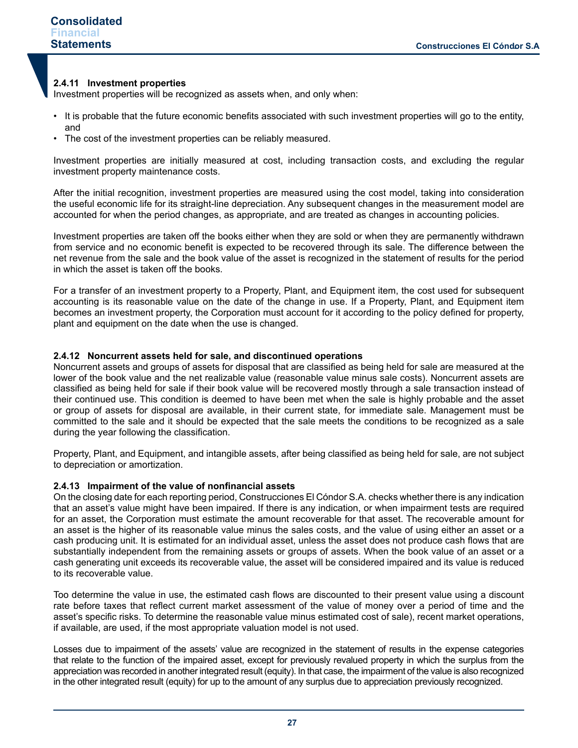### 2.4.11 Investment properties

Investment properties will be recognized as assets when, and only when:

- It is probable that the future economic benefits associated with such investment properties will go to the entity, and
- The cost of the investment properties can be reliably measured.

Investment properties are initially measured at cost, including transaction costs, and excluding the regular investment property maintenance costs.

After the initial recognition, investment properties are measured using the cost model, taking into consideration the useful economic life for its straight-line depreciation. Any subsequent changes in the measurement model are accounted for when the period changes, as appropriate, and are treated as changes in accounting policies.

Investment properties are taken off the books either when they are sold or when they are permanently withdrawn from service and no economic benefit is expected to be recovered through its sale. The difference between the net revenue from the sale and the book value of the asset is recognized in the statement of results for the period in which the asset is taken off the books.

For a transfer of an investment property to a Property, Plant, and Equipment item, the cost used for subsequent accounting is its reasonable value on the date of the change in use. If a Property, Plant, and Equipment item becomes an investment property, the Corporation must account for it according to the policy defined for property, plant and equipment on the date when the use is changed.

### 2.4.12 Noncurrent assets held for sale, and discontinued operations

Noncurrent assets and groups of assets for disposal that are classified as being held for sale are measured at the lower of the book value and the net realizable value (reasonable value minus sale costs). Noncurrent assets are classified as being held for sale if their book value will be recovered mostly through a sale transaction instead of their continued use. This condition is deemed to have been met when the sale is highly probable and the asset or group of assets for disposal are available, in their current state, for immediate sale. Management must be committed to the sale and it should be expected that the sale meets the conditions to be recognized as a sale during the year following the classification.

Property, Plant, and Equipment, and intangible assets, after being classified as being held for sale, are not subject to depreciation or amortization.

### 2.4.13 Impairment of the value of nonfinancial assets

On the closing date for each reporting period, Construcciones El Cóndor S.A. checks whether there is any indication that an asset's value might have been impaired. If there is any indication, or when impairment tests are required for an asset, the Corporation must estimate the amount recoverable for that asset. The recoverable amount for an asset is the higher of its reasonable value minus the sales costs, and the value of using either an asset or a cash producing unit. It is estimated for an individual asset, unless the asset does not produce cash flows that are substantially independent from the remaining assets or groups of assets. When the book value of an asset or a cash generating unit exceeds its recoverable value, the asset will be considered impaired and its value is reduced to its recoverable value.

Too determine the value in use, the estimated cash flows are discounted to their present value using a discount rate before taxes that reflect current market assessment of the value of money over a period of time and the asset's specific risks. To determine the reasonable value minus estimated cost of sale), recent market operations, if available, are used, if the most appropriate valuation model is not used.

Losses due to impairment of the assets' value are recognized in the statement of results in the expense categories that relate to the function of the impaired asset, except for previously revalued property in which the surplus from the appreciation was recorded in another integrated result (equity). In that case, the impairment of the value is also recognized in the other integrated result (equity) for up to the amount of any surplus due to appreciation previously recognized.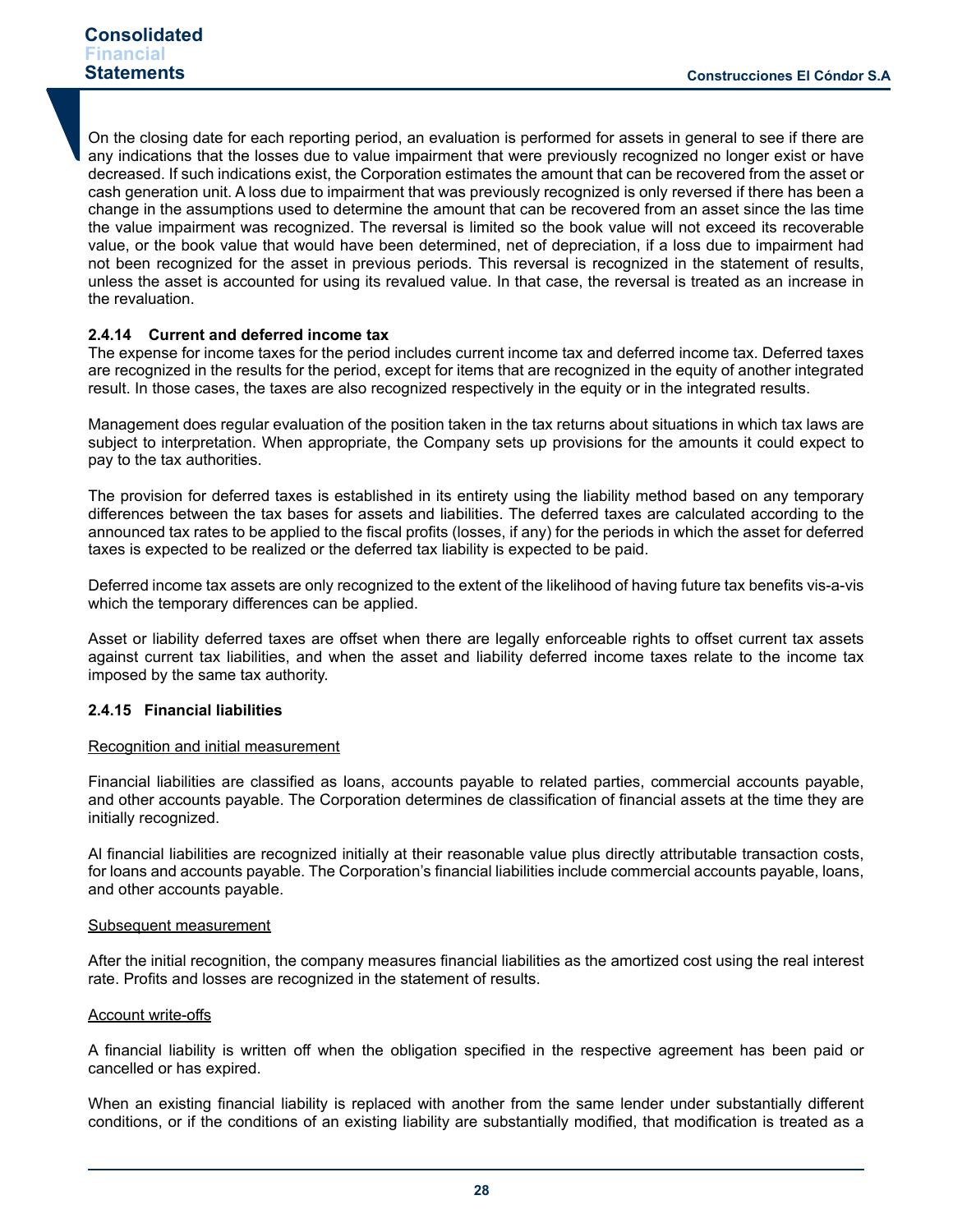On the closing date for each reporting period, an evaluation is performed for assets in general to see if there are any indications that the losses due to value impairment that were previously recognized no longer exist or have decreased. If such indications exist, the Corporation estimates the amount that can be recovered from the asset or cash generation unit. A loss due to impairment that was previously recognized is only reversed if there has been a change in the assumptions used to determine the amount that can be recovered from an asset since the las time the value impairment was recognized. The reversal is limited so the book value will not exceed its recoverable value, or the book value that would have been determined, net of depreciation, if a loss due to impairment had not been recognized for the asset in previous periods. This reversal is recognized in the statement of results, unless the asset is accounted for using its revalued value. In that case, the reversal is treated as an increase in the revaluation.

### 2.4.14 Current and deferred income tax

The expense for income taxes for the period includes current income tax and deferred income tax. Deferred taxes are recognized in the results for the period, except for items that are recognized in the equity of another integrated result. In those cases, the taxes are also recognized respectively in the equity or in the integrated results.

Management does regular evaluation of the position taken in the tax returns about situations in which tax laws are subject to interpretation. When appropriate, the Company sets up provisions for the amounts it could expect to pay to the tax authorities.

The provision for deferred taxes is established in its entirety using the liability method based on any temporary differences between the tax bases for assets and liabilities. The deferred taxes are calculated according to the announced tax rates to be applied to the fiscal profits (losses, if any) for the periods in which the asset for deferred taxes is expected to be realized or the deferred tax liability is expected to be paid.

Deferred income tax assets are only recognized to the extent of the likelihood of having future tax benefits vis-a-vis which the temporary differences can be applied.

Asset or liability deferred taxes are offset when there are legally enforceable rights to offset current tax assets against current tax liabilities, and when the asset and liability deferred income taxes relate to the income tax imposed by the same tax authority.

### 2.4.15 Financial liabilities

Recognition and initial measurement

Financial liabilities are classified as loans, accounts payable to related parties, commercial accounts payable, and other accounts payable. The Corporation determines de classification of financial assets at the time they are initially recognized.

Al financial liabilities are recognized initially at their reasonable value plus directly attributable transaction costs, for loans and accounts payable. The Corporation's financial liabilities include commercial accounts payable, loans, and other accounts payable.

Subsequent measurement

After the initial recognition, the company measures financial liabilities as the amortized cost using the real interest rate. Profits and losses are recognized in the statement of results.

Account write-offs

A financial liability is written off when the obligation specified in the respective agreement has been paid or cancelled or has expired.

When an existing financial liability is replaced with another from the same lender under substantially different conditions, or if the conditions of an existing liability are substantially modified, that modification is treated as a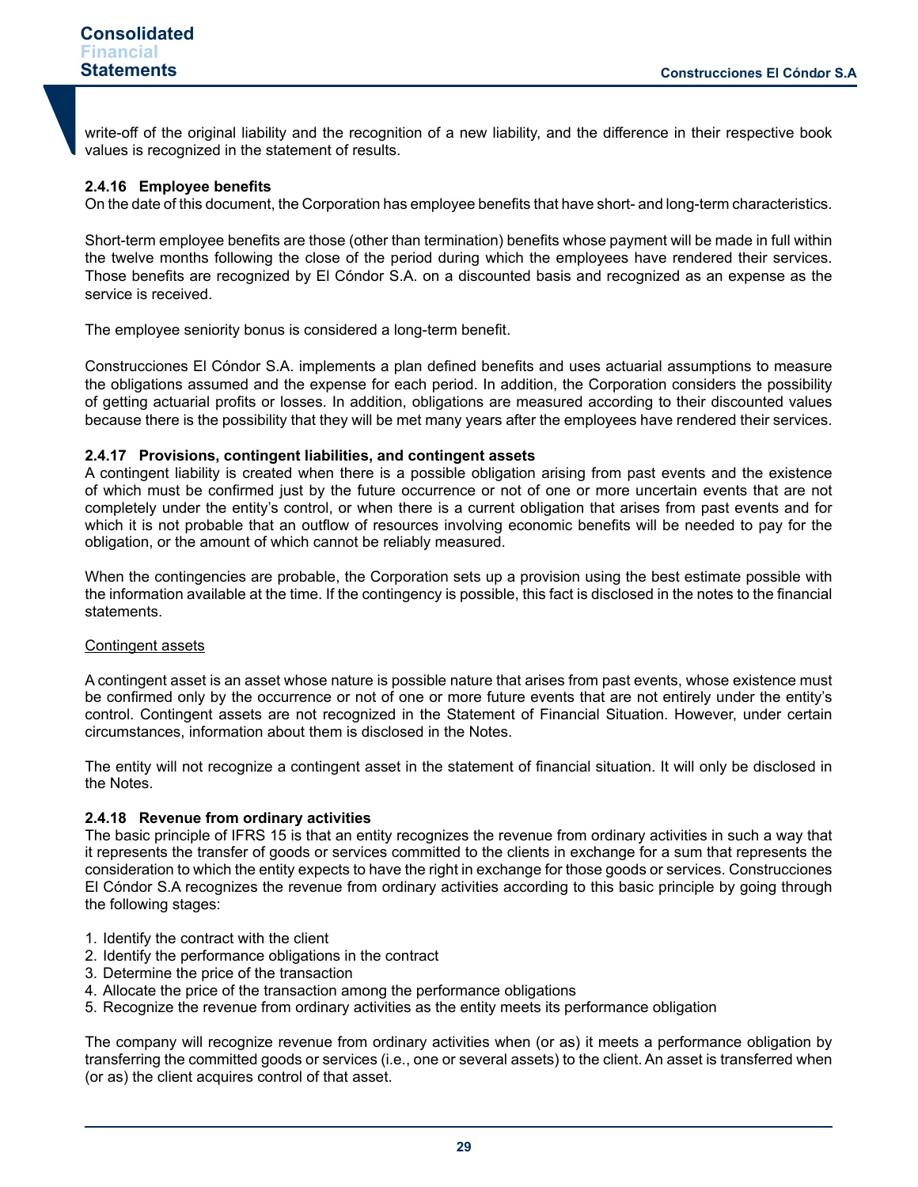write-off of the original liability and the recognition of a new liability, and the difference in their respective book values is recognized in the statement of results.

### 2.4.16 Employee benefits

On the date of this document, the Corporation has employee benefits that have short- and long-term characteristics.

Short-term employee benefits are those (other than termination) benefits whose payment will be made in full within the twelve months following the close of the period during which the employees have rendered their services. Those benefits are recognized by El Cóndor S.A. on a discounted basis and recognized as an expense as the service is received.

The employee seniority bonus is considered a long-term benefit.

Construcciones El Cóndor S.A. implements a plan defined benefits and uses actuarial assumptions to measure the obligations assumed and the expense for each period. In addition, the Corporation considers the possibility of getting actuarial profits or losses. In addition, obligations are measured according to their discounted values because there is the possibility that they will be met many years after the employees have rendered their services.

### 2.4.17 Provisions, contingent liabilities, and contingent assets

A contingent liability is created when there is a possible obligation arising from past events and the existence of which must be confirmed just by the future occurrence or not of one or more uncertain events that are not completely under the entity's control, or when there is a current obligation that arises from past events and for which it is not probable that an outflow of resources involving economic benefits will be needed to pay for the obligation, or the amount of which cannot be reliably measured.

When the contingencies are probable, the Corporation sets up a provision using the best estimate possible with the information available at the time. If the contingency is possible, this fact is disclosed in the notes to the financial statements.

<u>Contingent assets</u>

A contingent asset is an asset whose nature is possible nature that arises from past events, whose existence must be confirmed only by the occurrence or not of one or more future events that are not entirely under the entity's control. Contingent assets are not recognized in the Statement of Financial Situation. However, under certain circumstances, information about them is disclosed in the Notes.

The entity will not recognize a contingent asset in the statement of financial situation. It will only be disclosed in the Notes.

### 2.4.18 Revenue from ordinary activities

The basic principle of IFRS 15 is that an entity recognizes the revenue from ordinary activities in such a way that it represents the transfer of goods or services committed to the clients in exchange for a sum that represents the consideration to which the entity expects to have the right in exchange for those goods or services. Construcciones El Cóndor S.A recognizes the revenue from ordinary activities according to this basic principle by going through the following stages:

1. Identify the contract with the client
2. Identify the performance obligations in the contract
3. Determine the price of the transaction
4. Allocate the price of the transaction among the performance obligations
5. Recognize the revenue from ordinary activities as the entity meets its performance obligation

The company will recognize revenue from ordinary activities when (or as) it meets a performance obligation by transferring the committed goods or services (i.e., one or several assets) to the client. An asset is transferred when (or as) the client acquires control of that asset.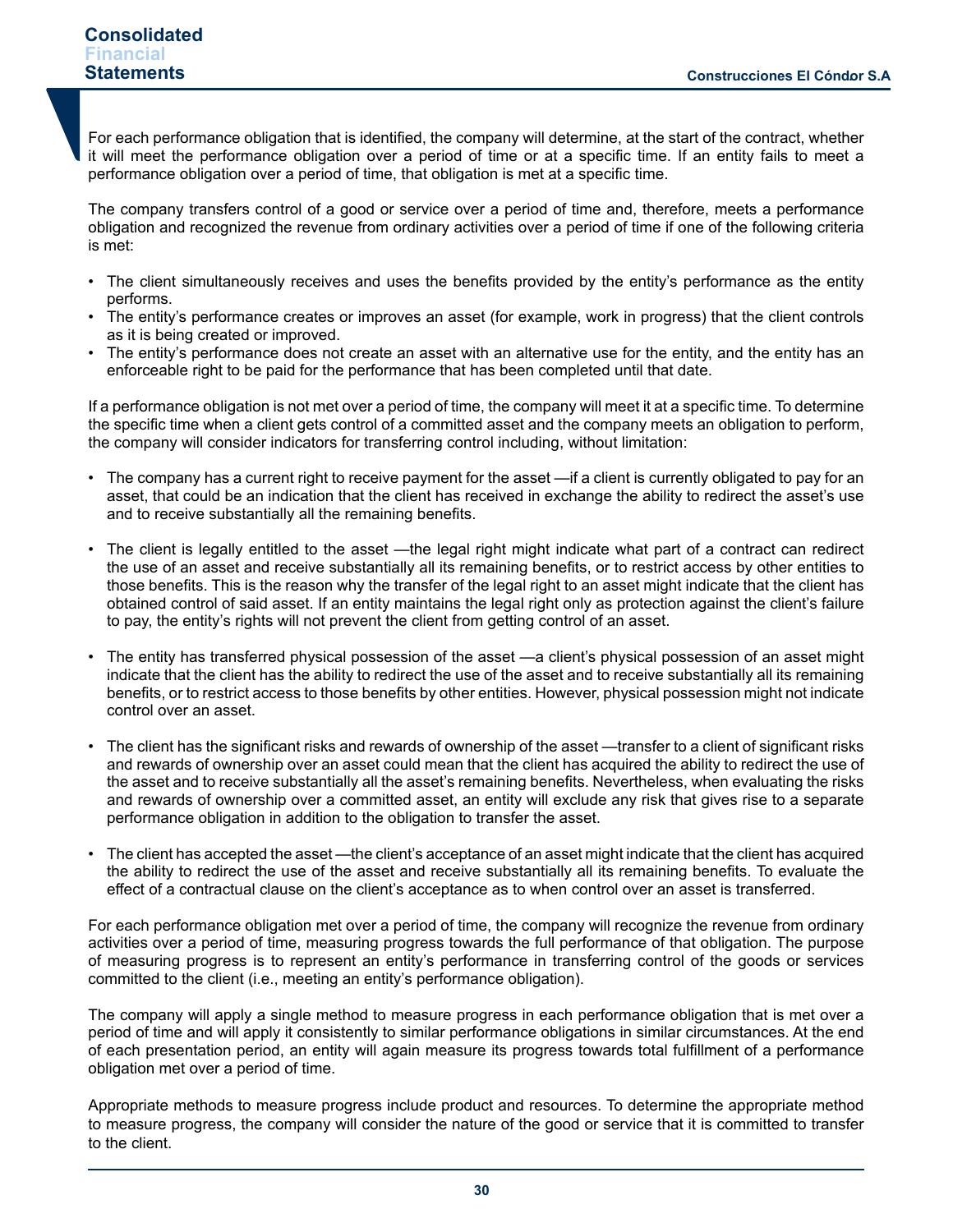For each performance obligation that is identified, the company will determine, at the start of the contract, whether it will meet the performance obligation over a period of time or at a specific time. If an entity fails to meet a performance obligation over a period of time, that obligation is met at a specific time.

The company transfers control of a good or service over a period of time and, therefore, meets a performance obligation and recognized the revenue from ordinary activities over a period of time if one of the following criteria is met:

- The client simultaneously receives and uses the benefits provided by the entity's performance as the entity performs.
- The entity's performance creates or improves an asset (for example, work in progress) that the client controls as it is being created or improved.
- The entity's performance does not create an asset with an alternative use for the entity, and the entity has an enforceable right to be paid for the performance that has been completed until that date.

If a performance obligation is not met over a period of time, the company will meet it at a specific time. To determine the specific time when a client gets control of a committed asset and the company meets an obligation to perform, the company will consider indicators for transferring control including, without limitation:

- The company has a current right to receive payment for the asset —if a client is currently obligated to pay for an asset, that could be an indication that the client has received in exchange the ability to redirect the asset's use and to receive substantially all the remaining benefits.

- The client is legally entitled to the asset —the legal right might indicate what part of a contract can redirect the use of an asset and receive substantially all its remaining benefits, or to restrict access by other entities to those benefits. This is the reason why the transfer of the legal right to an asset might indicate that the client has obtained control of said asset. If an entity maintains the legal right only as protection against the client's failure to pay, the entity's rights will not prevent the client from getting control of an asset.

- The entity has transferred physical possession of the asset —a client's physical possession of an asset might indicate that the client has the ability to redirect the use of the asset and to receive substantially all its remaining benefits, or to restrict access to those benefits by other entities. However, physical possession might not indicate control over an asset.

- The client has the significant risks and rewards of ownership of the asset —transfer to a client of significant risks and rewards of ownership over an asset could mean that the client has acquired the ability to redirect the use of the asset and to receive substantially all the asset's remaining benefits. Nevertheless, when evaluating the risks and rewards of ownership over a committed asset, an entity will exclude any risk that gives rise to a separate performance obligation in addition to the obligation to transfer the asset.

- The client has accepted the asset —the client's acceptance of an asset might indicate that the client has acquired the ability to redirect the use of the asset and receive substantially all its remaining benefits. To evaluate the effect of a contractual clause on the client's acceptance as to when control over an asset is transferred.

For each performance obligation met over a period of time, the company will recognize the revenue from ordinary activities over a period of time, measuring progress towards the full performance of that obligation. The purpose of measuring progress is to represent an entity's performance in transferring control of the goods or services committed to the client (i.e., meeting an entity's performance obligation).

The company will apply a single method to measure progress in each performance obligation that is met over a period of time and will apply it consistently to similar performance obligations in similar circumstances. At the end of each presentation period, an entity will again measure its progress towards total fulfillment of a performance obligation met over a period of time.

Appropriate methods to measure progress include product and resources. To determine the appropriate method to measure progress, the company will consider the nature of the good or service that it is committed to transfer to the client.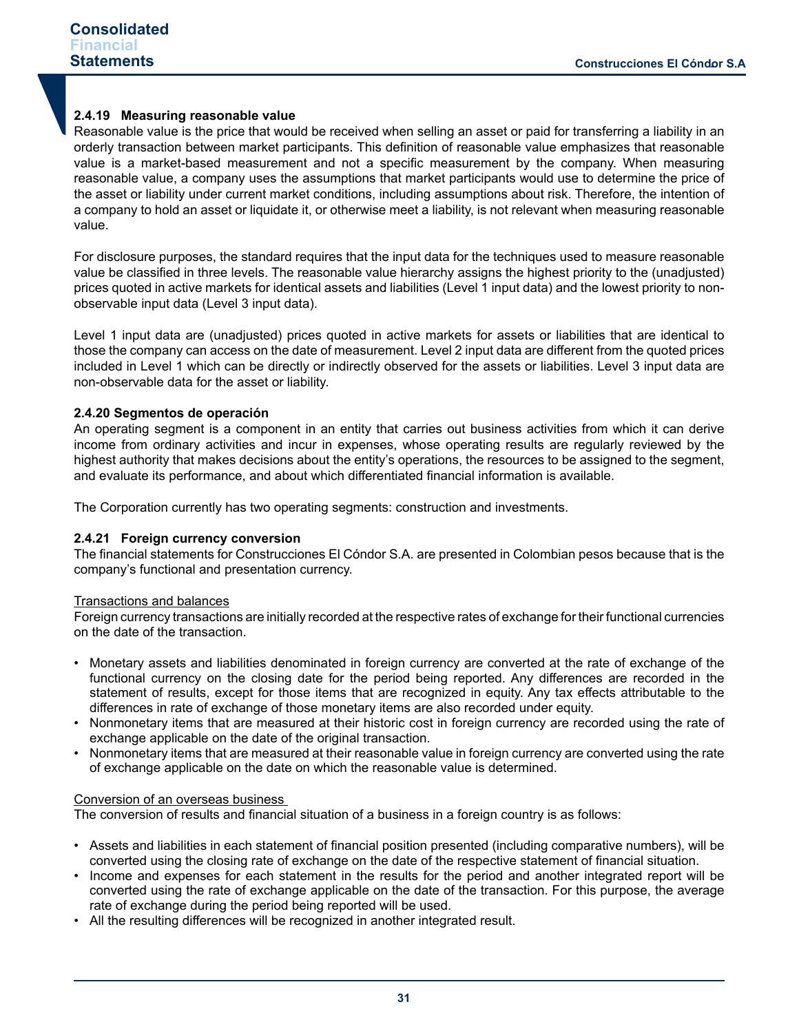#### 2.4.19 Measuring reasonable value

Reasonable value is the price that would be received when selling an asset or paid for transferring a liability in an orderly transaction between market participants. This definition of reasonable value emphasizes that reasonable value is a market-based measurement and not a specific measurement by the company. When measuring reasonable value, a company uses the assumptions that market participants would use to determine the price of the asset or liability under current market conditions, including assumptions about risk. Therefore, the intention of a company to hold an asset or liquidate it, or otherwise meet a liability, is not relevant when measuring reasonable value.

For disclosure purposes, the standard requires that the input data for the techniques used to measure reasonable value be classified in three levels. The reasonable value hierarchy assigns the highest priority to the (unadjusted) prices quoted in active markets for identical assets and liabilities (Level 1 input data) and the lowest priority to non-observable input data (Level 3 input data).

Level 1 input data are (unadjusted) prices quoted in active markets for assets or liabilities that are identical to those the company can access on the date of measurement. Level 2 input data are different from the quoted prices included in Level 1 which can be directly or indirectly observed for the assets or liabilities. Level 3 input data are non-observable data for the asset or liability.

#### 2.4.20 Segmentos de operación

An operating segment is a component in an entity that carries out business activities from which it can derive income from ordinary activities and incur in expenses, whose operating results are regularly reviewed by the highest authority that makes decisions about the entity's operations, the resources to be assigned to the segment, and evaluate its performance, and about which differentiated financial information is available.

The Corporation currently has two operating segments: construction and investments.

#### 2.4.21 Foreign currency conversion

The financial statements for Construcciones El Cóndor S.A. are presented in Colombian pesos because that is the company's functional and presentation currency.

<u>Transactions and balances</u>

Foreign currency transactions are initially recorded at the respective rates of exchange for their functional currencies on the date of the transaction.

- Monetary assets and liabilities denominated in foreign currency are converted at the rate of exchange of the functional currency on the closing date for the period being reported. Any differences are recorded in the statement of results, except for those items that are recognized in equity. Any tax effects attributable to the differences in rate of exchange of those monetary items are also recorded under equity.
- Nonmonetary items that are measured at their historic cost in foreign currency are recorded using the rate of exchange applicable on the date of the original transaction.
- Nonmonetary items that are measured at their reasonable value in foreign currency are converted using the rate of exchange applicable on the date on which the reasonable value is determined.

<u>Conversion of an overseas business</u>

The conversion of results and financial situation of a business in a foreign country is as follows:

- Assets and liabilities in each statement of financial position presented (including comparative numbers), will be converted using the closing rate of exchange on the date of the respective statement of financial situation.
- Income and expenses for each statement in the results for the period and another integrated report will be converted using the rate of exchange applicable on the date of the transaction. For this purpose, the average rate of exchange during the period being reported will be used.
- All the resulting differences will be recognized in another integrated result.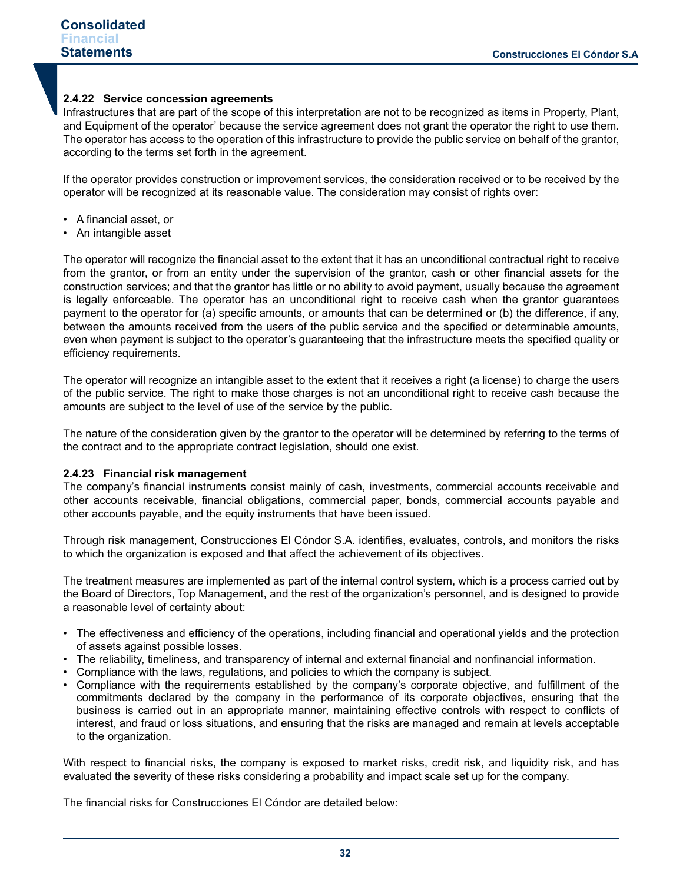### 2.4.22 Service concession agreements

Infrastructures that are part of the scope of this interpretation are not to be recognized as items in Property, Plant, and Equipment of the operator' because the service agreement does not grant the operator the right to use them. The operator has access to the operation of this infrastructure to provide the public service on behalf of the grantor, according to the terms set forth in the agreement.

If the operator provides construction or improvement services, the consideration received or to be received by the operator will be recognized at its reasonable value. The consideration may consist of rights over:

- A financial asset, or
- An intangible asset

The operator will recognize the financial asset to the extent that it has an unconditional contractual right to receive from the grantor, or from an entity under the supervision of the grantor, cash or other financial assets for the construction services; and that the grantor has little or no ability to avoid payment, usually because the agreement is legally enforceable. The operator has an unconditional right to receive cash when the grantor guarantees payment to the operator for (a) specific amounts, or amounts that can be determined or (b) the difference, if any, between the amounts received from the users of the public service and the specified or determinable amounts, even when payment is subject to the operator's guaranteeing that the infrastructure meets the specified quality or efficiency requirements.

The operator will recognize an intangible asset to the extent that it receives a right (a license) to charge the users of the public service. The right to make those charges is not an unconditional right to receive cash because the amounts are subject to the level of use of the service by the public.

The nature of the consideration given by the grantor to the operator will be determined by referring to the terms of the contract and to the appropriate contract legislation, should one exist.

### 2.4.23 Financial risk management

The company's financial instruments consist mainly of cash, investments, commercial accounts receivable and other accounts receivable, financial obligations, commercial paper, bonds, commercial accounts payable and other accounts payable, and the equity instruments that have been issued.

Through risk management, Construcciones El Cóndor S.A. identifies, evaluates, controls, and monitors the risks to which the organization is exposed and that affect the achievement of its objectives.

The treatment measures are implemented as part of the internal control system, which is a process carried out by the Board of Directors, Top Management, and the rest of the organization's personnel, and is designed to provide a reasonable level of certainty about:

- The effectiveness and efficiency of the operations, including financial and operational yields and the protection of assets against possible losses.
- The reliability, timeliness, and transparency of internal and external financial and nonfinancial information.
- Compliance with the laws, regulations, and policies to which the company is subject.
- Compliance with the requirements established by the company's corporate objective, and fulfillment of the commitments declared by the company in the performance of its corporate objectives, ensuring that the business is carried out in an appropriate manner, maintaining effective controls with respect to conflicts of interest, and fraud or loss situations, and ensuring that the risks are managed and remain at levels acceptable to the organization.

With respect to financial risks, the company is exposed to market risks, credit risk, and liquidity risk, and has evaluated the severity of these risks considering a probability and impact scale set up for the company.

The financial risks for Construcciones El Cóndor are detailed below: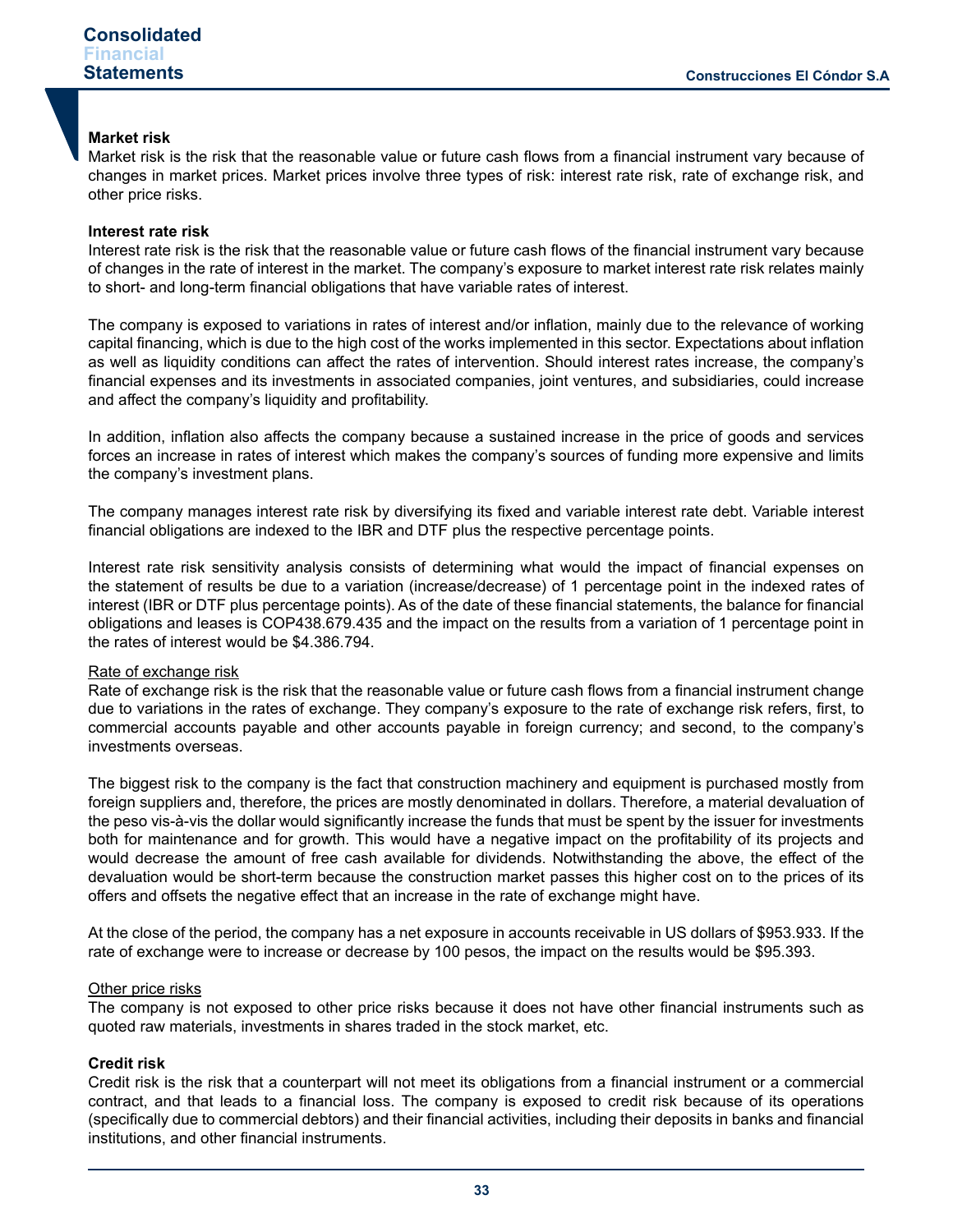### Market risk

Market risk is the risk that the reasonable value or future cash flows from a financial instrument vary because of changes in market prices. Market prices involve three types of risk: interest rate risk, rate of exchange risk, and other price risks.

### Interest rate risk

Interest rate risk is the risk that the reasonable value or future cash flows of the financial instrument vary because of changes in the rate of interest in the market. The company's exposure to market interest rate risk relates mainly to short- and long-term financial obligations that have variable rates of interest.

The company is exposed to variations in rates of interest and/or inflation, mainly due to the relevance of working capital financing, which is due to the high cost of the works implemented in this sector. Expectations about inflation as well as liquidity conditions can affect the rates of intervention. Should interest rates increase, the company's financial expenses and its investments in associated companies, joint ventures, and subsidiaries, could increase and affect the company's liquidity and profitability.

In addition, inflation also affects the company because a sustained increase in the price of goods and services forces an increase in rates of interest which makes the company's sources of funding more expensive and limits the company's investment plans.

The company manages interest rate risk by diversifying its fixed and variable interest rate debt. Variable interest financial obligations are indexed to the IBR and DTF plus the respective percentage points.

Interest rate risk sensitivity analysis consists of determining what would the impact of financial expenses on the statement of results be due to a variation (increase/decrease) of 1 percentage point in the indexed rates of interest (IBR or DTF plus percentage points). As of the date of these financial statements, the balance for financial obligations and leases is COP438.679.435 and the impact on the results from a variation of 1 percentage point in the rates of interest would be $4.386.794.

Rate of exchange risk

Rate of exchange risk is the risk that the reasonable value or future cash flows from a financial instrument change due to variations in the rates of exchange. They company's exposure to the rate of exchange risk refers, first, to commercial accounts payable and other accounts payable in foreign currency; and second, to the company's investments overseas.

The biggest risk to the company is the fact that construction machinery and equipment is purchased mostly from foreign suppliers and, therefore, the prices are mostly denominated in dollars. Therefore, a material devaluation of the peso vis-à-vis the dollar would significantly increase the funds that must be spent by the issuer for investments both for maintenance and for growth. This would have a negative impact on the profitability of its projects and would decrease the amount of free cash available for dividends. Notwithstanding the above, the effect of the devaluation would be short-term because the construction market passes this higher cost on to the prices of its offers and offsets the negative effect that an increase in the rate of exchange might have.

At the close of the period, the company has a net exposure in accounts receivable in US dollars of $953.933. If the rate of exchange were to increase or decrease by 100 pesos, the impact on the results would be $95.393.

Other price risks

The company is not exposed to other price risks because it does not have other financial instruments such as quoted raw materials, investments in shares traded in the stock market, etc.

### Credit risk

Credit risk is the risk that a counterpart will not meet its obligations from a financial instrument or a commercial contract, and that leads to a financial loss. The company is exposed to credit risk because of its operations (specifically due to commercial debtors) and their financial activities, including their deposits in banks and financial institutions, and other financial instruments.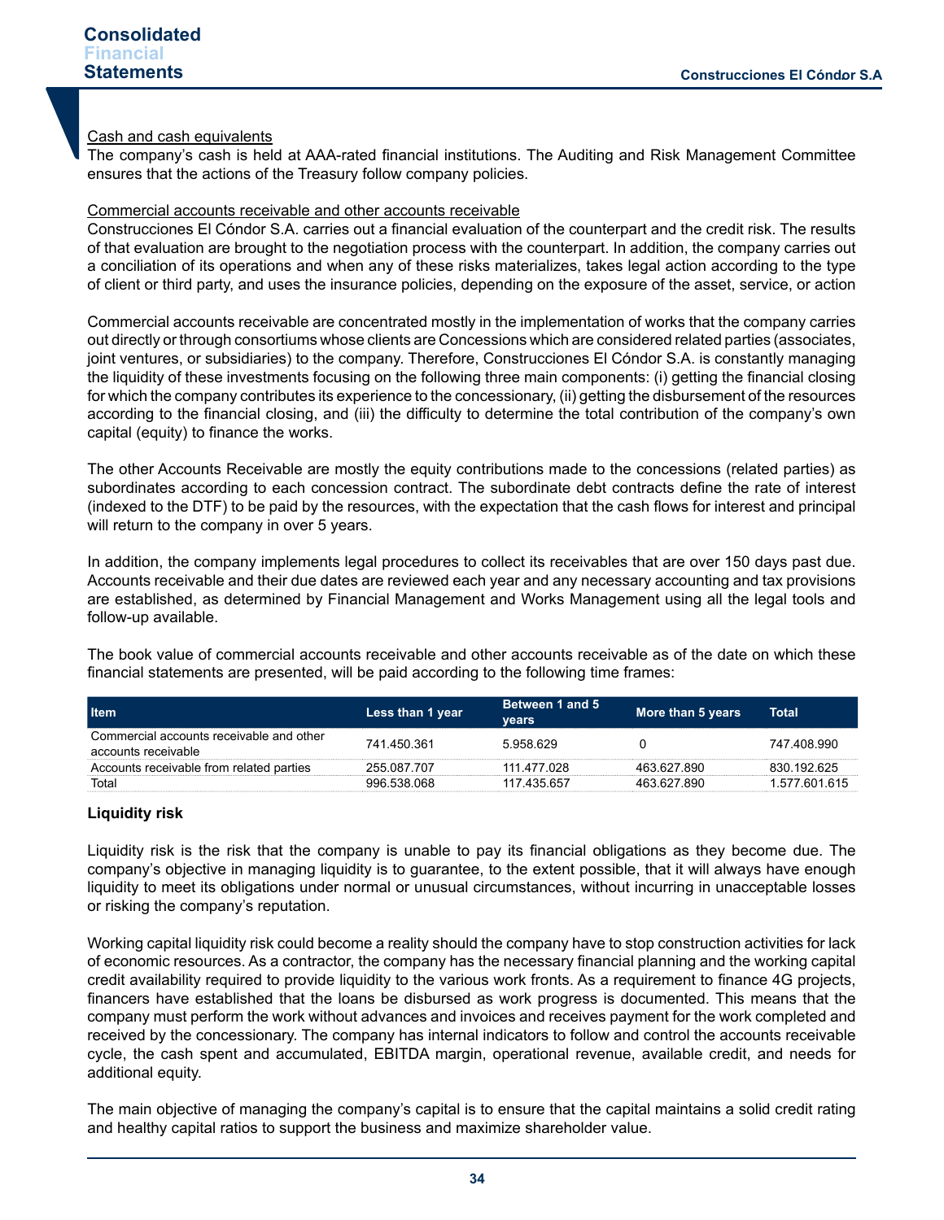Cash and cash equivalents

The company's cash is held at AAA-rated financial institutions. The Auditing and Risk Management Committee ensures that the actions of the Treasury follow company policies.

Commercial accounts receivable and other accounts receivable

Construcciones El Cóndor S.A. carries out a financial evaluation of the counterpart and the credit risk. The results of that evaluation are brought to the negotiation process with the counterpart. In addition, the company carries out a conciliation of its operations and when any of these risks materializes, takes legal action according to the type of client or third party, and uses the insurance policies, depending on the exposure of the asset, service, or action

Commercial accounts receivable are concentrated mostly in the implementation of works that the company carries out directly or through consortiums whose clients are Concessions which are considered related parties (associates, joint ventures, or subsidiaries) to the company. Therefore, Construcciones El Cóndor S.A. is constantly managing the liquidity of these investments focusing on the following three main components: (i) getting the financial closing for which the company contributes its experience to the concessionary, (ii) getting the disbursement of the resources according to the financial closing, and (iii) the difficulty to determine the total contribution of the company's own capital (equity) to finance the works.

The other Accounts Receivable are mostly the equity contributions made to the concessions (related parties) as subordinates according to each concession contract. The subordinate debt contracts define the rate of interest (indexed to the DTF) to be paid by the resources, with the expectation that the cash flows for interest and principal will return to the company in over 5 years.

In addition, the company implements legal procedures to collect its receivables that are over 150 days past due. Accounts receivable and their due dates are reviewed each year and any necessary accounting and tax provisions are established, as determined by Financial Management and Works Management using all the legal tools and follow-up available.

The book value of commercial accounts receivable and other accounts receivable as of the date on which these financial statements are presented, will be paid according to the following time frames:

| Item | Less than 1 year | Between 1 and 5 years | More than 5 years | Total |
|---|---|---|---|---|
| Commercial accounts receivable and other accounts receivable | 741.450.361 | 5.958.629 | 0 | 747.408.990 |
| Accounts receivable from related parties | 255.087.707 | 111.477.028 | 463.627.890 | 830.192.625 |
| Total | 996.538.068 | 117.435.657 | 463.627.890 | 1.577.601.615 |

**Liquidity risk**

Liquidity risk is the risk that the company is unable to pay its financial obligations as they become due. The company's objective in managing liquidity is to guarantee, to the extent possible, that it will always have enough liquidity to meet its obligations under normal or unusual circumstances, without incurring in unacceptable losses or risking the company's reputation.

Working capital liquidity risk could become a reality should the company have to stop construction activities for lack of economic resources. As a contractor, the company has the necessary financial planning and the working capital credit availability required to provide liquidity to the various work fronts. As a requirement to finance 4G projects, financers have established that the loans be disbursed as work progress is documented. This means that the company must perform the work without advances and invoices and receives payment for the work completed and received by the concessionary. The company has internal indicators to follow and control the accounts receivable cycle, the cash spent and accumulated, EBITDA margin, operational revenue, available credit, and needs for additional equity.

The main objective of managing the company's capital is to ensure that the capital maintains a solid credit rating and healthy capital ratios to support the business and maximize shareholder value.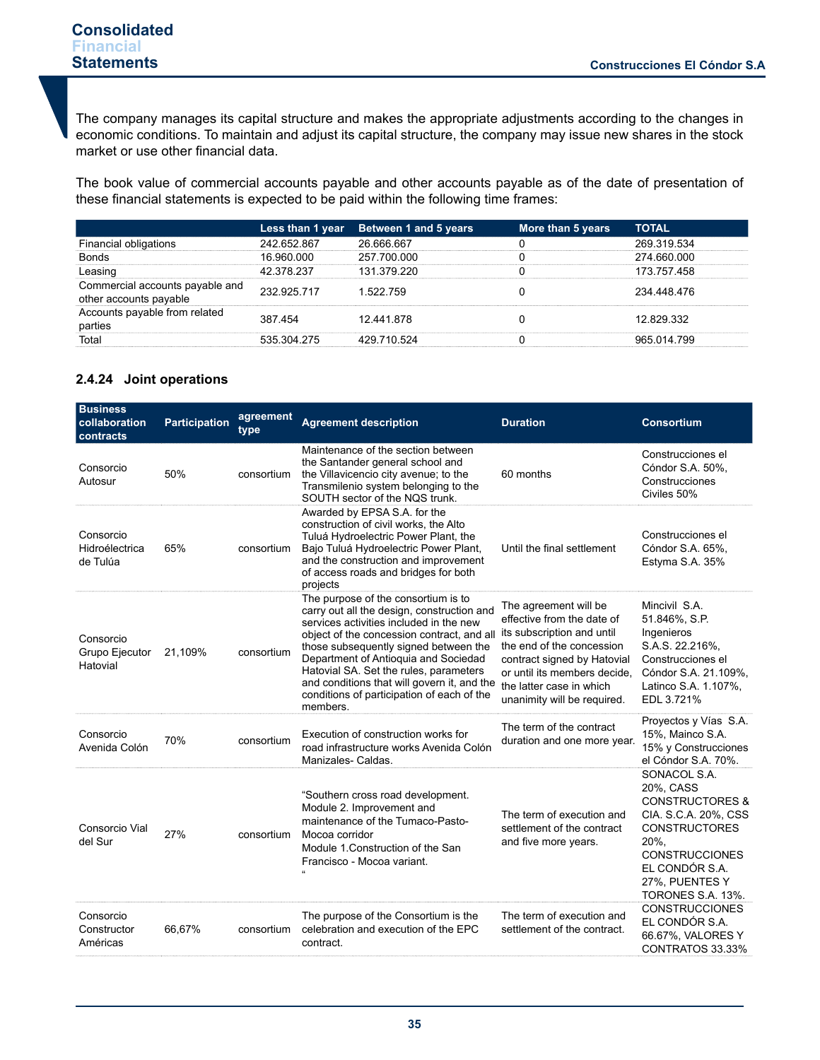The company manages its capital structure and makes the appropriate adjustments according to the changes in economic conditions. To maintain and adjust its capital structure, the company may issue new shares in the stock market or use other financial data.

The book value of commercial accounts payable and other accounts payable as of the date of presentation of these financial statements is expected to be paid within the following time frames:

| | Less than 1 year | Between 1 and 5 years | More than 5 years | TOTAL |
|---|---|---|---|---|
| Financial obligations | 242.652.867 | 26.666.667 | 0 | 269.319.534 |
| Bonds | 16.960.000 | 257.700.000 | 0 | 274.660.000 |
| Leasing | 42.378.237 | 131.379.220 | 0 | 173.757.458 |
| Commercial accounts payable and other accounts payable | 232.925.717 | 1.522.759 | 0 | 234.448.476 |
| Accounts payable from related parties | 387.454 | 12.441.878 | 0 | 12.829.332 |
| Total | 535.304.275 | 429.710.524 | 0 | 965.014.799 |

### 2.4.24 Joint operations

| Business collaboration contracts | Participation | agreement type | Agreement description | Duration | Consortium |
|---|---|---|---|---|---|
| Consorcio Autosur | 50% | consortium | Maintenance of the section between the Santander general school and the Villavicencio city avenue; to the Transmilenio system belonging to the SOUTH sector of the NQS trunk. | 60 months | Construcciones el Cóndor S.A. 50%, Construcciones Civiles 50% |
| Consorcio Hidroélectrica de Tulúa | 65% | consortium | Awarded by EPSA S.A. for the construction of civil works, the Alto Tuluá Hydroelectric Power Plant, the Bajo Tuluá Hydroelectric Power Plant, and the construction and improvement of access roads and bridges for both projects | Until the final settlement | Construcciones el Cóndor S.A. 65%, Estyma S.A. 35% |
| Consorcio Grupo Ejecutor Hatovial | 21,109% | consortium | The purpose of the consortium is to carry out all the design, construction and services activities included in the new object of the concession contract, and all those subsequently signed between the Department of Antioquia and Sociedad Hatovial SA. Set the rules, parameters and conditions that will govern it, and the conditions of participation of each of the members. | The agreement will be effective from the date of its subscription and until the end of the concession contract signed by Hatovial or until its members decide, the latter case in which unanimity will be required. | Mincivil S.A. 51.846%, S.P. Ingenieros S.A.S. 22.216%, Construcciones el Cóndor S.A. 21.109%, Latinco S.A. 1.107%, EDL 3.721% |
| Consorcio Avenida Colón | 70% | consortium | Execution of construction works for road infrastructure works Avenida Colón Manizales- Caldas. | The term of the contract duration and one more year. | Proyectos y Vías S.A. 15%, Mainco S.A. 15% y Construcciones el Cóndor S.A. 70%. |
| Consorcio Vial del Sur | 27% | consortium | "Southern cross road development. Module 2. Improvement and maintenance of the Tumaco-Pasto-Mocoa corridor Module 1.Construction of the San Francisco - Mocoa variant. " | The term of execution and settlement of the contract and five more years. | SONACOL S.A. 20%, CASS CONSTRUCTORES & CIA. S.C.A. 20%, CSS CONSTRUCTORES 20%, CONSTRUCCIONES EL CONDÓR S.A. 27%, PUENTES Y TORONES S.A. 13%. |
| Consorcio Constructor Américas | 66,67% | consortium | The purpose of the Consortium is the celebration and execution of the EPC contract. | The term of execution and settlement of the contract. | CONSTRUCCIONES EL CONDÓR S.A. 66.67%, VALORES Y CONTRATOS 33.33% |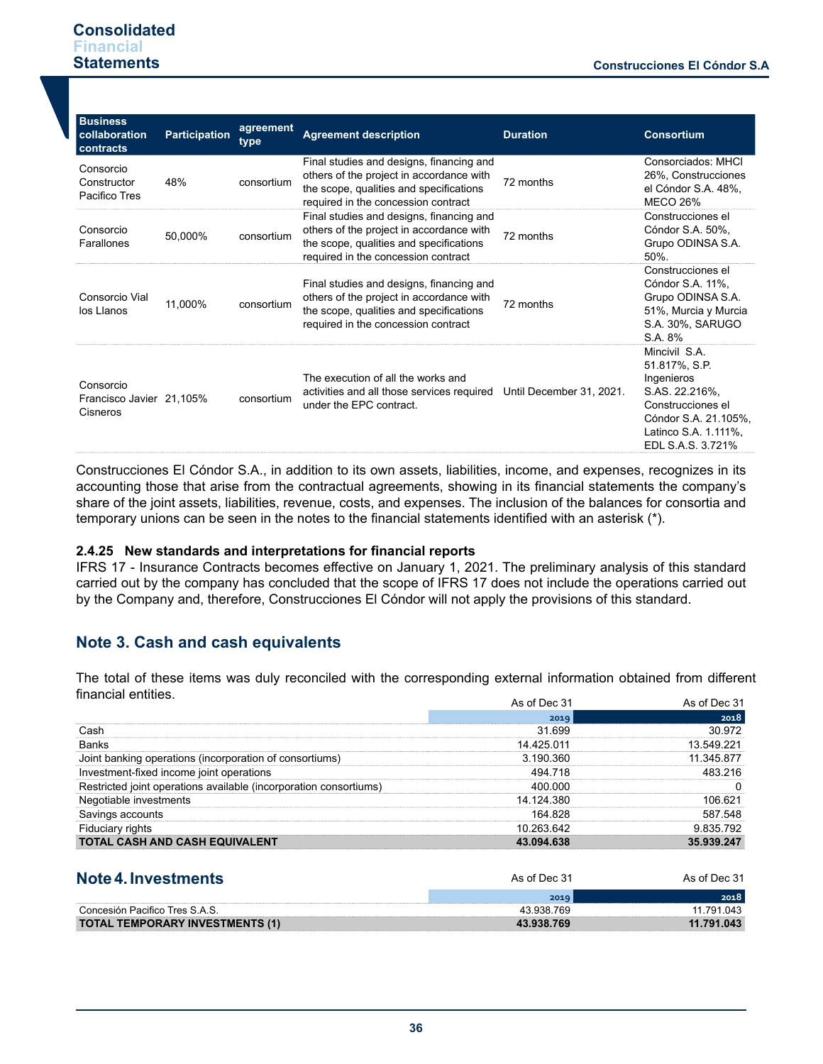| Business collaboration contracts | Participation | agreement type | Agreement description | Duration | Consortium |
|---|---|---|---|---|---|
| Consorcio Constructor Pacifico Tres | 48% | consortium | Final studies and designs, financing and others of the project in accordance with the scope, qualities and specifications required in the concession contract | 72 months | Consorciados: MHCI 26%, Construcciones el Cóndor S.A. 48%, MECO 26% |
| Consorcio Farallones | 50,000% | consortium | Final studies and designs, financing and others of the project in accordance with the scope, qualities and specifications required in the concession contract | 72 months | Construcciones el Cóndor S.A. 50%, Grupo ODINSA S.A. 50%. |
| Consorcio Vial los Llanos | 11,000% | consortium | Final studies and designs, financing and others of the project in accordance with the scope, qualities and specifications required in the concession contract | 72 months | Construcciones el Cóndor S.A. 11%, Grupo ODINSA S.A. 51%, Murcia y Murcia S.A. 30%, SARUGO S.A. 8% |
| Consorcio Francisco Javier Cisneros | 21,105% | consortium | The execution of all the works and activities and all those services required under the EPC contract. | Until December 31, 2021. | Mincivil S.A. 51.817%, S.P. Ingenieros S.AS. 22.216%, Construcciones el Cóndor S.A. 21.105%, Latinco S.A. 1.111%, EDL S.A.S. 3.721% |

Construcciones El Cóndor S.A., in addition to its own assets, liabilities, income, and expenses, recognizes in its accounting those that arise from the contractual agreements, showing in its financial statements the company's share of the joint assets, liabilities, revenue, costs, and expenses. The inclusion of the balances for consortia and temporary unions can be seen in the notes to the financial statements identified with an asterisk (*).

### 2.4.25 New standards and interpretations for financial reports

IFRS 17 - Insurance Contracts becomes effective on January 1, 2021. The preliminary analysis of this standard carried out by the company has concluded that the scope of IFRS 17 does not include the operations carried out by the Company and, therefore, Construcciones El Cóndor will not apply the provisions of this standard.

## Note 3. Cash and cash equivalents

The total of these items was duly reconciled with the corresponding external information obtained from different financial entities.

| | As of Dec 31 2019 | As of Dec 31 2018 |
|---|---|---|
| Cash | 31.699 | 30.972 |
| Banks | 14.425.011 | 13.549.221 |
| Joint banking operations (incorporation of consortiums) | 3.190.360 | 11.345.877 |
| Investment-fixed income joint operations | 494.718 | 483.216 |
| Restricted joint operations available (incorporation consortiums) | 400.000 | 0 |
| Negotiable investments | 14.124.380 | 106.621 |
| Savings accounts | 164.828 | 587.548 |
| Fiduciary rights | 10.263.642 | 9.835.792 |
| **TOTAL CASH AND CASH EQUIVALENT** | **43.094.638** | **35.939.247** |

## Note 4. Investments

| | As of Dec 31 2019 | As of Dec 31 2018 |
|---|---|---|
| Concesión Pacifico Tres S.A.S. | 43.938.769 | 11.791.043 |
| **TOTAL TEMPORARY INVESTMENTS (1)** | **43.938.769** | **11.791.043** |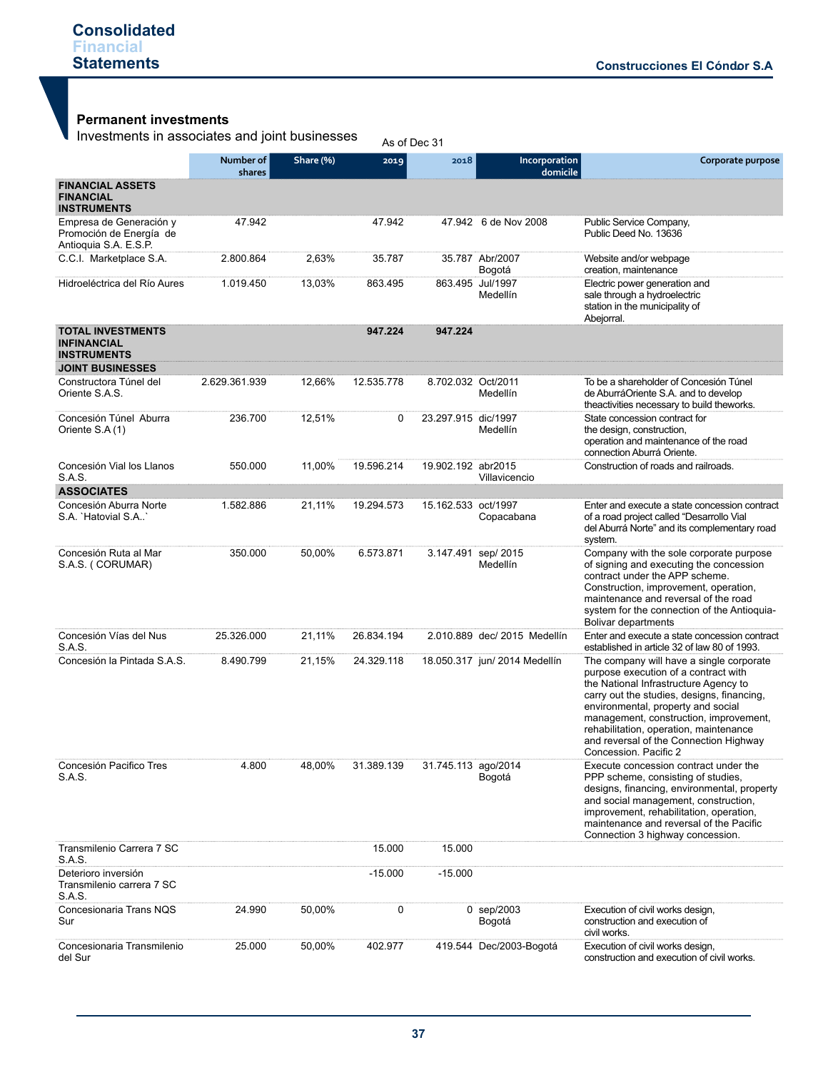## Permanent investments

Investments in associates and joint businesses

As of Dec 31

| | Number of shares | Share (%) | 2019 | 2018 | Incorporation domicile | Corporate purpose |
|---|---|---|---|---|---|---|
| **FINANCIAL ASSETS FINANCIAL INSTRUMENTS** | | | | | | |
| Empresa de Generación y Promoción de Energía de Antioquia S.A. E.S.P. | 47.942 | | 47.942 | 47.942 | 6 de Nov 2008 | Public Service Company, Public Deed No. 13636 |
| C.C.I. Marketplace S.A. | 2.800.864 | 2,63% | 35.787 | 35.787 | Abr/2007 Bogotá | Website and/or webpage creation, maintenance |
| Hidroeléctrica del Río Aures | 1.019.450 | 13,03% | 863.495 | 863.495 | Jul/1997 Medellín | Electric power generation and sale through a hydroelectric station in the municipality of Abejorral. |
| **TOTAL INVESTMENTS INFINANCIAL INSTRUMENTS** | | | **947.224** | **947.224** | | |
| **JOINT BUSINESSES** | | | | | | |
| Constructora Túnel del Oriente S.A.S. | 2.629.361.939 | 12,66% | 12.535.778 | 8.702.032 | Oct/2011 Medellín | To be a shareholder of Concesión Túnel de AburráOriente S.A. and to develop theactivities necessary to build theworks. |
| Concesión Túnel Aburra Oriente S.A (1) | 236.700 | 12,51% | 0 | 23.297.915 | dic/1997 Medellín | State concession contract for the design, construction, operation and maintenance of the road connection Aburrá Oriente. |
| Concesión Vial los Llanos S.A.S. | 550.000 | 11,00% | 19.596.214 | 19.902.192 | abr2015 Villavicencio | Construction of roads and railroads. |
| **ASSOCIATES** | | | | | | |
| Concesión Aburra Norte S.A. `Hatovial S.A..` | 1.582.886 | 21,11% | 19.294.573 | 15.162.533 | oct/1997 Copacabana | Enter and execute a state concession contract of a road project called "Desarrollo Vial del Aburrá Norte" and its complementary road system. |
| Concesión Ruta al Mar S.A.S. ( CORUMAR) | 350.000 | 50,00% | 6.573.871 | 3.147.491 | sep/ 2015 Medellín | Company with the sole corporate purpose of signing and executing the concession contract under the APP scheme. Construction, improvement, operation, maintenance and reversal of the road system for the connection of the Antioquia-Bolivar departments |
| Concesión Vías del Nus S.A.S. | 25.326.000 | 21,11% | 26.834.194 | 2.010.889 | dec/ 2015 Medellín | Enter and execute a state concession contract established in article 32 of law 80 of 1993. |
| Concesión la Pintada S.A.S. | 8.490.799 | 21,15% | 24.329.118 | 18.050.317 | jun/ 2014 Medellín | The company will have a single corporate purpose execution of a contract with the National Infrastructure Agency to carry out the studies, designs, financing, environmental, property and social management, construction, improvement, rehabilitation, operation, maintenance and reversal of the Connection Highway Concession. Pacific 2 |
| Concesión Pacifico Tres S.A.S. | 4.800 | 48,00% | 31.389.139 | 31.745.113 | ago/2014 Bogotá | Execute concession contract under the PPP scheme, consisting of studies, designs, financing, environmental, property and social management, construction, improvement, rehabilitation, operation, maintenance and reversal of the Pacific Connection 3 highway concession. |
| Transmilenio Carrera 7 SC S.A.S. | | | 15.000 | 15.000 | | |
| Deterioro inversión Transmilenio carrera 7 SC S.A.S. | | | -15.000 | -15.000 | | |
| Concesionaria Trans NQS Sur | 24.990 | 50,00% | 0 | 0 | sep/2003 Bogotá | Execution of civil works design, construction and execution of civil works. |
| Concesionaria Transmilenio del Sur | 25.000 | 50,00% | 402.977 | 419.544 | Dec/2003-Bogotá | Execution of civil works design, construction and execution of civil works. |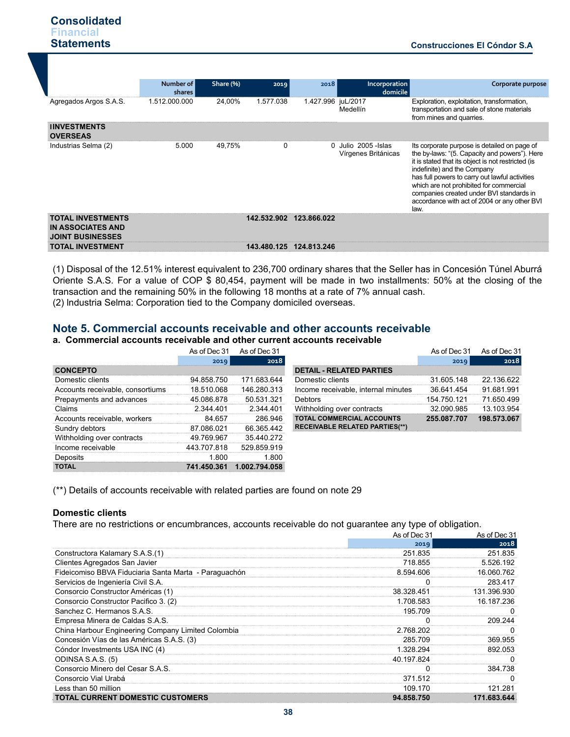| | Number of shares | Share (%) | 2019 | 2018 | Incorporation domicile | Corporate purpose |
|---|---|---|---|---|---|---|
| Agregados Argos S.A.S. | 1.512.000.000 | 24,00% | 1.577.038 | 1.427.996 | juL/2017 Medellín | Exploration, exploitation, transformation, transportation and sale of stone materials from mines and quarries. |
| **IINVESTMENTS OVERSEAS** | | | | | | |
| Industrias Selma (2) | 5.000 | 49,75% | 0 | 0 | Julio 2005 -Islas Vírgenes Británicas | Its corporate purpose is detailed on page of the by-laws: "(5. Capacity and powers"). Here it is stated that its object is not restricted (is indefinite) and the Company has full powers to carry out lawful activities which are not prohibited for commercial companies created under BVI standards in accordance with act of 2004 or any other BVI law. |
| **TOTAL INVESTMENTS IN ASSOCIATES AND JOINT BUSINESSES** | | | **142.532.902** | **123.866.022** | | |
| **TOTAL INVESTMENT** | | | **143.480.125** | **124.813.246** | | |

(1) Disposal of the 12.51% interest equivalent to 236,700 ordinary shares that the Seller has in Concesión Túnel Aburrá Oriente S.A.S. For a value of COP $ 80,454, payment will be made in two installments: 50% at the closing of the transaction and the remaining 50% in the following 18 months at a rate of 7% annual cash.
(2) Industria Selma: Corporation tied to the Company domiciled overseas.

## Note 5. Commercial accounts receivable and other accounts receivable

### a. Commercial accounts receivable and other current accounts receivable

| | As of Dec 31 2019 | As of Dec 31 2018 |
|---|---|---|
| **CONCEPTO** | | |
| Domestic clients | 94.858.750 | 171.683.644 |
| Accounts receivable, consortiums | 18.510.068 | 146.280.313 |
| Prepayments and advances | 45.086.878 | 50.531.321 |
| Claims | 2.344.401 | 2.344.401 |
| Accounts receivable, workers | 84.657 | 286.946 |
| Sundry debtors | 87.086.021 | 66.365.442 |
| Withholding over contracts | 49.769.967 | 35.440.272 |
| Income receivable | 443.707.818 | 529.859.919 |
| Deposits | 1.800 | 1.800 |
| **TOTAL** | **741.450.361** | **1.002.794.058** |

| | As of Dec 31 2019 | As of Dec 31 2018 |
|---|---|---|
| **DETAIL - RELATED PARTIES** | | |
| Domestic clients | 31.605.148 | 22.136.622 |
| Income receivable, internal minutes | 36.641.454 | 91.681.991 |
| Debtors | 154.750.121 | 71.650.499 |
| Withholding over contracts | 32.090.985 | 13.103.954 |
| **TOTAL COMMERCIAL ACCOUNTS RECEIVABLE RELATED PARTIES(**)** | **255.087.707** | **198.573.067** |

(**) Details of accounts receivable with related parties are found on note 29

**Domestic clients**

There are no restrictions or encumbrances, accounts receivable do not guarantee any type of obligation.

| | As of Dec 31 2019 | As of Dec 31 2018 |
|---|---|---|
| Constructora Kalamary S.A.S.(1) | 251.835 | 251.835 |
| Clientes Agregados San Javier | 718.855 | 5.526.192 |
| Fideicomiso BBVA Fiduciaria Santa Marta - Paraguachón | 8.594.606 | 16.060.762 |
| Servicios de Ingeniería Civil S.A. | 0 | 283.417 |
| Consorcio Constructor Américas (1) | 38.328.451 | 131.396.930 |
| Consorcio Constructor Pacifico 3. (2) | 1.708.583 | 16.187.236 |
| Sanchez C. Hermanos S.A.S. | 195.709 | 0 |
| Empresa Minera de Caldas S.A.S. | 0 | 209.244 |
| China Harbour Engineering Company Limited Colombia | 2.768.202 | 0 |
| Concesión Vías de las Américas S.A.S. (3) | 285.709 | 369.955 |
| Cóndor Investments USA INC (4) | 1.328.294 | 892.053 |
| ODINSA S.A.S. (5) | 40.197.824 | 0 |
| Consorcio Minero del Cesar S.A.S. | 0 | 384.738 |
| Consorcio Vial Urabá | 371.512 | 0 |
| Less than 50 million | 109.170 | 121.281 |
| **TOTAL CURRENT DOMESTIC CUSTOMERS** | **94.858.750** | **171.683.644** |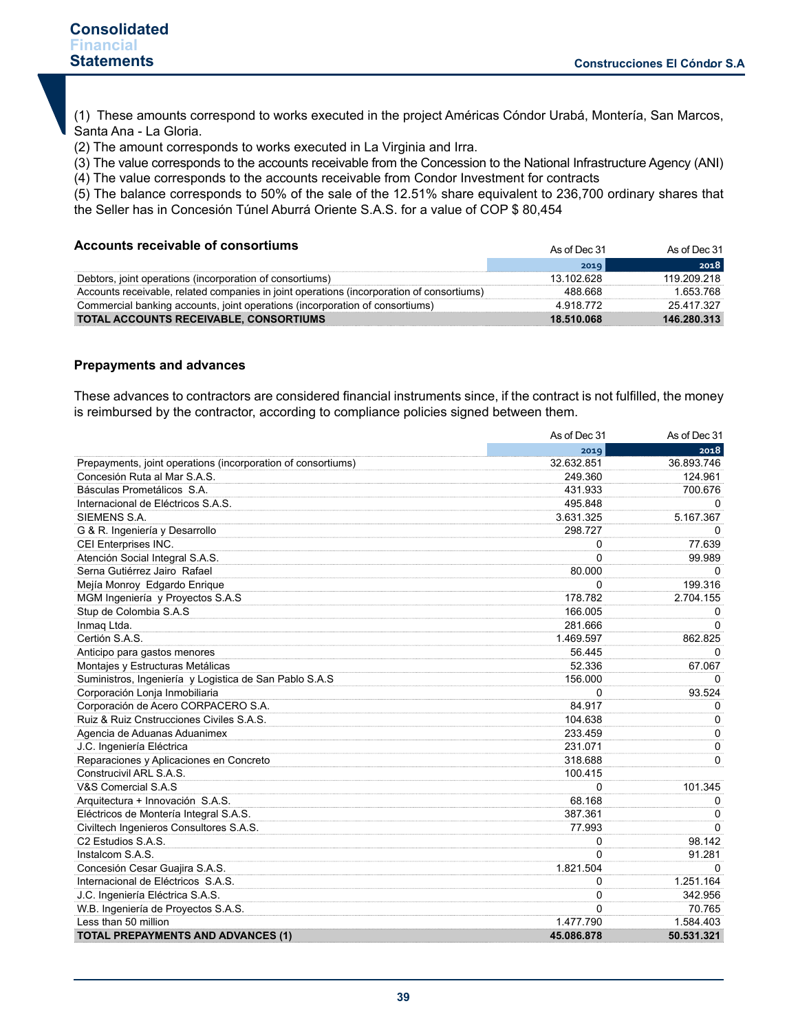(1) These amounts correspond to works executed in the project Américas Cóndor Urabá, Montería, San Marcos, Santa Ana - La Gloria.
(2) The amount corresponds to works executed in La Virginia and Irra.
(3) The value corresponds to the accounts receivable from the Concession to the National Infrastructure Agency (ANI)
(4) The value corresponds to the accounts receivable from Condor Investment for contracts
(5) The balance corresponds to 50% of the sale of the 12.51% share equivalent to 236,700 ordinary shares that the Seller has in Concesión Túnel Aburrá Oriente S.A.S. for a value of COP $ 80,454

### Accounts receivable of consortiums

| | As of Dec 31 2019 | As of Dec 31 2018 |
|---|---|---|
| Debtors, joint operations (incorporation of consortiums) | 13.102.628 | 119.209.218 |
| Accounts receivable, related companies in joint operations (incorporation of consortiums) | 488.668 | 1.653.768 |
| Commercial banking accounts, joint operations (incorporation of consortiums) | 4.918.772 | 25.417.327 |
| **TOTAL ACCOUNTS RECEIVABLE, CONSORTIUMS** | **18.510.068** | **146.280.313** |

### Prepayments and advances

These advances to contractors are considered financial instruments since, if the contract is not fulfilled, the money is reimbursed by the contractor, according to compliance policies signed between them.

| | As of Dec 31 2019 | As of Dec 31 2018 |
|---|---|---|
| Prepayments, joint operations (incorporation of consortiums) | 32.632.851 | 36.893.746 |
| Concesión Ruta al Mar S.A.S. | 249.360 | 124.961 |
| Básculas Prometálicos S.A. | 431.933 | 700.676 |
| Internacional de Eléctricos S.A.S. | 495.848 | 0 |
| SIEMENS S.A. | 3.631.325 | 5.167.367 |
| G & R. Ingeniería y Desarrollo | 298.727 | 0 |
| CEI Enterprises INC. | 0 | 77.639 |
| Atención Social Integral S.A.S. | 0 | 99.989 |
| Serna Gutiérrez Jairo Rafael | 80.000 | 0 |
| Mejía Monroy Edgardo Enrique | 0 | 199.316 |
| MGM Ingeniería y Proyectos S.A.S | 178.782 | 2.704.155 |
| Stup de Colombia S.A.S | 166.005 | 0 |
| Inmaq Ltda. | 281.666 | 0 |
| Certión S.A.S. | 1.469.597 | 862.825 |
| Anticipo para gastos menores | 56.445 | 0 |
| Montajes y Estructuras Metálicas | 52.336 | 67.067 |
| Suministros, Ingeniería y Logistica de San Pablo S.A.S | 156.000 | 0 |
| Corporación Lonja Inmobiliaria | 0 | 93.524 |
| Corporación de Acero CORPACERO S.A. | 84.917 | 0 |
| Ruiz & Ruiz Cnstrucciones Civiles S.A.S. | 104.638 | 0 |
| Agencia de Aduanas Aduanimex | 233.459 | 0 |
| J.C. Ingeniería Eléctrica | 231.071 | 0 |
| Reparaciones y Aplicaciones en Concreto | 318.688 | 0 |
| Construcivil ARL S.A.S. | 100.415 | |
| V&S Comercial S.A.S | 0 | 101.345 |
| Arquitectura + Innovación S.A.S. | 68.168 | 0 |
| Eléctricos de Montería Integral S.A.S. | 387.361 | 0 |
| Civiltech Ingenieros Consultores S.A.S. | 77.993 | 0 |
| C2 Estudios S.A.S. | 0 | 98.142 |
| Instalcom S.A.S. | 0 | 91.281 |
| Concesión Cesar Guajira S.A.S. | 1.821.504 | 0 |
| Internacional de Eléctricos S.A.S. | 0 | 1.251.164 |
| J.C. Ingeniería Eléctrica S.A.S. | 0 | 342.956 |
| W.B. Ingeniería de Proyectos S.A.S. | 0 | 70.765 |
| Less than 50 million | 1.477.790 | 1.584.403 |
| **TOTAL PREPAYMENTS AND ADVANCES (1)** | **45.086.878** | **50.531.321** |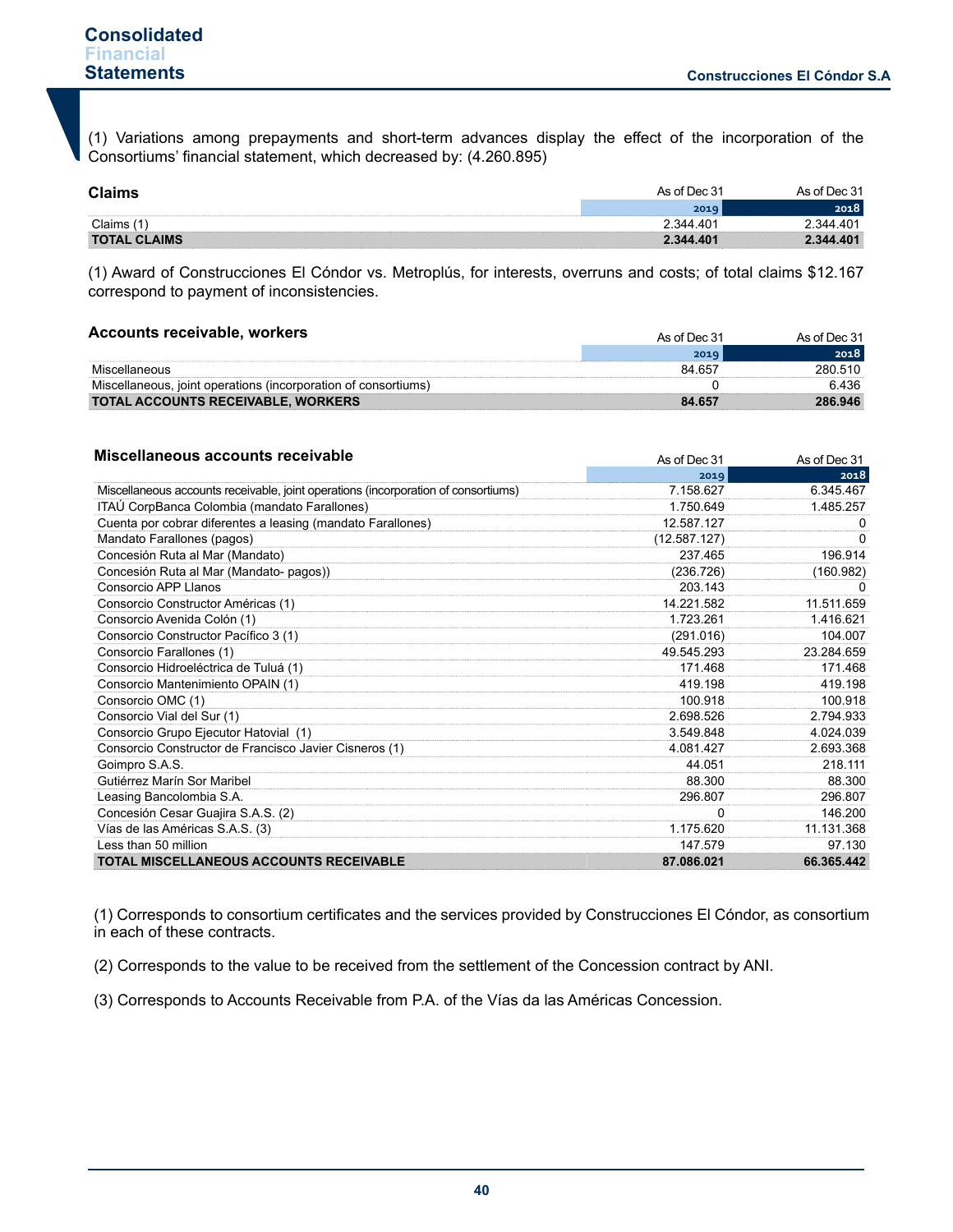(1) Variations among prepayments and short-term advances display the effect of the incorporation of the Consortiums' financial statement, which decreased by: (4.260.895)

### Claims

| | As of Dec 31 2019 | As of Dec 31 2018 |
|---|---|---|
| Claims (1) | 2.344.401 | 2.344.401 |
| **TOTAL CLAIMS** | **2.344.401** | **2.344.401** |

(1) Award of Construcciones El Cóndor vs. Metroplús, for interests, overruns and costs; of total claims $12.167 correspond to payment of inconsistencies.

### Accounts receivable, workers

| | As of Dec 31 2019 | As of Dec 31 2018 |
|---|---|---|
| Miscellaneous | 84.657 | 280.510 |
| Miscellaneous, joint operations (incorporation of consortiums) | 0 | 6.436 |
| **TOTAL ACCOUNTS RECEIVABLE, WORKERS** | **84.657** | **286.946** |

### Miscellaneous accounts receivable

| | As of Dec 31 2019 | As of Dec 31 2018 |
|---|---|---|
| Miscellaneous accounts receivable, joint operations (incorporation of consortiums) | 7.158.627 | 6.345.467 |
| ITAÚ CorpBanca Colombia (mandato Farallones) | 1.750.649 | 1.485.257 |
| Cuenta por cobrar diferentes a leasing (mandato Farallones) | 12.587.127 | 0 |
| Mandato Farallones (pagos) | (12.587.127) | 0 |
| Concesión Ruta al Mar (Mandato) | 237.465 | 196.914 |
| Concesión Ruta al Mar (Mandato- pagos)) | (236.726) | (160.982) |
| Consorcio APP Llanos | 203.143 | 0 |
| Consorcio Constructor Américas (1) | 14.221.582 | 11.511.659 |
| Consorcio Avenida Colón (1) | 1.723.261 | 1.416.621 |
| Consorcio Constructor Pacífico 3 (1) | (291.016) | 104.007 |
| Consorcio Farallones (1) | 49.545.293 | 23.284.659 |
| Consorcio Hidroeléctrica de Tuluá (1) | 171.468 | 171.468 |
| Consorcio Mantenimiento OPAIN (1) | 419.198 | 419.198 |
| Consorcio OMC (1) | 100.918 | 100.918 |
| Consorcio Vial del Sur (1) | 2.698.526 | 2.794.933 |
| Consorcio Grupo Ejecutor Hatovial (1) | 3.549.848 | 4.024.039 |
| Consorcio Constructor de Francisco Javier Cisneros (1) | 4.081.427 | 2.693.368 |
| Goimpro S.A.S. | 44.051 | 218.111 |
| Gutiérrez Marín Sor Maribel | 88.300 | 88.300 |
| Leasing Bancolombia S.A. | 296.807 | 296.807 |
| Concesión Cesar Guajira S.A.S. (2) | 0 | 146.200 |
| Vías de las Américas S.A.S. (3) | 1.175.620 | 11.131.368 |
| Less than 50 million | 147.579 | 97.130 |
| **TOTAL MISCELLANEOUS ACCOUNTS RECEIVABLE** | **87.086.021** | **66.365.442** |

(1) Corresponds to consortium certificates and the services provided by Construcciones El Cóndor, as consortium in each of these contracts.

(2) Corresponds to the value to be received from the settlement of the Concession contract by ANI.

(3) Corresponds to Accounts Receivable from P.A. of the Vías da las Américas Concession.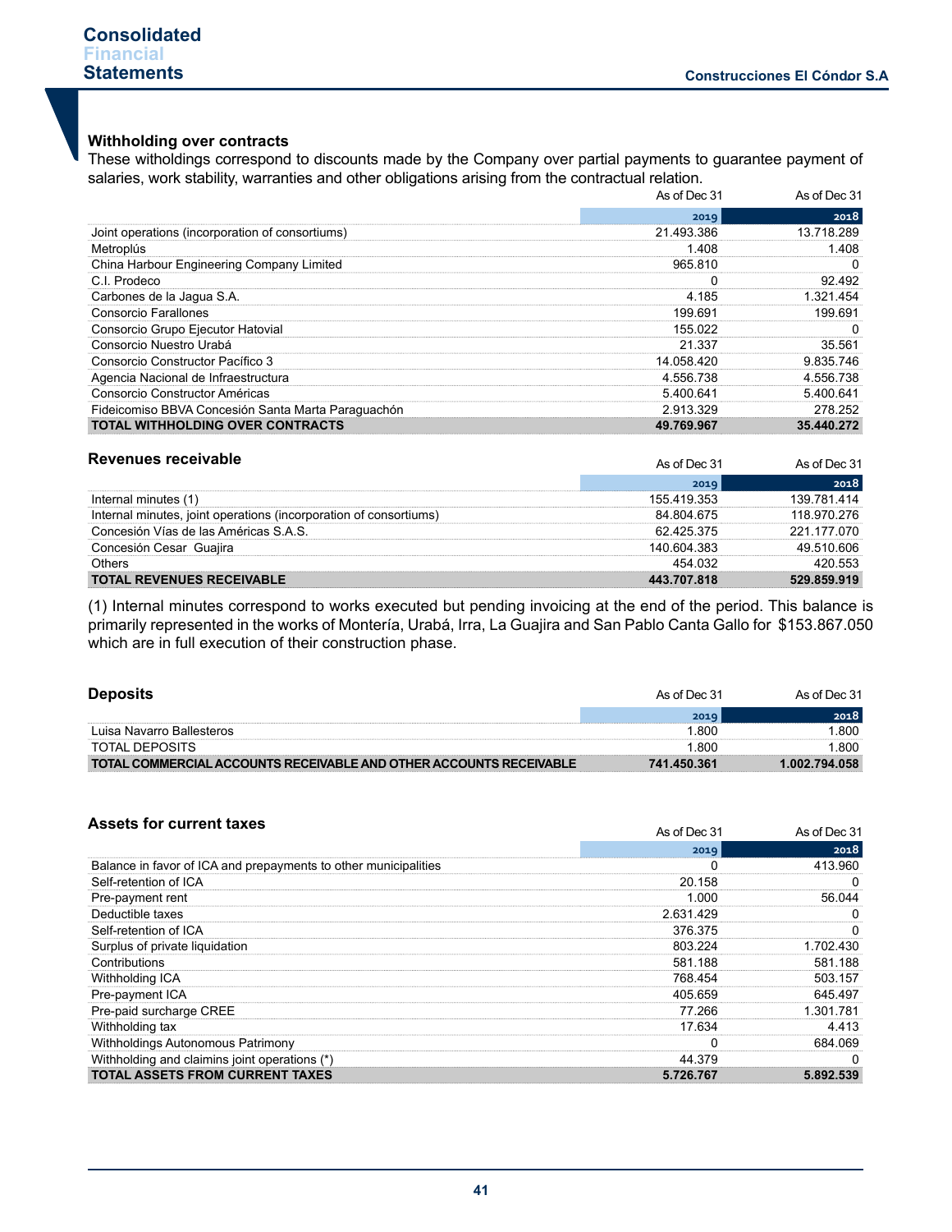### Withholding over contracts

These witholdings correspond to discounts made by the Company over partial payments to guarantee payment of salaries, work stability, warranties and other obligations arising from the contractual relation.

| | As of Dec 31 2019 | As of Dec 31 2018 |
|---|---|---|
| Joint operations (incorporation of consortiums) | 21.493.386 | 13.718.289 |
| Metroplús | 1.408 | 1.408 |
| China Harbour Engineering Company Limited | 965.810 | 0 |
| C.I. Prodeco | 0 | 92.492 |
| Carbones de la Jagua S.A. | 4.185 | 1.321.454 |
| Consorcio Farallones | 199.691 | 199.691 |
| Consorcio Grupo Ejecutor Hatovial | 155.022 | 0 |
| Consorcio Nuestro Urabá | 21.337 | 35.561 |
| Consorcio Constructor Pacífico 3 | 14.058.420 | 9.835.746 |
| Agencia Nacional de Infraestructura | 4.556.738 | 4.556.738 |
| Consorcio Constructor Américas | 5.400.641 | 5.400.641 |
| Fideicomiso BBVA Concesión Santa Marta Paraguachón | 2.913.329 | 278.252 |
| **TOTAL WITHHOLDING OVER CONTRACTS** | **49.769.967** | **35.440.272** |

### Revenues receivable

| | As of Dec 31 2019 | As of Dec 31 2018 |
|---|---|---|
| Internal minutes (1) | 155.419.353 | 139.781.414 |
| Internal minutes, joint operations (incorporation of consortiums) | 84.804.675 | 118.970.276 |
| Concesión Vías de las Américas S.A.S. | 62.425.375 | 221.177.070 |
| Concesión Cesar Guajira | 140.604.383 | 49.510.606 |
| Others | 454.032 | 420.553 |
| **TOTAL REVENUES RECEIVABLE** | **443.707.818** | **529.859.919** |

(1) Internal minutes correspond to works executed but pending invoicing at the end of the period. This balance is primarily represented in the works of Montería, Urabá, Irra, La Guajira and San Pablo Canta Gallo for $153.867.050 which are in full execution of their construction phase.

### Deposits

| | As of Dec 31 2019 | As of Dec 31 2018 |
|---|---|---|
| Luisa Navarro Ballesteros | 1.800 | 1.800 |
| TOTAL DEPOSITS | 1.800 | 1.800 |
| **TOTAL COMMERCIAL ACCOUNTS RECEIVABLE AND OTHER ACCOUNTS RECEIVABLE** | **741.450.361** | **1.002.794.058** |

### Assets for current taxes

| | As of Dec 31 2019 | As of Dec 31 2018 |
|---|---|---|
| Balance in favor of ICA and prepayments to other municipalities | 0 | 413.960 |
| Self-retention of ICA | 20.158 | 0 |
| Pre-payment rent | 1.000 | 56.044 |
| Deductible taxes | 2.631.429 | 0 |
| Self-retention of ICA | 376.375 | 0 |
| Surplus of private liquidation | 803.224 | 1.702.430 |
| Contributions | 581.188 | 581.188 |
| Withholding ICA | 768.454 | 503.157 |
| Pre-payment ICA | 405.659 | 645.497 |
| Pre-paid surcharge CREE | 77.266 | 1.301.781 |
| Withholding tax | 17.634 | 4.413 |
| Withholdings Autonomous Patrimony | 0 | 684.069 |
| Withholding and claimins joint operations (*) | 44.379 | 0 |
| **TOTAL ASSETS FROM CURRENT TAXES** | **5.726.767** | **5.892.539** |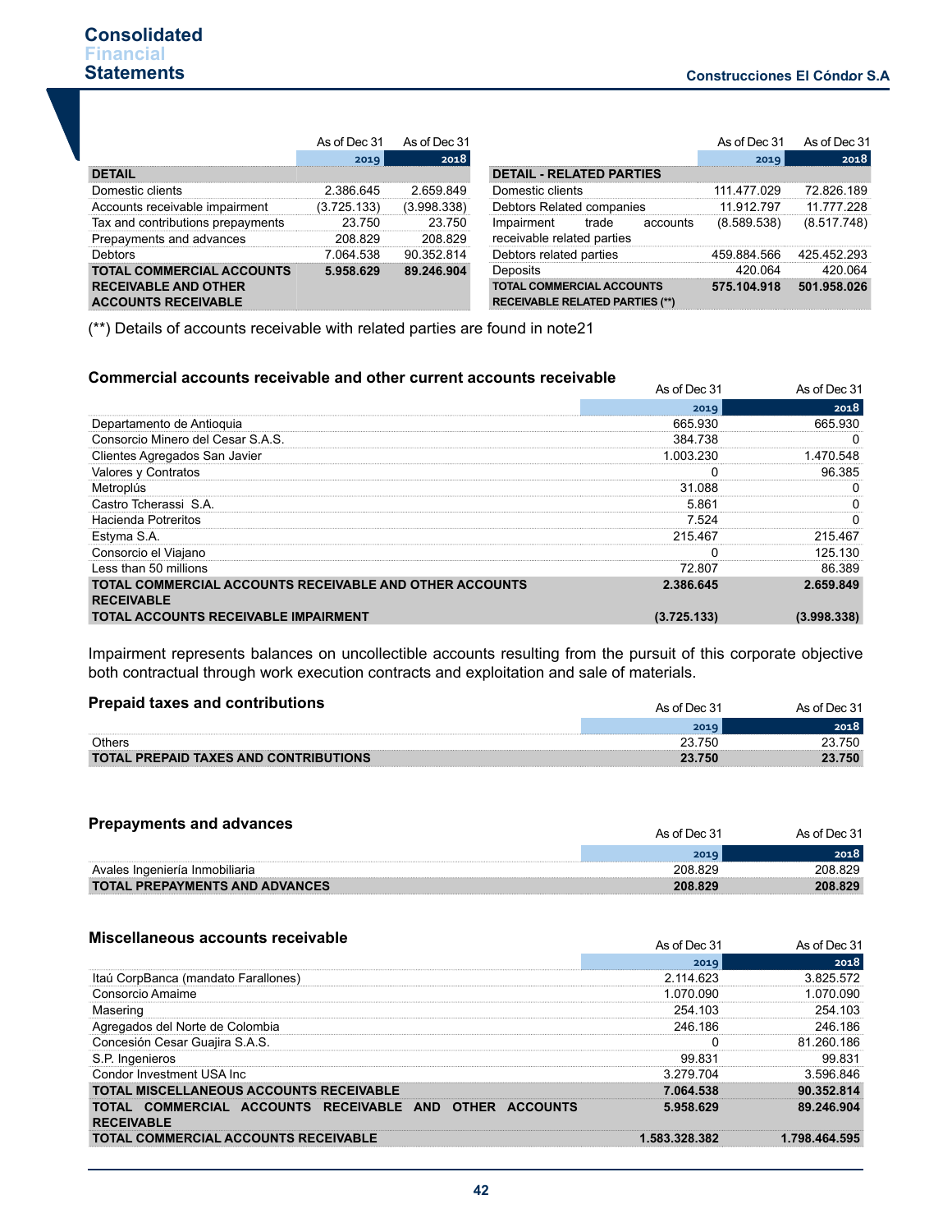| DETAIL | As of Dec 31 2019 | As of Dec 31 2018 |
|---|---|---|
| Domestic clients | 2.386.645 | 2.659.849 |
| Accounts receivable impairment | (3.725.133) | (3.998.338) |
| Tax and contributions prepayments | 23.750 | 23.750 |
| Prepayments and advances | 208.829 | 208.829 |
| Debtors | 7.064.538 | 90.352.814 |
| **TOTAL COMMERCIAL ACCOUNTS RECEIVABLE AND OTHER ACCOUNTS RECEIVABLE** | **5.958.629** | **89.246.904** |

| DETAIL - RELATED PARTIES | As of Dec 31 2019 | As of Dec 31 2018 |
|---|---|---|
| Domestic clients | 111.477.029 | 72.826.189 |
| Debtors Related companies | 11.912.797 | 11.777.228 |
| Impairment trade accounts receivable related parties | (8.589.538) | (8.517.748) |
| Debtors related parties | 459.884.566 | 425.452.293 |
| Deposits | 420.064 | 420.064 |
| **TOTAL COMMERCIAL ACCOUNTS RECEIVABLE RELATED PARTIES (\*\*)** | **575.104.918** | **501.958.026** |

(\*\*) Details of accounts receivable with related parties are found in note21

### Commercial accounts receivable and other current accounts receivable

| | As of Dec 31 2019 | As of Dec 31 2018 |
|---|---|---|
| Departamento de Antioquia | 665.930 | 665.930 |
| Consorcio Minero del Cesar S.A.S. | 384.738 | 0 |
| Clientes Agregados San Javier | 1.003.230 | 1.470.548 |
| Valores y Contratos | 0 | 96.385 |
| Metroplús | 31.088 | 0 |
| Castro Tcherassi S.A. | 5.861 | 0 |
| Hacienda Potreritos | 7.524 | 0 |
| Estyma S.A. | 215.467 | 215.467 |
| Consorcio el Viajano | 0 | 125.130 |
| Less than 50 millions | 72.807 | 86.389 |
| **TOTAL COMMERCIAL ACCOUNTS RECEIVABLE AND OTHER ACCOUNTS RECEIVABLE** | **2.386.645** | **2.659.849** |
| **TOTAL ACCOUNTS RECEIVABLE IMPAIRMENT** | **(3.725.133)** | **(3.998.338)** |

Impairment represents balances on uncollectible accounts resulting from the pursuit of this corporate objective both contractual through work execution contracts and exploitation and sale of materials.

### Prepaid taxes and contributions

| | As of Dec 31 2019 | As of Dec 31 2018 |
|---|---|---|
| Others | 23.750 | 23.750 |
| **TOTAL PREPAID TAXES AND CONTRIBUTIONS** | **23.750** | **23.750** |

### Prepayments and advances

| | As of Dec 31 2019 | As of Dec 31 2018 |
|---|---|---|
| Avales Ingeniería Inmobiliaria | 208.829 | 208.829 |
| **TOTAL PREPAYMENTS AND ADVANCES** | **208.829** | **208.829** |

### Miscellaneous accounts receivable

| | As of Dec 31 2019 | As of Dec 31 2018 |
|---|---|---|
| Itaú CorpBanca (mandato Farallones) | 2.114.623 | 3.825.572 |
| Consorcio Amaime | 1.070.090 | 1.070.090 |
| Masering | 254.103 | 254.103 |
| Agregados del Norte de Colombia | 246.186 | 246.186 |
| Concesión Cesar Guajira S.A.S. | 0 | 81.260.186 |
| S.P. Ingenieros | 99.831 | 99.831 |
| Condor Investment USA Inc | 3.279.704 | 3.596.846 |
| **TOTAL MISCELLANEOUS ACCOUNTS RECEIVABLE** | **7.064.538** | **90.352.814** |
| **TOTAL COMMERCIAL ACCOUNTS RECEIVABLE AND OTHER ACCOUNTS RECEIVABLE** | **5.958.629** | **89.246.904** |
| **TOTAL COMMERCIAL ACCOUNTS RECEIVABLE** | **1.583.328.382** | **1.798.464.595** |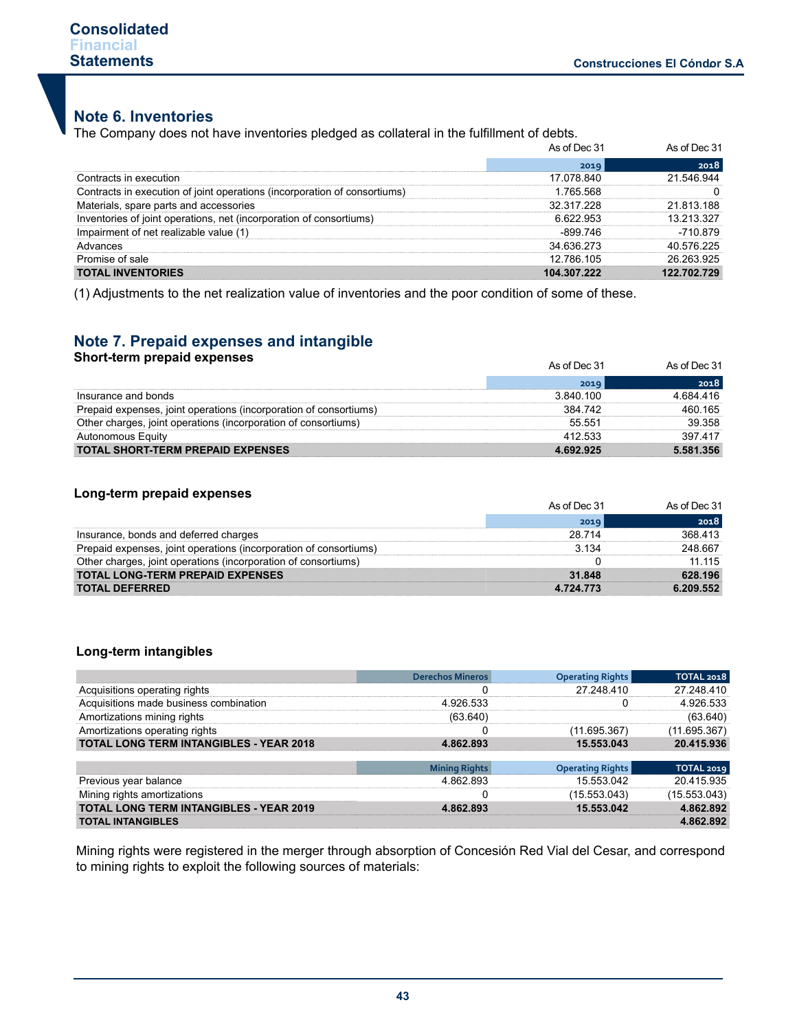## Note 6. Inventories

The Company does not have inventories pledged as collateral in the fulfillment of debts.

| | As of Dec 31 2019 | As of Dec 31 2018 |
|---|---|---|
| Contracts in execution | 17.078.840 | 21.546.944 |
| Contracts in execution of joint operations (incorporation of consortiums) | 1.765.568 | 0 |
| Materials, spare parts and accessories | 32.317.228 | 21.813.188 |
| Inventories of joint operations, net (incorporation of consortiums) | 6.622.953 | 13.213.327 |
| Impairment of net realizable value (1) | -899.746 | -710.879 |
| Advances | 34.636.273 | 40.576.225 |
| Promise of sale | 12.786.105 | 26.263.925 |
| **TOTAL INVENTORIES** | **104.307.222** | **122.702.729** |

(1) Adjustments to the net realization value of inventories and the poor condition of some of these.

## Note 7. Prepaid expenses and intangible

### Short-term prepaid expenses

| | As of Dec 31 2019 | As of Dec 31 2018 |
|---|---|---|
| Insurance and bonds | 3.840.100 | 4.684.416 |
| Prepaid expenses, joint operations (incorporation of consortiums) | 384.742 | 460.165 |
| Other charges, joint operations (incorporation of consortiums) | 55.551 | 39.358 |
| Autonomous Equity | 412.533 | 397.417 |
| **TOTAL SHORT-TERM PREPAID EXPENSES** | **4.692.925** | **5.581.356** |

### Long-term prepaid expenses

| | As of Dec 31 2019 | As of Dec 31 2018 |
|---|---|---|
| Insurance, bonds and deferred charges | 28.714 | 368.413 |
| Prepaid expenses, joint operations (incorporation of consortiums) | 3.134 | 248.667 |
| Other charges, joint operations (incorporation of consortiums) | 0 | 11.115 |
| **TOTAL LONG-TERM PREPAID EXPENSES** | **31.848** | **628.196** |
| **TOTAL DEFERRED** | **4.724.773** | **6.209.552** |

### Long-term intangibles

| | Derechos Mineros | Operating Rights | TOTAL 2018 |
|---|---|---|---|
| Acquisitions operating rights | 0 | 27.248.410 | 27.248.410 |
| Acquisitions made business combination | 4.926.533 | 0 | 4.926.533 |
| Amortizations mining rights | (63.640) | | (63.640) |
| Amortizations operating rights | 0 | (11.695.367) | (11.695.367) |
| **TOTAL LONG TERM INTANGIBLES - YEAR 2018** | **4.862.893** | **15.553.043** | **20.415.936** |

| | Mining Rights | Operating Rights | TOTAL 2019 |
|---|---|---|---|
| Previous year balance | 4.862.893 | 15.553.042 | 20.415.935 |
| Mining rights amortizations | 0 | (15.553.043) | (15.553.043) |
| **TOTAL LONG TERM INTANGIBLES - YEAR 2019** | **4.862.893** | **15.553.042** | **4.862.892** |
| **TOTAL INTANGIBLES** | | | **4.862.892** |

Mining rights were registered in the merger through absorption of Concesión Red Vial del Cesar, and correspond to mining rights to exploit the following sources of materials: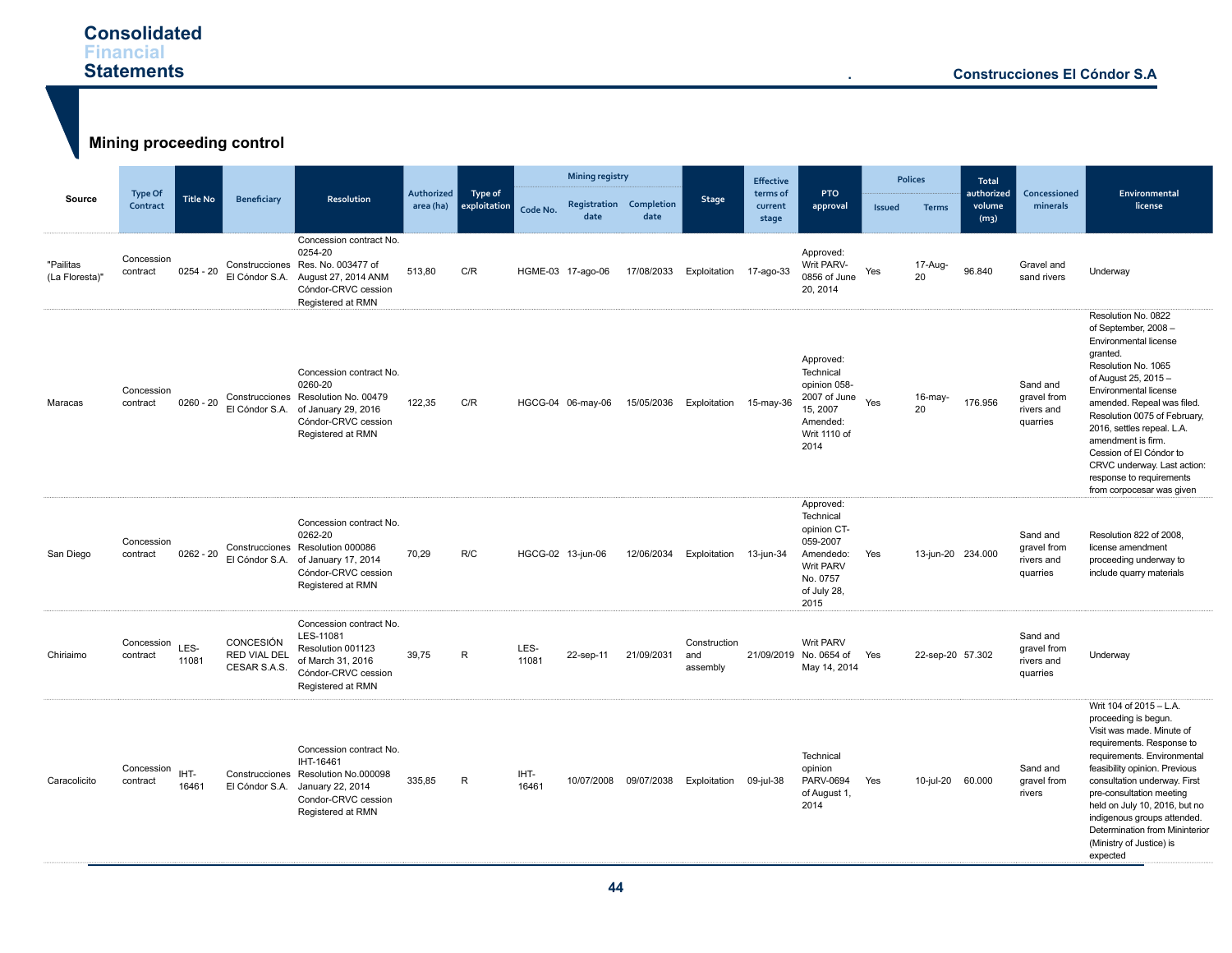## Mining proceeding control

| Source | Type Of Contract | Title No | Beneficiary | Resolution | Authorized area (ha) | Type of exploitation | Mining registry | | | Stage | Effective terms of current stage | PTO approval | Polices | | Total authorized volume (m3) | Concessioned minerals | Environmental license |
|---|---|---|---|---|---|---|---|---|---|---|---|---|---|---|---|---|---|
| | | | | | | | Code No. | Registration date | Completion date | | | | Issued | Terms | | | |
| "Pailitas (La Floresta)" | Concession contract | 0254 - 20 | Construcciones El Cóndor S.A. | Concession contract No. 0254-20 Res. No. 003477 of August 27, 2014 ANM Cóndor-CRVC cession Registered at RMN | 513,80 | C/R | HGME-03 | 17-ago-06 | 17/08/2033 | Exploitation | 17-ago-33 | Approved: Writ PARV-0856 of June 20, 2014 | Yes | 17-Aug-20 | 96.840 | Gravel and sand rivers | Underway |
| Maracas | Concession contract | 0260 - 20 | Construcciones El Cóndor S.A. | Concession contract No. 0260-20 Resolution No. 00479 of January 29, 2016 Cóndor-CRVC cession Registered at RMN | 122,35 | C/R | HGCG-04 | 06-may-06 | 15/05/2036 | Exploitation | 15-may-36 | Approved: Technical opinion 058-2007 of June 15, 2007 Amended: Writ 1110 of 2014 | Yes | 16-may-20 | 176.956 | Sand and gravel from rivers and quarries | Resolution No. 0822 of September, 2008 – Environmental license granted. Resolution No. 1065 of August 25, 2015 – Environmental license amended. Repeal was filed. Resolution 0075 of February, 2016, settles repeal. L.A. amendment is firm. Cession of El Cóndor to CRVC underway. Last action: response to requirements from corpocesar was given |
| San Diego | Concession contract | 0262 - 20 | Construcciones El Cóndor S.A. | Concession contract No. 0262-20 Resolution 000086 of January 17, 2014 Cóndor-CRVC cession Registered at RMN | 70,29 | R/C | HCGG-02 | 13-jun-06 | 12/06/2034 | Exploitation | 13-jun-34 | Approved: Technical opinion CT-059-2007 Amendedo: Writ PARV No. 0757 of July 28, 2015 | Yes | 13-jun-20 | 234.000 | Sand and gravel from rivers and quarries | Resolution 822 of 2008, license amendment proceeding underway to include quarry materials |
| Chiriaimo | Concession contract | LES-11081 | CONCESIÓN RED VIAL DEL CESAR S.A.S. | Concession contract No. LES-11081 Resolution 001123 of March 31, 2016 Cóndor-CRVC cession Registered at RMN | 39,75 | R | LES-11081 | 22-sep-11 | 21/09/2031 | Construction and assembly | 21/09/2019 | Writ PARV No. 0654 of May 14, 2014 | Yes | 22-sep-20 | 57.302 | Sand and gravel from rivers and quarries | Underway |
| Caracolicito | Concession contract | IHT-16461 | Construcciones El Cóndor S.A. | Concession contract No. IHT-16461 Resolution No.000098 January 22, 2014 Condor-CRVC cession Registered at RMN | 335,85 | R | IHT-16461 | 10/07/2008 | 09/07/2038 | Exploitation | 09-jul-38 | Technical opinion PARV-0694 of August 1, 2014 | Yes | 10-jul-20 | 60.000 | Sand and gravel from rivers | Writ 104 of 2015 – L.A. proceeding is begun. Visit was made. Minute of requirements. Response to requirements. Environmental feasibility opinion. Previous consultation underway. First pre-consultation meeting held on July 10, 2016, but no indigenous groups attended. Determination from Mininterior (Ministry of Justice) is expected |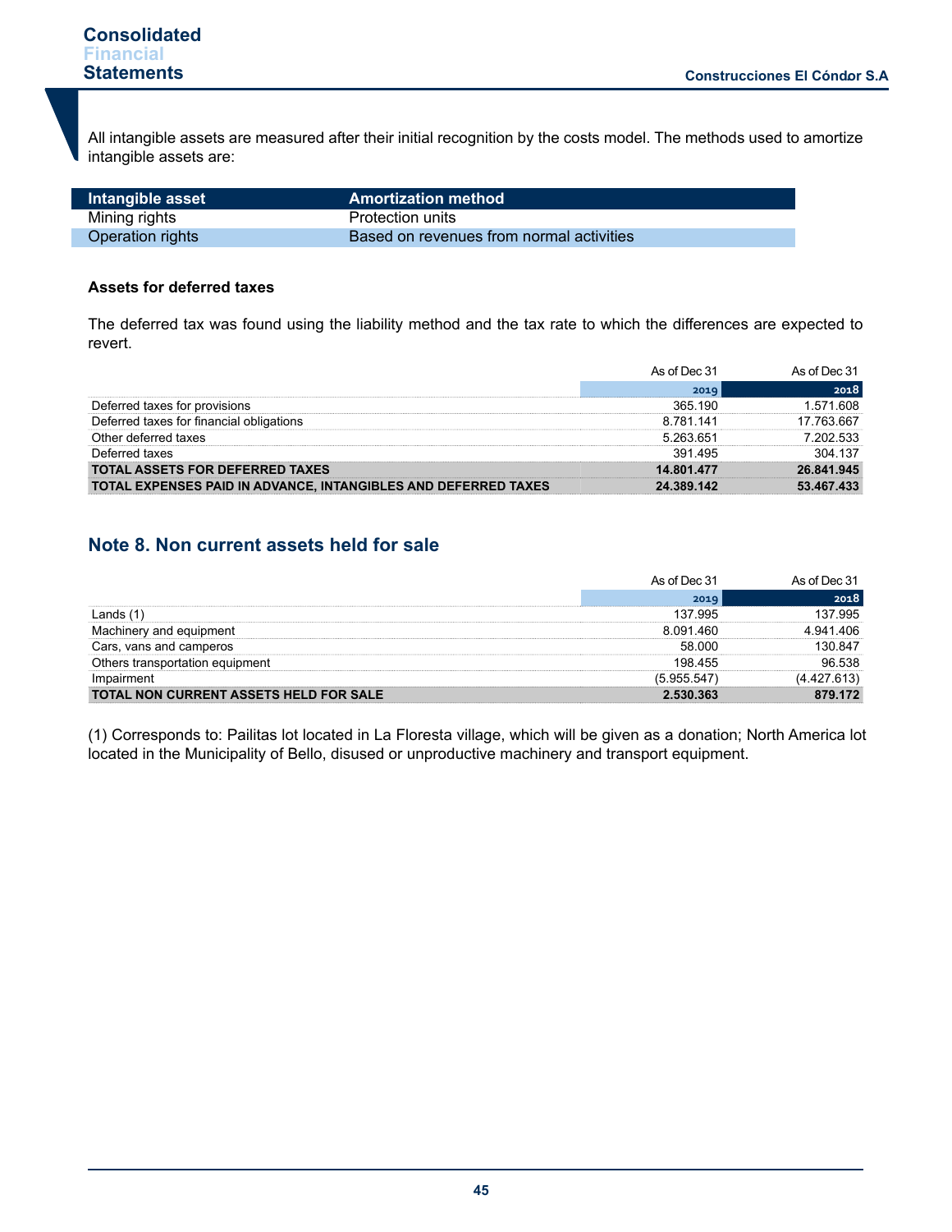All intangible assets are measured after their initial recognition by the costs model. The methods used to amortize intangible assets are:

| Intangible asset | Amortization method |
|---|---|
| Mining rights | Protection units |
| Operation rights | Based on revenues from normal activities |

**Assets for deferred taxes**

The deferred tax was found using the liability method and the tax rate to which the differences are expected to revert.

| | As of Dec 31 2019 | As of Dec 31 2018 |
|---|---|---|
| Deferred taxes for provisions | 365.190 | 1.571.608 |
| Deferred taxes for financial obligations | 8.781.141 | 17.763.667 |
| Other deferred taxes | 5.263.651 | 7.202.533 |
| Deferred taxes | 391.495 | 304.137 |
| **TOTAL ASSETS FOR DEFERRED TAXES** | **14.801.477** | **26.841.945** |
| **TOTAL EXPENSES PAID IN ADVANCE, INTANGIBLES AND DEFERRED TAXES** | **24.389.142** | **53.467.433** |

## Note 8. Non current assets held for sale

| | As of Dec 31 2019 | As of Dec 31 2018 |
|---|---|---|
| Lands (1) | 137.995 | 137.995 |
| Machinery and equipment | 8.091.460 | 4.941.406 |
| Cars, vans and camperos | 58.000 | 130.847 |
| Others transportation equipment | 198.455 | 96.538 |
| Impairment | (5.955.547) | (4.427.613) |
| **TOTAL NON CURRENT ASSETS HELD FOR SALE** | **2.530.363** | **879.172** |

(1) Corresponds to: Pailitas lot located in La Floresta village, which will be given as a donation; North America lot located in the Municipality of Bello, disused or unproductive machinery and transport equipment.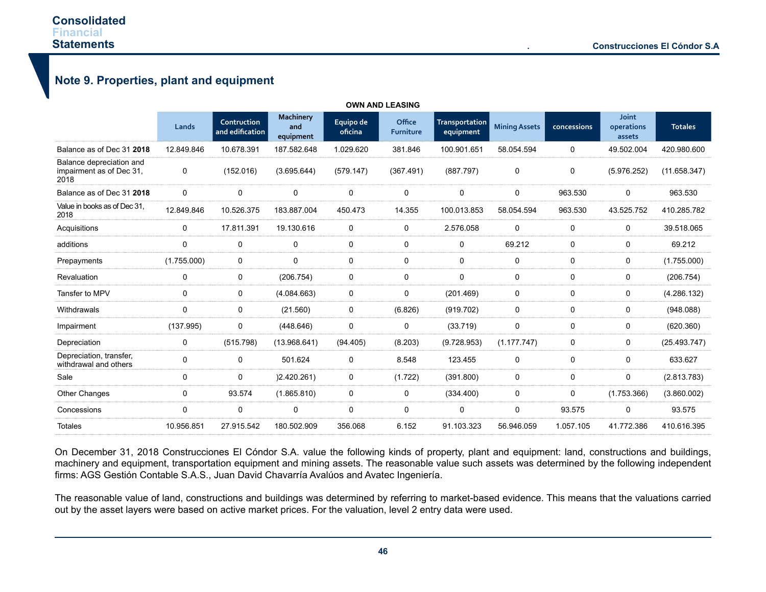## Note 9. Properties, plant and equipment

**OWN AND LEASING**

| | Lands | Contruction and edification | Machinery and equipment | Equipo de oficina | Office Furniture | Transportation equipment | Mining Assets | concessions | Joint operations assets | Totales |
|---|---|---|---|---|---|---|---|---|---|---|
| Balance as of Dec 31 **2018** | 12.849.846 | 10.678.391 | 187.582.648 | 1.029.620 | 381.846 | 100.901.651 | 58.054.594 | 0 | 49.502.004 | 420.980.600 |
| Balance depreciation and impairment as of Dec 31, 2018 | 0 | (152.016) | (3.695.644) | (579.147) | (367.491) | (887.797) | 0 | 0 | (5.976.252) | (11.658.347) |
| Balance as of Dec 31 **2018** | 0 | 0 | 0 | 0 | 0 | 0 | 0 | 963.530 | 0 | 963.530 |
| Value in books as of Dec 31, 2018 | 12.849.846 | 10.526.375 | 183.887.004 | 450.473 | 14.355 | 100.013.853 | 58.054.594 | 963.530 | 43.525.752 | 410.285.782 |
| Acquisitions | 0 | 17.811.391 | 19.130.616 | 0 | 0 | 2.576.058 | 0 | 0 | 0 | 39.518.065 |
| additions | 0 | 0 | 0 | 0 | 0 | 0 | 69.212 | 0 | 0 | 69.212 |
| Prepayments | (1.755.000) | 0 | 0 | 0 | 0 | 0 | 0 | 0 | 0 | (1.755.000) |
| Revaluation | 0 | 0 | (206.754) | 0 | 0 | 0 | 0 | 0 | 0 | (206.754) |
| Tansfer to MPV | 0 | 0 | (4.084.663) | 0 | 0 | (201.469) | 0 | 0 | 0 | (4.286.132) |
| Withdrawals | 0 | 0 | (21.560) | 0 | (6.826) | (919.702) | 0 | 0 | 0 | (948.088) |
| Impairment | (137.995) | 0 | (448.646) | 0 | 0 | (33.719) | 0 | 0 | 0 | (620.360) |
| Depreciation | 0 | (515.798) | (13.968.641) | (94.405) | (8.203) | (9.728.953) | (1.177.747) | 0 | 0 | (25.493.747) |
| Depreciation, transfer, withdrawal and others | 0 | 0 | 501.624 | 0 | 8.548 | 123.455 | 0 | 0 | 0 | 633.627 |
| Sale | 0 | 0 | )2.420.261) | 0 | (1.722) | (391.800) | 0 | 0 | 0 | (2.813.783) |
| Other Changes | 0 | 93.574 | (1.865.810) | 0 | 0 | (334.400) | 0 | 0 | (1.753.366) | (3.860.002) |
| Concessions | 0 | 0 | 0 | 0 | 0 | 0 | 0 | 93.575 | 0 | 93.575 |
| Totales | 10.956.851 | 27.915.542 | 180.502.909 | 356.068 | 6.152 | 91.103.323 | 56.946.059 | 1.057.105 | 41.772.386 | 410.616.395 |

On December 31, 2018 Construcciones El Cóndor S.A. value the following kinds of property, plant and equipment: land, constructions and buildings, machinery and equipment, transportation equipment and mining assets. The reasonable value such assets was determined by the following independent firms: AGS Gestión Contable S.A.S., Juan David Chavarría Avalúos and Avatec Ingeniería.

The reasonable value of land, constructions and buildings was determined by referring to market-based evidence. This means that the valuations carried out by the asset layers were based on active market prices. For the valuation, level 2 entry data were used.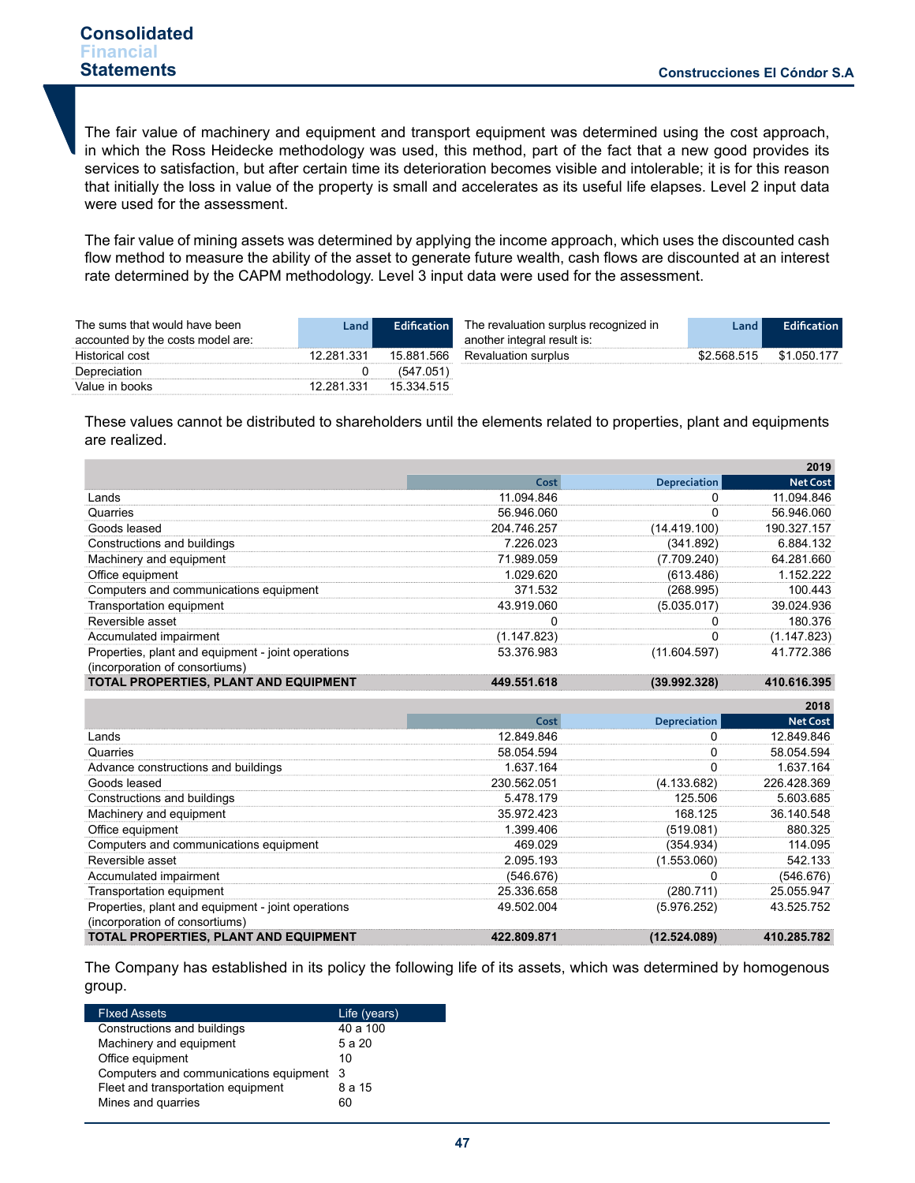The fair value of machinery and equipment and transport equipment was determined using the cost approach, in which the Ross Heidecke methodology was used, this method, part of the fact that a new good provides its services to satisfaction, but after certain time its deterioration becomes visible and intolerable; it is for this reason that initially the loss in value of the property is small and accelerates as its useful life elapses. Level 2 input data were used for the assessment.

The fair value of mining assets was determined by applying the income approach, which uses the discounted cash flow method to measure the ability of the asset to generate future wealth, cash flows are discounted at an interest rate determined by the CAPM methodology. Level 3 input data were used for the assessment.

| The sums that would have been accounted by the costs model are: | Land | Edification |
|---|---|---|
| Historical cost | 12.281.331 | 15.881.566 |
| Depreciation | 0 | (547.051) |
| Value in books | 12.281.331 | 15.334.515 |

| The revaluation surplus recognized in another integral result is: | Land | Edification |
|---|---|---|
| Revaluation surplus | $2.568.515 | $1.050.177 |

These values cannot be distributed to shareholders until the elements related to properties, plant and equipments are realized.

| 2019 | Cost | Depreciation | Net Cost |
|---|---|---|---|
| Lands | 11.094.846 | 0 | 11.094.846 |
| Quarries | 56.946.060 | 0 | 56.946.060 |
| Goods leased | 204.746.257 | (14.419.100) | 190.327.157 |
| Constructions and buildings | 7.226.023 | (341.892) | 6.884.132 |
| Machinery and equipment | 71.989.059 | (7.709.240) | 64.281.660 |
| Office equipment | 1.029.620 | (613.486) | 1.152.222 |
| Computers and communications equipment | 371.532 | (268.995) | 100.443 |
| Transportation equipment | 43.919.060 | (5.035.017) | 39.024.936 |
| Reversible asset | 0 | 0 | 180.376 |
| Accumulated impairment | (1.147.823) | 0 | (1.147.823) |
| Properties, plant and equipment - joint operations (incorporation of consortiums) | 53.376.983 | (11.604.597) | 41.772.386 |
| **TOTAL PROPERTIES, PLANT AND EQUIPMENT** | **449.551.618** | **(39.992.328)** | **410.616.395** |

| 2018 | Cost | Depreciation | Net Cost |
|---|---|---|---|
| Lands | 12.849.846 | 0 | 12.849.846 |
| Quarries | 58.054.594 | 0 | 58.054.594 |
| Advance constructions and buildings | 1.637.164 | 0 | 1.637.164 |
| Goods leased | 230.562.051 | (4.133.682) | 226.428.369 |
| Constructions and buildings | 5.478.179 | 125.506 | 5.603.685 |
| Machinery and equipment | 35.972.423 | 168.125 | 36.140.548 |
| Office equipment | 1.399.406 | (519.081) | 880.325 |
| Computers and communications equipment | 469.029 | (354.934) | 114.095 |
| Reversible asset | 2.095.193 | (1.553.060) | 542.133 |
| Accumulated impairment | (546.676) | 0 | (546.676) |
| Transportation equipment | 25.336.658 | (280.711) | 25.055.947 |
| Properties, plant and equipment - joint operations (incorporation of consortiums) | 49.502.004 | (5.976.252) | 43.525.752 |
| **TOTAL PROPERTIES, PLANT AND EQUIPMENT** | **422.809.871** | **(12.524.089)** | **410.285.782** |

The Company has established in its policy the following life of its assets, which was determined by homogenous group.

| FIxed Assets | Life (years) |
|---|---|
| Constructions and buildings | 40 a 100 |
| Machinery and equipment | 5 a 20 |
| Office equipment | 10 |
| Computers and communications equipment | 3 |
| Fleet and transportation equipment | 8 a 15 |
| Mines and quarries | 60 |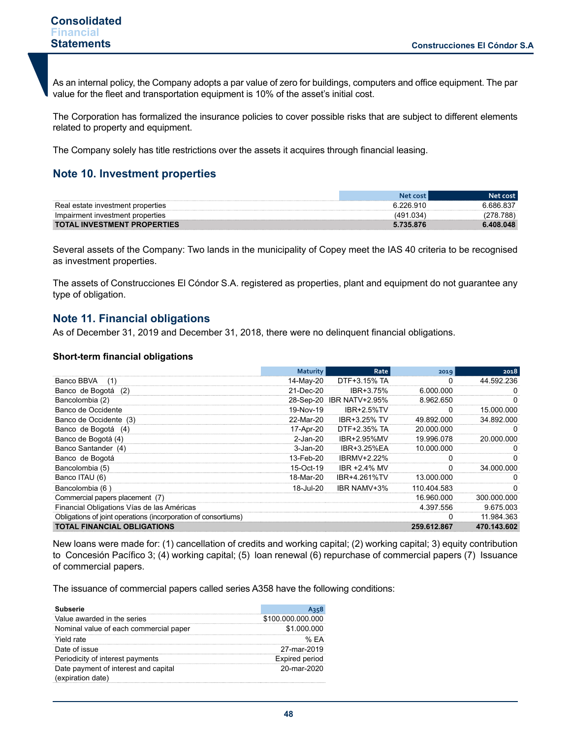As an internal policy, the Company adopts a par value of zero for buildings, computers and office equipment. The par value for the fleet and transportation equipment is 10% of the asset's initial cost.

The Corporation has formalized the insurance policies to cover possible risks that are subject to different elements related to property and equipment.

The Company solely has title restrictions over the assets it acquires through financial leasing.

## Note 10. Investment properties

| | Net cost | Net cost |
|---|---|---|
| Real estate investment properties | 6.226.910 | 6.686.837 |
| Impairment investment properties | (491.034) | (278.788) |
| **TOTAL INVESTMENT PROPERTIES** | **5.735.876** | **6.408.048** |

Several assets of the Company: Two lands in the municipality of Copey meet the IAS 40 criteria to be recognised as investment properties.

The assets of Construcciones El Cóndor S.A. registered as properties, plant and equipment do not guarantee any type of obligation.

## Note 11. Financial obligations

As of December 31, 2019 and December 31, 2018, there were no delinquent financial obligations.

### Short-term financial obligations

| | Maturity | Rate | 2019 | 2018 |
|---|---|---|---|---|
| Banco BBVA (1) | 14-May-20 | DTF+3.15% TA | 0 | 44.592.236 |
| Banco de Bogotá (2) | 21-Dec-20 | IBR+3.75% | 6.000.000 | 0 |
| Bancolombia (2) | 28-Sep-20 | IBR NATV+2.95% | 8.962.650 | 0 |
| Banco de Occidente | 19-Nov-19 | IBR+2.5%TV | 0 | 15.000.000 |
| Banco de Occidente (3) | 22-Mar-20 | IBR+3.25% TV | 49.892.000 | 34.892.000 |
| Banco de Bogotá (4) | 17-Apr-20 | DTF+2.35% TA | 20.000.000 | 0 |
| Banco de Bogotá (4) | 2-Jan-20 | IBR+2.95%MV | 19.996.078 | 20.000.000 |
| Banco Santander (4) | 3-Jan-20 | IBR+3.25%EA | 10.000.000 | 0 |
| Banco de Bogotá | 13-Feb-20 | IBRMV+2.22% | 0 | 0 |
| Bancolombia (5) | 15-Oct-19 | IBR +2.4% MV | 0 | 34.000.000 |
| Banco ITAU (6) | 18-Mar-20 | IBR+4.261%TV | 13.000.000 | 0 |
| Bancolombia (6 ) | 18-Jul-20 | IBR NAMV+3% | 110.404.583 | 0 |
| Commercial papers placement (7) | | | 16.960.000 | 300.000.000 |
| Financial Obligations Vías de las Américas | | | 4.397.556 | 9.675.003 |
| Obligations of joint operations (incorporation of consortiums) | | | 0 | 11.984.363 |
| **TOTAL FINANCIAL OBLIGATIONS** | | | **259.612.867** | **470.143.602** |

New loans were made for: (1) cancellation of credits and working capital; (2) working capital; 3) equity contribution to Concesión Pacífico 3; (4) working capital; (5) loan renewal (6) repurchase of commercial papers (7) Issuance of commercial papers.

The issuance of commercial papers called series A358 have the following conditions:

| Subserie | A358 |
|---|---|
| Value awarded in the series | $100.000.000.000 |
| Nominal value of each commercial paper | $1.000.000 |
| Yield rate | % EA |
| Date of issue | 27-mar-2019 |
| Periodicity of interest payments | Expired period |
| Date payment of interest and capital (expiration date) | 20-mar-2020 |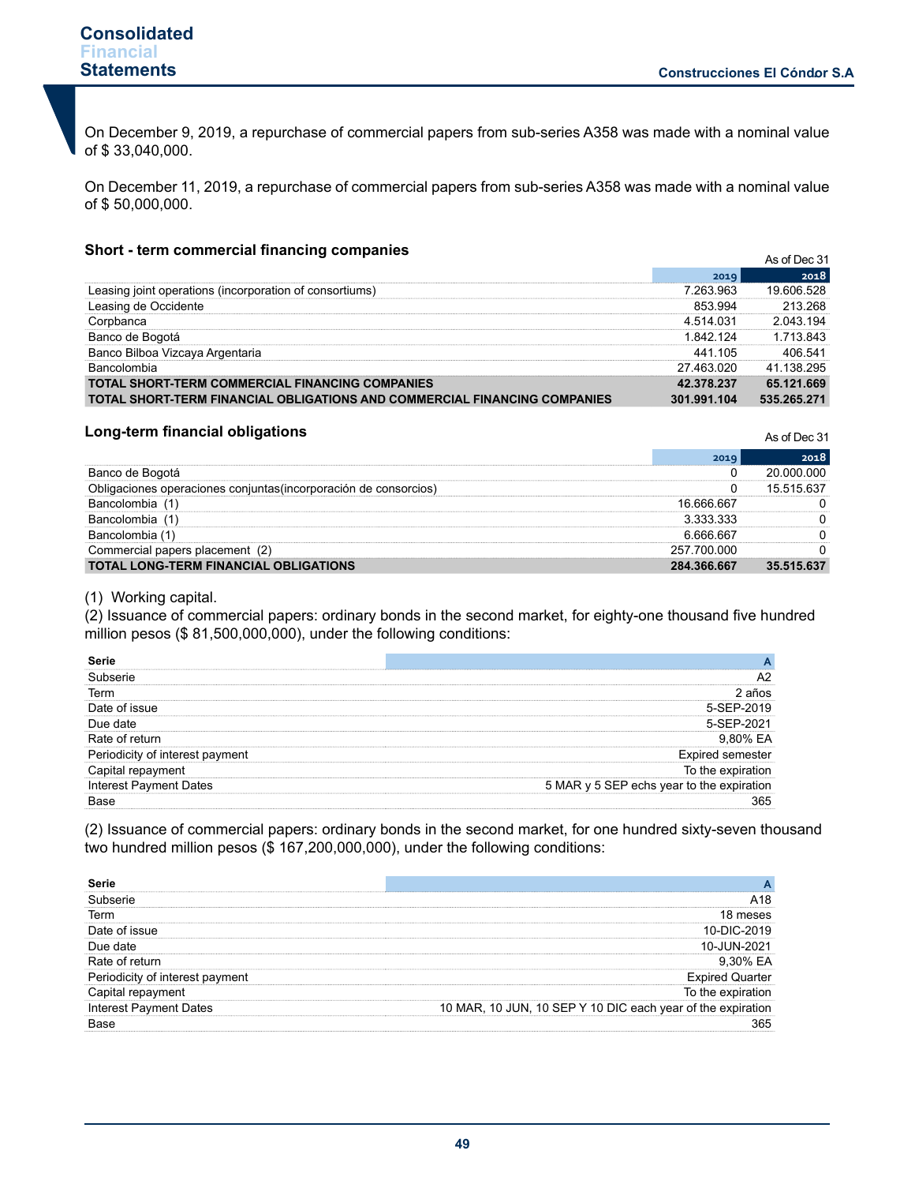On December 9, 2019, a repurchase of commercial papers from sub-series A358 was made with a nominal value of $ 33,040,000.

On December 11, 2019, a repurchase of commercial papers from sub-series A358 was made with a nominal value of $ 50,000,000.

### Short - term commercial financing companies

| As of Dec 31 | 2019 | 2018 |
|---|---|---|
| Leasing joint operations (incorporation of consortiums) | 7.263.963 | 19.606.528 |
| Leasing de Occidente | 853.994 | 213.268 |
| Corpbanca | 4.514.031 | 2.043.194 |
| Banco de Bogotá | 1.842.124 | 1.713.843 |
| Banco Bilboa Vizcaya Argentaria | 441.105 | 406.541 |
| Bancolombia | 27.463.020 | 41.138.295 |
| **TOTAL SHORT-TERM COMMERCIAL FINANCING COMPANIES** | **42.378.237** | **65.121.669** |
| **TOTAL SHORT-TERM FINANCIAL OBLIGATIONS AND COMMERCIAL FINANCING COMPANIES** | **301.991.104** | **535.265.271** |

### Long-term financial obligations

| As of Dec 31 | 2019 | 2018 |
|---|---|---|
| Banco de Bogotá | 0 | 20.000.000 |
| Obligaciones operaciones conjuntas(incorporación de consorcios) | 0 | 15.515.637 |
| Bancolombia (1) | 16.666.667 | 0 |
| Bancolombia (1) | 3.333.333 | 0 |
| Bancolombia (1) | 6.666.667 | 0 |
| Commercial papers placement (2) | 257.700.000 | 0 |
| **TOTAL LONG-TERM FINANCIAL OBLIGATIONS** | **284.366.667** | **35.515.637** |

(1) Working capital.
(2) Issuance of commercial papers: ordinary bonds in the second market, for eighty-one thousand five hundred million pesos ($ 81,500,000,000), under the following conditions:

| Serie | A |
|---|---|
| Subserie | A2 |
| Term | 2 años |
| Date of issue | 5-SEP-2019 |
| Due date | 5-SEP-2021 |
| Rate of return | 9,80% EA |
| Periodicity of interest payment | Expired semester |
| Capital repayment | To the expiration |
| Interest Payment Dates | 5 MAR y 5 SEP echs year to the expiration |
| Base | 365 |

(2) Issuance of commercial papers: ordinary bonds in the second market, for one hundred sixty-seven thousand two hundred million pesos ($ 167,200,000,000), under the following conditions:

| Serie | A |
|---|---|
| Subserie | A18 |
| Term | 18 meses |
| Date of issue | 10-DIC-2019 |
| Due date | 10-JUN-2021 |
| Rate of return | 9,30% EA |
| Periodicity of interest payment | Expired Quarter |
| Capital repayment | To the expiration |
| Interest Payment Dates | 10 MAR, 10 JUN, 10 SEP Y 10 DIC each year of the expiration |
| Base | 365 |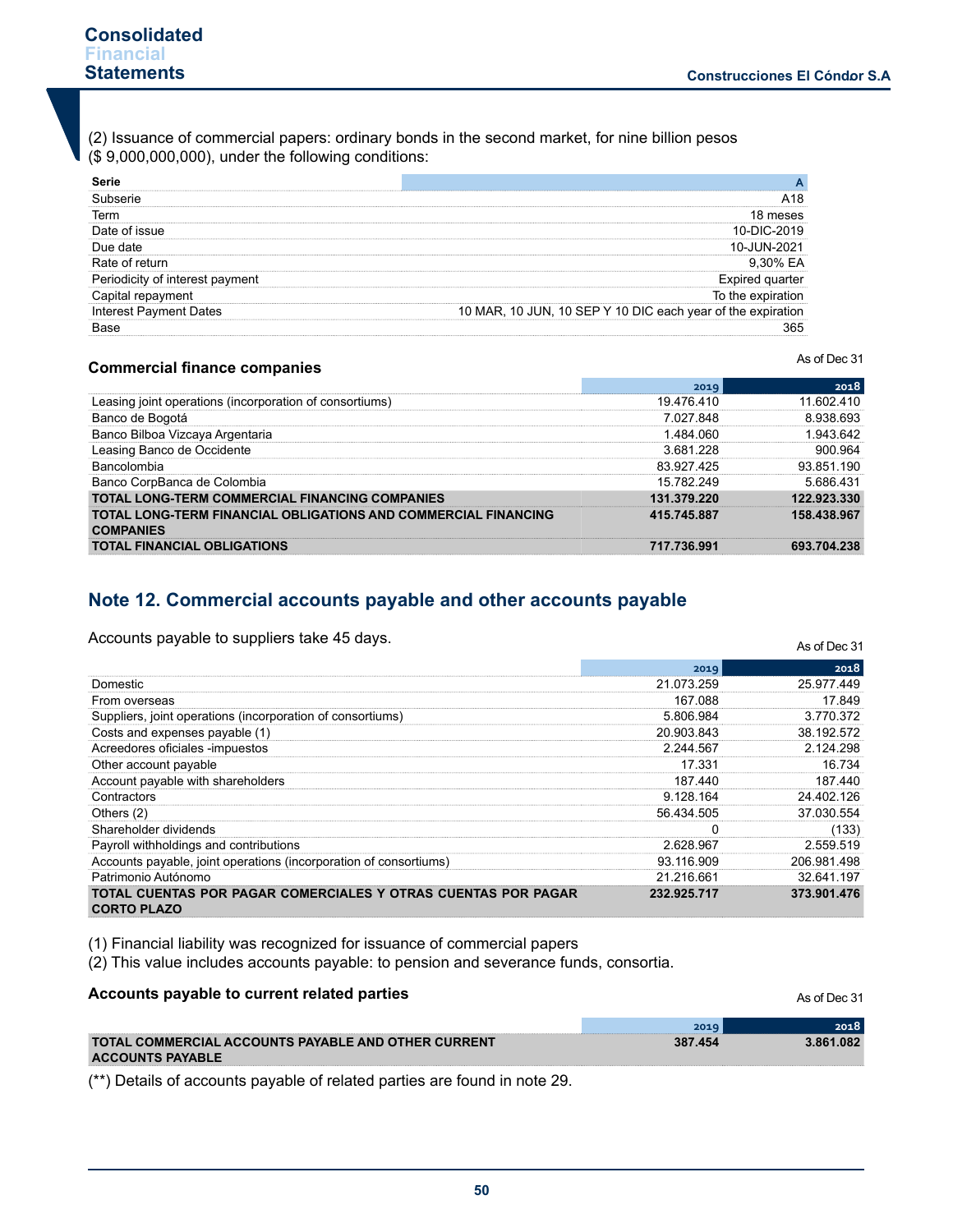(2) Issuance of commercial papers: ordinary bonds in the second market, for nine billion pesos ($ 9,000,000,000), under the following conditions:

| **Serie** | **A** |
|---|---|
| Subserie | A18 |
| Term | 18 meses |
| Date of issue | 10-DIC-2019 |
| Due date | 10-JUN-2021 |
| Rate of return | 9,30% EA |
| Periodicity of interest payment | Expired quarter |
| Capital repayment | To the expiration |
| Interest Payment Dates | 10 MAR, 10 JUN, 10 SEP Y 10 DIC each year of the expiration |
| Base | 365 |

### Commercial finance companies

As of Dec 31

| | 2019 | 2018 |
|---|---|---|
| Leasing joint operations (incorporation of consortiums) | 19.476.410 | 11.602.410 |
| Banco de Bogotá | 7.027.848 | 8.938.693 |
| Banco Bilboa Vizcaya Argentaria | 1.484.060 | 1.943.642 |
| Leasing Banco de Occidente | 3.681.228 | 900.964 |
| Bancolombia | 83.927.425 | 93.851.190 |
| Banco CorpBanca de Colombia | 15.782.249 | 5.686.431 |
| **TOTAL LONG-TERM COMMERCIAL FINANCING COMPANIES** | **131.379.220** | **122.923.330** |
| **TOTAL LONG-TERM FINANCIAL OBLIGATIONS AND COMMERCIAL FINANCING COMPANIES** | **415.745.887** | **158.438.967** |
| **TOTAL FINANCIAL OBLIGATIONS** | **717.736.991** | **693.704.238** |

## Note 12. Commercial accounts payable and other accounts payable

Accounts payable to suppliers take 45 days.

As of Dec 31

| | 2019 | 2018 |
|---|---|---|
| Domestic | 21.073.259 | 25.977.449 |
| From overseas | 167.088 | 17.849 |
| Suppliers, joint operations (incorporation of consortiums) | 5.806.984 | 3.770.372 |
| Costs and expenses payable (1) | 20.903.843 | 38.192.572 |
| Acreedores oficiales -impuestos | 2.244.567 | 2.124.298 |
| Other account payable | 17.331 | 16.734 |
| Account payable with shareholders | 187.440 | 187.440 |
| Contractors | 9.128.164 | 24.402.126 |
| Others (2) | 56.434.505 | 37.030.554 |
| Shareholder dividends | 0 | (133) |
| Payroll withholdings and contributions | 2.628.967 | 2.559.519 |
| Accounts payable, joint operations (incorporation of consortiums) | 93.116.909 | 206.981.498 |
| Patrimonio Autónomo | 21.216.661 | 32.641.197 |
| **TOTAL CUENTAS POR PAGAR COMERCIALES Y OTRAS CUENTAS POR PAGAR CORTO PLAZO** | **232.925.717** | **373.901.476** |

(1) Financial liability was recognized for issuance of commercial papers
(2) This value includes accounts payable: to pension and severance funds, consortia.

### Accounts payable to current related parties

As of Dec 31

| | 2019 | 2018 |
|---|---|---|
| **TOTAL COMMERCIAL ACCOUNTS PAYABLE AND OTHER CURRENT ACCOUNTS PAYABLE** | **387.454** | **3.861.082** |

(**) Details of accounts payable of related parties are found in note 29.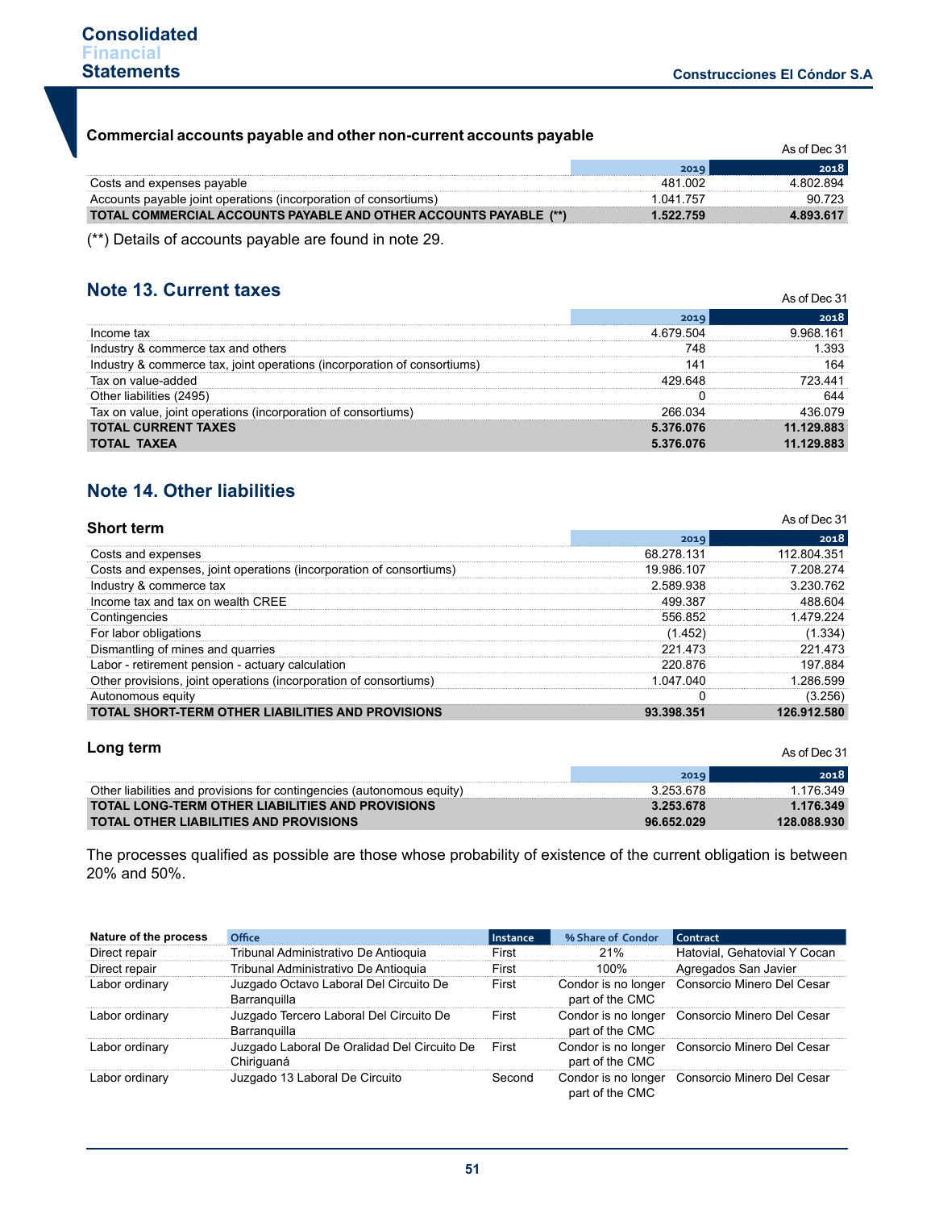### Commercial accounts payable and other non-current accounts payable

As of Dec 31

| | 2019 | 2018 |
|---|---|---|
| Costs and expenses payable | 481.002 | 4.802.894 |
| Accounts payable joint operations (incorporation of consortiums) | 1.041.757 | 90.723 |
| **TOTAL COMMERCIAL ACCOUNTS PAYABLE AND OTHER ACCOUNTS PAYABLE (**)** | **1.522.759** | **4.893.617** |

(**) Details of accounts payable are found in note 29.

## Note 13. Current taxes

As of Dec 31

| | 2019 | 2018 |
|---|---|---|
| Income tax | 4.679.504 | 9.968.161 |
| Industry & commerce tax and others | 748 | 1.393 |
| Industry & commerce tax, joint operations (incorporation of consortiums) | 141 | 164 |
| Tax on value-added | 429.648 | 723.441 |
| Other liabilities (2495) | 0 | 644 |
| Tax on value, joint operations (incorporation of consortiums) | 266.034 | 436.079 |
| **TOTAL CURRENT TAXES** | **5.376.076** | **11.129.883** |
| **TOTAL TAXEA** | **5.376.076** | **11.129.883** |

## Note 14. Other liabilities

### Short term

As of Dec 31

| | 2019 | 2018 |
|---|---|---|
| Costs and expenses | 68.278.131 | 112.804.351 |
| Costs and expenses, joint operations (incorporation of consortiums) | 19.986.107 | 7.208.274 |
| Industry & commerce tax | 2.589.938 | 3.230.762 |
| Income tax and tax on wealth CREE | 499.387 | 488.604 |
| Contingencies | 556.852 | 1.479.224 |
| For labor obligations | (1.452) | (1.334) |
| Dismantling of mines and quarries | 221.473 | 221.473 |
| Labor - retirement pension - actuary calculation | 220.876 | 197.884 |
| Other provisions, joint operations (incorporation of consortiums) | 1.047.040 | 1.286.599 |
| Autonomous equity | 0 | (3.256) |
| **TOTAL SHORT-TERM OTHER LIABILITIES AND PROVISIONS** | **93.398.351** | **126.912.580** |

### Long term

As of Dec 31

| | 2019 | 2018 |
|---|---|---|
| Other liabilities and provisions for contingencies (autonomous equity) | 3.253.678 | 1.176.349 |
| **TOTAL LONG-TERM OTHER LIABILITIES AND PROVISIONS** | **3.253.678** | **1.176.349** |
| **TOTAL OTHER LIABILITIES AND PROVISIONS** | **96.652.029** | **128.088.930** |

The processes qualified as possible are those whose probability of existence of the current obligation is between 20% and 50%.

| Nature of the process | Office | Instance | % Share of Condor | Contract |
|---|---|---|---|---|
| Direct repair | Tribunal Administrativo De Antioquia | First | 21% | Hatovial, Gehatovial Y Cocan |
| Direct repair | Tribunal Administrativo De Antioquia | First | 100% | Agregados San Javier |
| Labor ordinary | Juzgado Octavo Laboral Del Circuito De Barranquilla | First | Condor is no longer part of the CMC | Consorcio Minero Del Cesar |
| Labor ordinary | Juzgado Tercero Laboral Del Circuito De Barranquilla | First | Condor is no longer part of the CMC | Consorcio Minero Del Cesar |
| Labor ordinary | Juzgado Laboral De Oralidad Del Circuito De Chiriguaná | First | Condor is no longer part of the CMC | Consorcio Minero Del Cesar |
| Labor ordinary | Juzgado 13 Laboral De Circuito | Second | Condor is no longer part of the CMC | Consorcio Minero Del Cesar |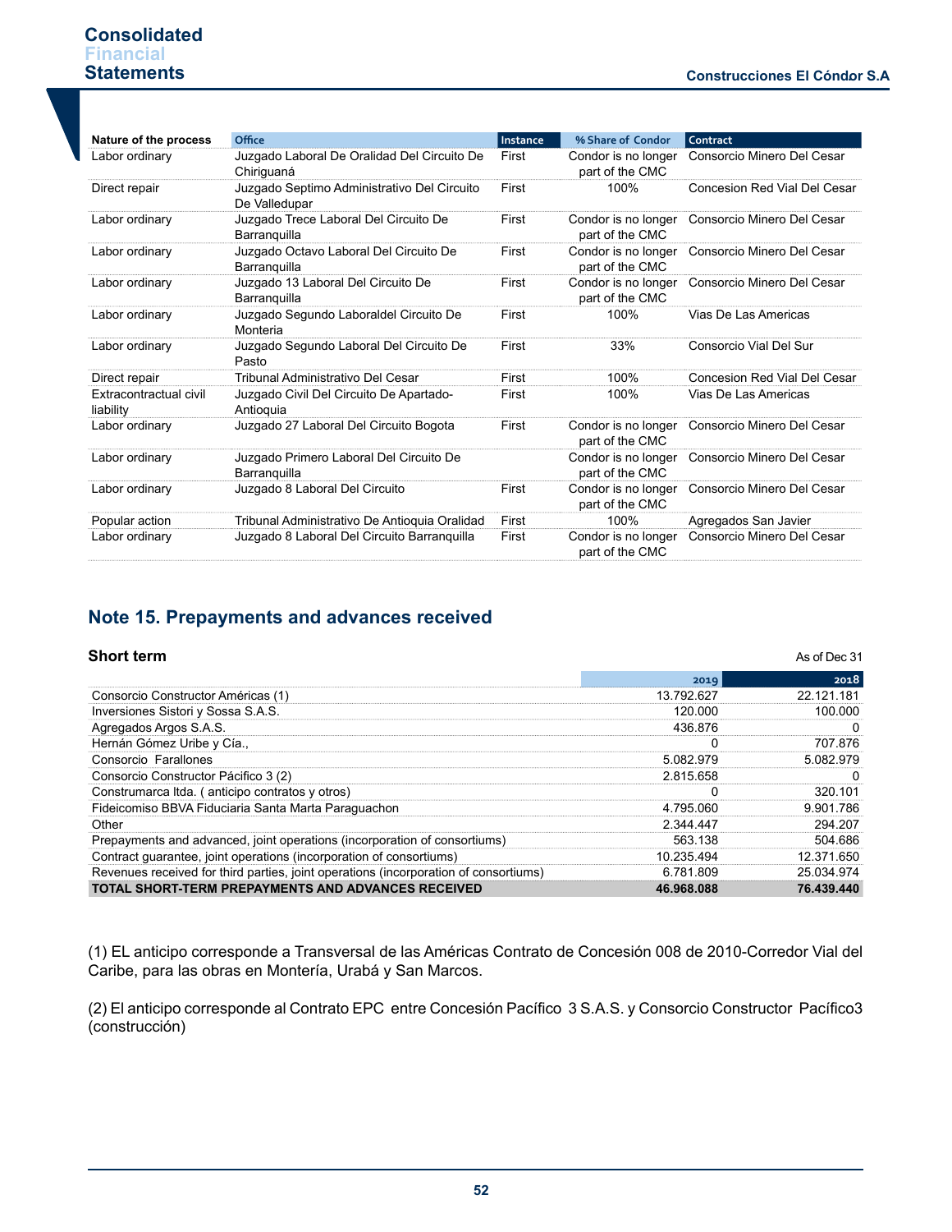| Nature of the process | Office | Instance | % Share of Condor | Contract |
|---|---|---|---|---|
| Labor ordinary | Juzgado Laboral De Oralidad Del Circuito De Chiriguaná | First | Condor is no longer part of the CMC | Consorcio Minero Del Cesar |
| Direct repair | Juzgado Septimo Administrativo Del Circuito De Valledupar | First | 100% | Concesion Red Vial Del Cesar |
| Labor ordinary | Juzgado Trece Laboral Del Circuito De Barranquilla | First | Condor is no longer part of the CMC | Consorcio Minero Del Cesar |
| Labor ordinary | Juzgado Octavo Laboral Del Circuito De Barranquilla | First | Condor is no longer part of the CMC | Consorcio Minero Del Cesar |
| Labor ordinary | Juzgado 13 Laboral Del Circuito De Barranquilla | First | Condor is no longer part of the CMC | Consorcio Minero Del Cesar |
| Labor ordinary | Juzgado Segundo Laboraldel Circuito De Monteria | First | 100% | Vias De Las Americas |
| Labor ordinary | Juzgado Segundo Laboral Del Circuito De Pasto | First | 33% | Consorcio Vial Del Sur |
| Direct repair | Tribunal Administrativo Del Cesar | First | 100% | Concesion Red Vial Del Cesar |
| Extracontractual civil liability | Juzgado Civil Del Circuito De Apartado-Antioquia | First | 100% | Vias De Las Americas |
| Labor ordinary | Juzgado 27 Laboral Del Circuito Bogota | First | Condor is no longer part of the CMC | Consorcio Minero Del Cesar |
| Labor ordinary | Juzgado Primero Laboral Del Circuito De Barranquilla | | Condor is no longer part of the CMC | Consorcio Minero Del Cesar |
| Labor ordinary | Juzgado 8 Laboral Del Circuito | First | Condor is no longer part of the CMC | Consorcio Minero Del Cesar |
| Popular action | Tribunal Administrativo De Antioquia Oralidad | First | 100% | Agregados San Javier |
| Labor ordinary | Juzgado 8 Laboral Del Circuito Barranquilla | First | Condor is no longer part of the CMC | Consorcio Minero Del Cesar |

## Note 15. Prepayments and advances received

### Short term

As of Dec 31

| | 2019 | 2018 |
|---|---|---|
| Consorcio Constructor Américas (1) | 13.792.627 | 22.121.181 |
| Inversiones Sistori y Sossa S.A.S. | 120.000 | 100.000 |
| Agregados Argos S.A.S. | 436.876 | 0 |
| Hernán Gómez Uribe y Cía., | 0 | 707.876 |
| Consorcio Farallones | 5.082.979 | 5.082.979 |
| Consorcio Constructor Pácifico 3 (2) | 2.815.658 | 0 |
| Construmarca ltda. ( anticipo contratos y otros) | 0 | 320.101 |
| Fideicomiso BBVA Fiduciaria Santa Marta Paraguachon | 4.795.060 | 9.901.786 |
| Other | 2.344.447 | 294.207 |
| Prepayments and advanced, joint operations (incorporation of consortiums) | 563.138 | 504.686 |
| Contract guarantee, joint operations (incorporation of consortiums) | 10.235.494 | 12.371.650 |
| Revenues received for third parties, joint operations (incorporation of consortiums) | 6.781.809 | 25.034.974 |
| **TOTAL SHORT-TERM PREPAYMENTS AND ADVANCES RECEIVED** | **46.968.088** | **76.439.440** |

(1) EL anticipo corresponde a Transversal de las Américas Contrato de Concesión 008 de 2010-Corredor Vial del Caribe, para las obras en Montería, Urabá y San Marcos.

(2) El anticipo corresponde al Contrato EPC entre Concesión Pacífico 3 S.A.S. y Consorcio Constructor Pacífico3 (construcción)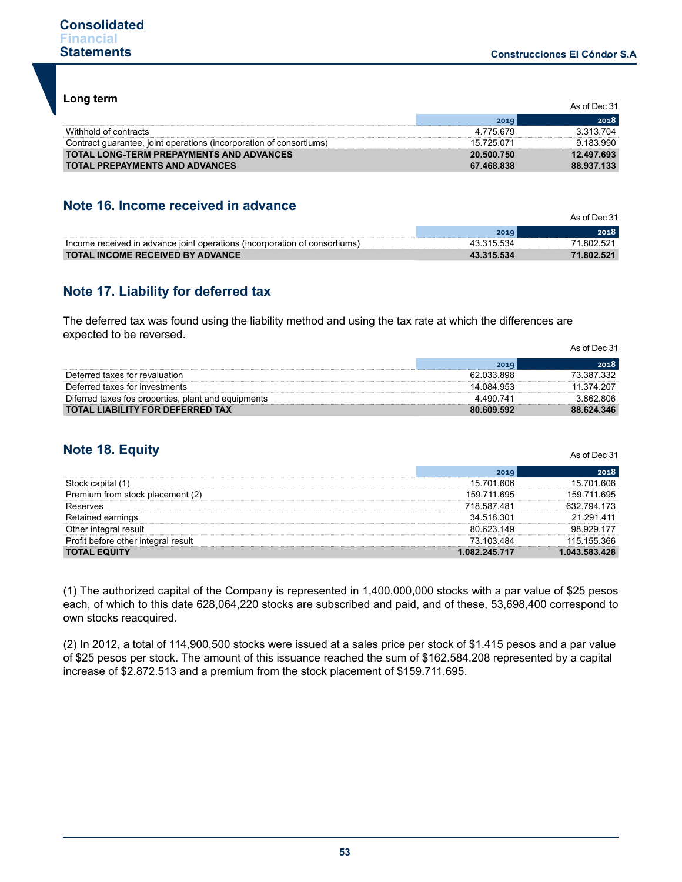### Long term

| | 2019 | 2018 |
|---|---|---|
| | As of Dec 31 | |
| Withhold of contracts | 4.775.679 | 3.313.704 |
| Contract guarantee, joint operations (incorporation of consortiums) | 15.725.071 | 9.183.990 |
| **TOTAL LONG-TERM PREPAYMENTS AND ADVANCES** | **20.500.750** | **12.497.693** |
| **TOTAL PREPAYMENTS AND ADVANCES** | **67.468.838** | **88.937.133** |

## Note 16. Income received in advance

| | 2019 | 2018 |
|---|---|---|
| | As of Dec 31 | |
| Income received in advance joint operations (incorporation of consortiums) | 43.315.534 | 71.802.521 |
| **TOTAL INCOME RECEIVED BY ADVANCE** | **43.315.534** | **71.802.521** |

## Note 17. Liability for deferred tax

The deferred tax was found using the liability method and using the tax rate at which the differences are expected to be reversed.

| | 2019 | 2018 |
|---|---|---|
| | As of Dec 31 | |
| Deferred taxes for revaluation | 62.033.898 | 73.387.332 |
| Deferred taxes for investments | 14.084.953 | 11.374.207 |
| Diferred taxes fos properties, plant and equipments | 4.490.741 | 3.862.806 |
| **TOTAL LIABILITY FOR DEFERRED TAX** | **80.609.592** | **88.624.346** |

## Note 18. Equity

| | 2019 | 2018 |
|---|---|---|
| | As of Dec 31 | |
| Stock capital (1) | 15.701.606 | 15.701.606 |
| Premium from stock placement (2) | 159.711.695 | 159.711.695 |
| Reserves | 718.587.481 | 632.794.173 |
| Retained earnings | 34.518.301 | 21.291.411 |
| Other integral result | 80.623.149 | 98.929.177 |
| Profit before other integral result | 73.103.484 | 115.155.366 |
| **TOTAL EQUITY** | **1.082.245.717** | **1.043.583.428** |

(1) The authorized capital of the Company is represented in 1,400,000,000 stocks with a par value of $25 pesos each, of which to this date 628,064,220 stocks are subscribed and paid, and of these, 53,698,400 correspond to own stocks reacquired.

(2) In 2012, a total of 114,900,500 stocks were issued at a sales price per stock of $1.415 pesos and a par value of $25 pesos per stock. The amount of this issuance reached the sum of $162.584.208 represented by a capital increase of $2.872.513 and a premium from the stock placement of $159.711.695.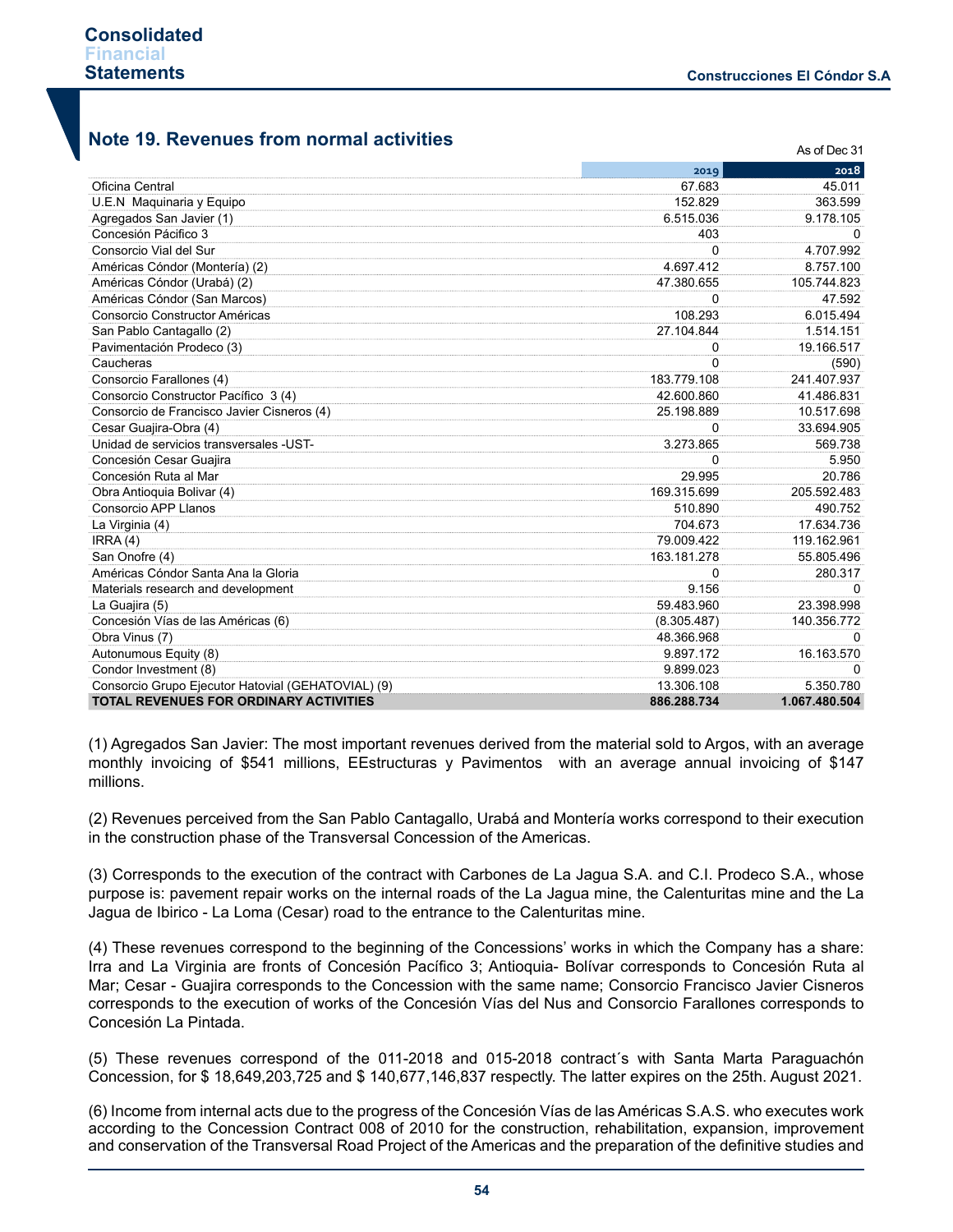## Note 19. Revenues from normal activities

As of Dec 31

| | 2019 | 2018 |
|---|---|---|
| Oficina Central | 67.683 | 45.011 |
| U.E.N Maquinaria y Equipo | 152.829 | 363.599 |
| Agregados San Javier (1) | 6.515.036 | 9.178.105 |
| Concesión Pácifico 3 | 403 | 0 |
| Consorcio Vial del Sur | 0 | 4.707.992 |
| Américas Cóndor (Montería) (2) | 4.697.412 | 8.757.100 |
| Américas Cóndor (Urabá) (2) | 47.380.655 | 105.744.823 |
| Américas Cóndor (San Marcos) | 0 | 47.592 |
| Consorcio Constructor Américas | 108.293 | 6.015.494 |
| San Pablo Cantagallo (2) | 27.104.844 | 1.514.151 |
| Pavimentación Prodeco (3) | 0 | 19.166.517 |
| Caucheras | 0 | (590) |
| Consorcio Farallones (4) | 183.779.108 | 241.407.937 |
| Consorcio Constructor Pacífico 3 (4) | 42.600.860 | 41.486.831 |
| Consorcio de Francisco Javier Cisneros (4) | 25.198.889 | 10.517.698 |
| Cesar Guajira-Obra (4) | 0 | 33.694.905 |
| Unidad de servicios transversales -UST- | 3.273.865 | 569.738 |
| Concesión Cesar Guajira | 0 | 5.950 |
| Concesión Ruta al Mar | 29.995 | 20.786 |
| Obra Antioquia Bolivar (4) | 169.315.699 | 205.592.483 |
| Consorcio APP Llanos | 510.890 | 490.752 |
| La Virginia (4) | 704.673 | 17.634.736 |
| IRRA (4) | 79.009.422 | 119.162.961 |
| San Onofre (4) | 163.181.278 | 55.805.496 |
| Américas Cóndor Santa Ana la Gloria | 0 | 280.317 |
| Materials research and development | 9.156 | 0 |
| La Guajira (5) | 59.483.960 | 23.398.998 |
| Concesión Vías de las Américas (6) | (8.305.487) | 140.356.772 |
| Obra Vinus (7) | 48.366.968 | 0 |
| Autonumous Equity (8) | 9.897.172 | 16.163.570 |
| Condor Investment (8) | 9.899.023 | 0 |
| Consorcio Grupo Ejecutor Hatovial (GEHATOVIAL) (9) | 13.306.108 | 5.350.780 |
| **TOTAL REVENUES FOR ORDINARY ACTIVITIES** | **886.288.734** | **1.067.480.504** |

(1) Agregados San Javier: The most important revenues derived from the material sold to Argos, with an average monthly invoicing of $541 millions, EEstructuras y Pavimentos with an average annual invoicing of $147 millions.

(2) Revenues perceived from the San Pablo Cantagallo, Urabá and Montería works correspond to their execution in the construction phase of the Transversal Concession of the Americas.

(3) Corresponds to the execution of the contract with Carbones de La Jagua S.A. and C.I. Prodeco S.A., whose purpose is: pavement repair works on the internal roads of the La Jagua mine, the Calenturitas mine and the La Jagua de Ibirico - La Loma (Cesar) road to the entrance to the Calenturitas mine.

(4) These revenues correspond to the beginning of the Concessions' works in which the Company has a share: Irra and La Virginia are fronts of Concesión Pacífico 3; Antioquia- Bolívar corresponds to Concesión Ruta al Mar; Cesar - Guajira corresponds to the Concession with the same name; Consorcio Francisco Javier Cisneros corresponds to the execution of works of the Concesión Vías del Nus and Consorcio Farallones corresponds to Concesión La Pintada.

(5) These revenues correspond of the 011-2018 and 015-2018 contract´s with Santa Marta Paraguachón Concession, for $ 18,649,203,725 and $ 140,677,146,837 respectly. The latter expires on the 25th. August 2021.

(6) Income from internal acts due to the progress of the Concesión Vías de las Américas S.A.S. who executes work according to the Concession Contract 008 of 2010 for the construction, rehabilitation, expansion, improvement and conservation of the Transversal Road Project of the Americas and the preparation of the definitive studies and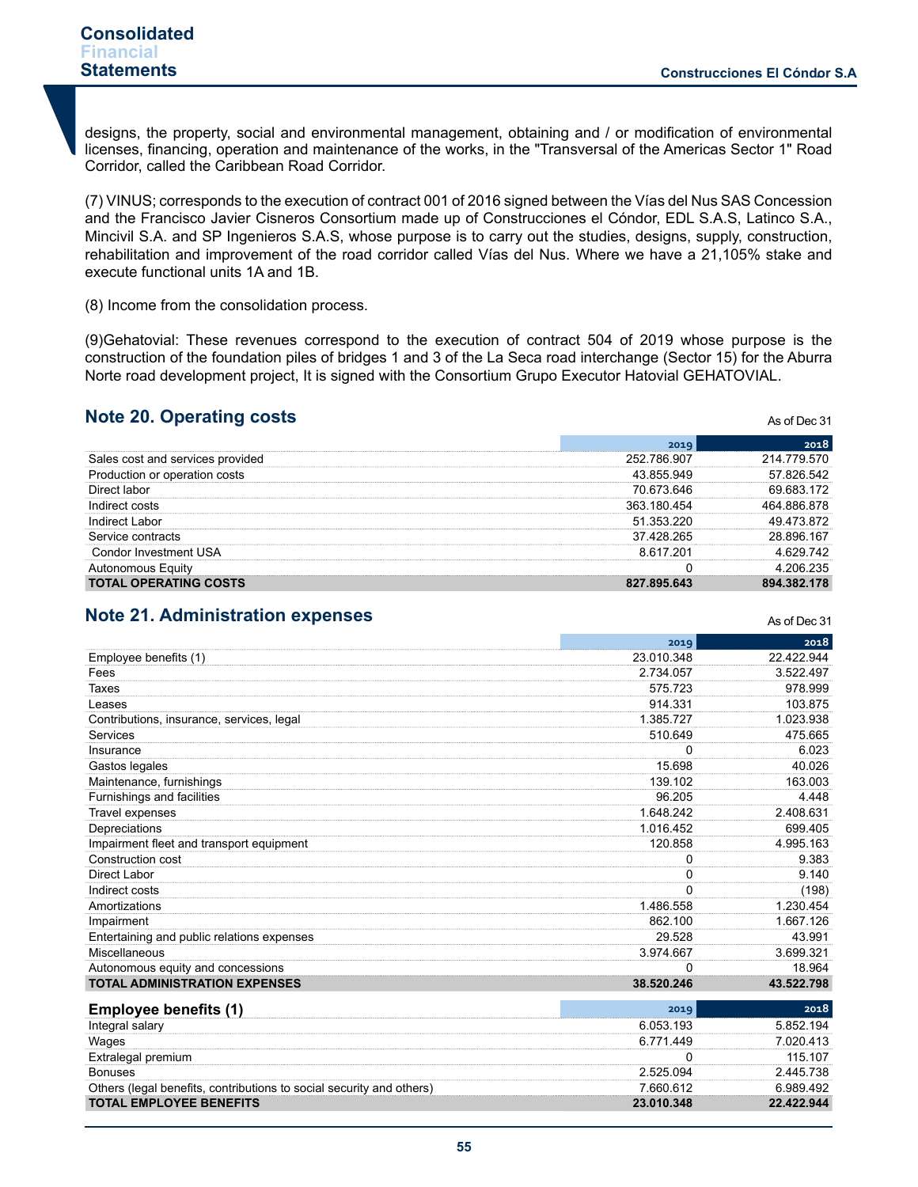designs, the property, social and environmental management, obtaining and / or modification of environmental licenses, financing, operation and maintenance of the works, in the "Transversal of the Americas Sector 1" Road Corridor, called the Caribbean Road Corridor.

(7) VINUS; corresponds to the execution of contract 001 of 2016 signed between the Vías del Nus SAS Concession and the Francisco Javier Cisneros Consortium made up of Construcciones el Cóndor, EDL S.A.S, Latinco S.A., Mincivil S.A. and SP Ingenieros S.A.S, whose purpose is to carry out the studies, designs, supply, construction, rehabilitation and improvement of the road corridor called Vías del Nus. Where we have a 21,105% stake and execute functional units 1A and 1B.

(8) Income from the consolidation process.

(9)Gehatovial: These revenues correspond to the execution of contract 504 of 2019 whose purpose is the construction of the foundation piles of bridges 1 and 3 of the La Seca road interchange (Sector 15) for the Aburra Norte road development project, It is signed with the Consortium Grupo Executor Hatovial GEHATOVIAL.

## Note 20. Operating costs

As of Dec 31

| | 2019 | 2018 |
|---|---|---|
| Sales cost and services provided | 252.786.907 | 214.779.570 |
| Production or operation costs | 43.855.949 | 57.826.542 |
| Direct labor | 70.673.646 | 69.683.172 |
| Indirect costs | 363.180.454 | 464.886.878 |
| Indirect Labor | 51.353.220 | 49.473.872 |
| Service contracts | 37.428.265 | 28.896.167 |
| Condor Investment USA | 8.617.201 | 4.629.742 |
| Autonomous Equity | 0 | 4.206.235 |
| **TOTAL OPERATING COSTS** | **827.895.643** | **894.382.178** |

## Note 21. Administration expenses

As of Dec 31

| | 2019 | 2018 |
|---|---|---|
| Employee benefits (1) | 23.010.348 | 22.422.944 |
| Fees | 2.734.057 | 3.522.497 |
| Taxes | 575.723 | 978.999 |
| Leases | 914.331 | 103.875 |
| Contributions, insurance, services, legal | 1.385.727 | 1.023.938 |
| Services | 510.649 | 475.665 |
| Insurance | 0 | 6.023 |
| Gastos legales | 15.698 | 40.026 |
| Maintenance, furnishings | 139.102 | 163.003 |
| Furnishings and facilities | 96.205 | 4.448 |
| Travel expenses | 1.648.242 | 2.408.631 |
| Depreciations | 1.016.452 | 699.405 |
| Impairment fleet and transport equipment | 120.858 | 4.995.163 |
| Construction cost | 0 | 9.383 |
| Direct Labor | 0 | 9.140 |
| Indirect costs | 0 | (198) |
| Amortizations | 1.486.558 | 1.230.454 |
| Impairment | 862.100 | 1.667.126 |
| Entertaining and public relations expenses | 29.528 | 43.991 |
| Miscellaneous | 3.974.667 | 3.699.321 |
| Autonomous equity and concessions | 0 | 18.964 |
| **TOTAL ADMINISTRATION EXPENSES** | **38.520.246** | **43.522.798** |

| **Employee benefits (1)** | 2019 | 2018 |
|---|---|---|
| Integral salary | 6.053.193 | 5.852.194 |
| Wages | 6.771.449 | 7.020.413 |
| Extralegal premium | 0 | 115.107 |
| Bonuses | 2.525.094 | 2.445.738 |
| Others (legal benefits, contributions to social security and others) | 7.660.612 | 6.989.492 |
| **TOTAL EMPLOYEE BENEFITS** | **23.010.348** | **22.422.944** |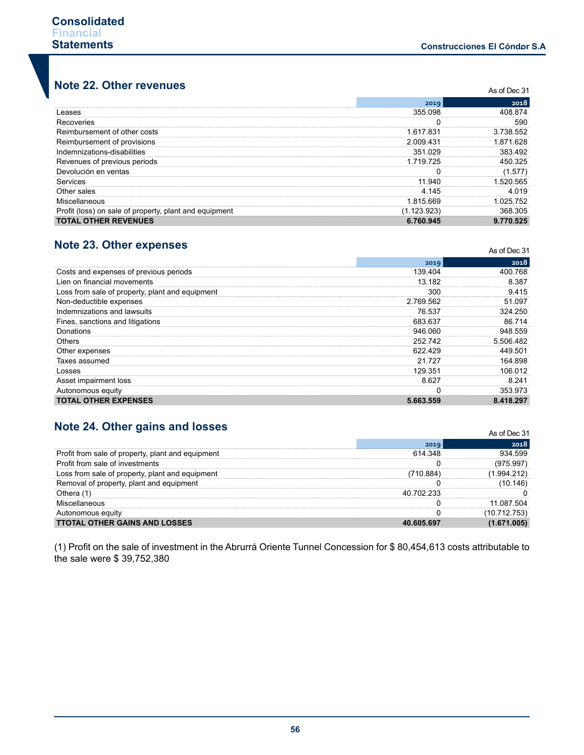## Note 22. Other revenues

As of Dec 31

| | 2019 | 2018 |
|---|---|---|
| Leases | 355.098 | 408.874 |
| Recoveries | 0 | 590 |
| Reimbursement of other costs | 1.617.831 | 3.738.552 |
| Reimbursement of provisions | 2.009.431 | 1.871.628 |
| Indemnizations-disabilities | 351.029 | 383.492 |
| Revenues of previous periods | 1.719.725 | 450.325 |
| Devolución en ventas | 0 | (1.577) |
| Services | 11.940 | 1.520.565 |
| Other sales | 4.145 | 4.019 |
| Miscellaneous | 1.815.669 | 1.025.752 |
| Profit (loss) on sale of property, plant and equipment | (1.123.923) | 368.305 |
| **TOTAL OTHER REVENUES** | **6.760.945** | **9.770.525** |

## Note 23. Other expenses

As of Dec 31

| | 2019 | 2018 |
|---|---|---|
| Costs and expenses of previous periods | 139.404 | 400.768 |
| Lien on financial movements | 13.182 | 8.387 |
| Loss from sale of property, plant and equipment | 300 | 9.415 |
| Non-deductible expenses | 2.769.562 | 51.097 |
| Indemnizations and lawsuits | 76.537 | 324.250 |
| Fines, sanctions and litigations | 683.637 | 86.714 |
| Donations | 946.060 | 948.559 |
| Others | 252.742 | 5.506.482 |
| Other expenses | 622.429 | 449.501 |
| Taxes assumed | 21.727 | 164.898 |
| Losses | 129.351 | 106.012 |
| Asset impairment loss | 8.627 | 8.241 |
| Autonomous equity | 0 | 353.973 |
| **TOTAL OTHER EXPENSES** | **5.663.559** | **8.418.297** |

## Note 24. Other gains and losses

As of Dec 31

| | 2019 | 2018 |
|---|---|---|
| Profit from sale of property, plant and equipment | 614.348 | 934.599 |
| Profit from sale of investments | 0 | (975.997) |
| Loss from sale of property, plant and equipment | (710.884) | (1.994.212) |
| Removal of property, plant and equipment | 0 | (10.146) |
| Othera (1) | 40.702.233 | 0 |
| Miscellaneous | 0 | 11.087.504 |
| Autonomous equity | 0 | (10.712.753) |
| **TTOTAL OTHER GAINS AND LOSSES** | **40.605.697** | **(1.671.005)** |

(1) Profit on the sale of investment in the Abrurrá Oriente Tunnel Concession for $ 80,454,613 costs attributable to the sale were $ 39,752,380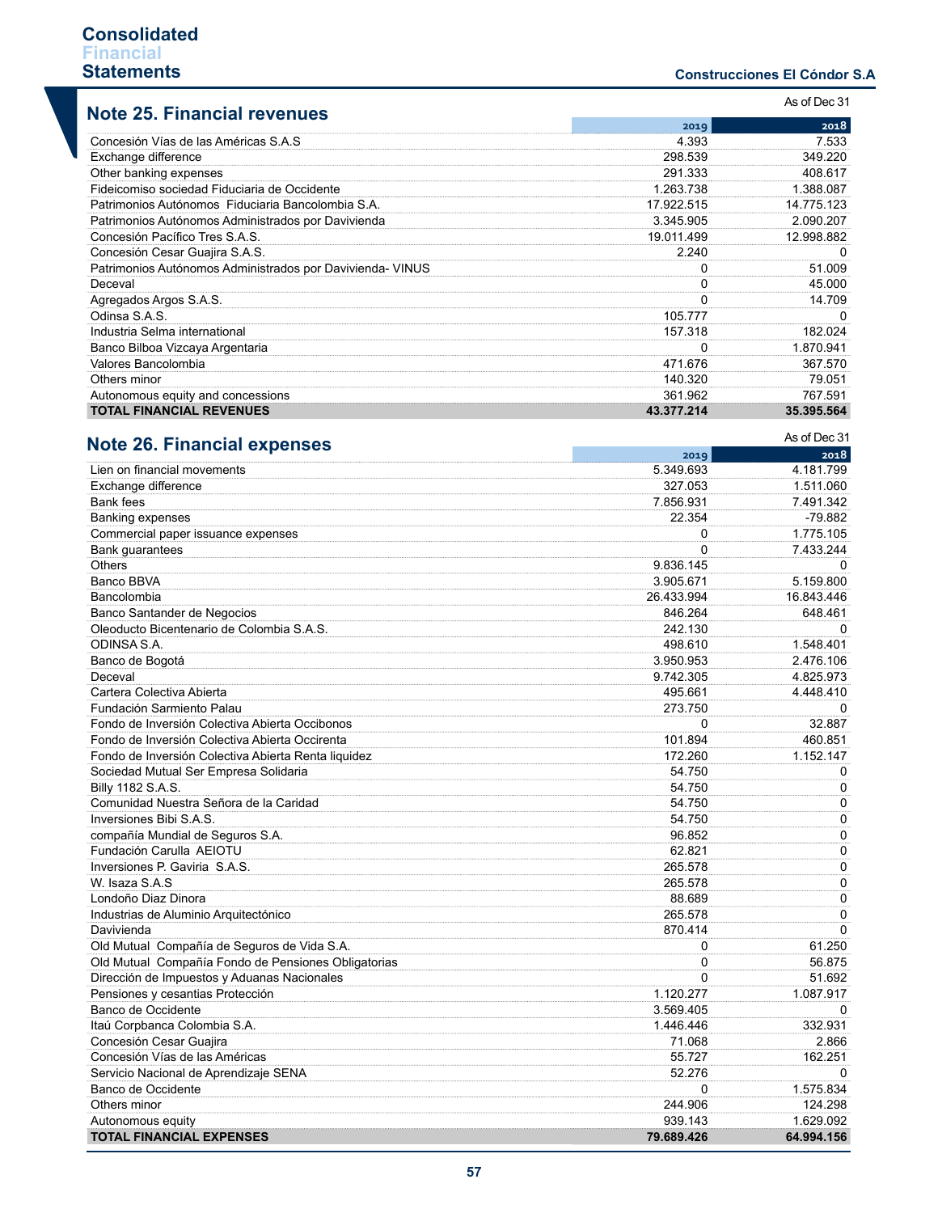## Note 25. Financial revenues

As of Dec 31

| | 2019 | 2018 |
|---|---|---|
| Concesión Vías de las Américas S.A.S | 4.393 | 7.533 |
| Exchange difference | 298.539 | 349.220 |
| Other banking expenses | 291.333 | 408.617 |
| Fideicomiso sociedad Fiduciaria de Occidente | 1.263.738 | 1.388.087 |
| Patrimonios Autónomos Fiduciaria Bancolombia S.A. | 17.922.515 | 14.775.123 |
| Patrimonios Autónomos Administrados por Davivienda | 3.345.905 | 2.090.207 |
| Concesión Pacífico Tres S.A.S. | 19.011.499 | 12.998.882 |
| Concesión Cesar Guajira S.A.S. | 2.240 | 0 |
| Patrimonios Autónomos Administrados por Davivienda- VINUS | 0 | 51.009 |
| Deceval | 0 | 45.000 |
| Agregados Argos S.A.S. | 0 | 14.709 |
| Odinsa S.A.S. | 105.777 | 0 |
| Industria Selma international | 157.318 | 182.024 |
| Banco Bilboa Vizcaya Argentaria | 0 | 1.870.941 |
| Valores Bancolombia | 471.676 | 367.570 |
| Others minor | 140.320 | 79.051 |
| Autonomous equity and concessions | 361.962 | 767.591 |
| **TOTAL FINANCIAL REVENUES** | **43.377.214** | **35.395.564** |

## Note 26. Financial expenses

As of Dec 31

| | 2019 | 2018 |
|---|---|---|
| Lien on financial movements | 5.349.693 | 4.181.799 |
| Exchange difference | 327.053 | 1.511.060 |
| Bank fees | 7.856.931 | 7.491.342 |
| Banking expenses | 22.354 | -79.882 |
| Commercial paper issuance expenses | 0 | 1.775.105 |
| Bank guarantees | 0 | 7.433.244 |
| Others | 9.836.145 | 0 |
| Banco BBVA | 3.905.671 | 5.159.800 |
| Bancolombia | 26.433.994 | 16.843.446 |
| Banco Santander de Negocios | 846.264 | 648.461 |
| Oleoducto Bicentenario de Colombia S.A.S. | 242.130 | 0 |
| ODINSA S.A. | 498.610 | 1.548.401 |
| Banco de Bogotá | 3.950.953 | 2.476.106 |
| Deceval | 9.742.305 | 4.825.973 |
| Cartera Colectiva Abierta | 495.661 | 4.448.410 |
| Fundación Sarmiento Palau | 273.750 | 0 |
| Fondo de Inversión Colectiva Abierta Occibonos | 0 | 32.887 |
| Fondo de Inversión Colectiva Abierta Occirenta | 101.894 | 460.851 |
| Fondo de Inversión Colectiva Abierta Renta liquidez | 172.260 | 1.152.147 |
| Sociedad Mutual Ser Empresa Solidaria | 54.750 | 0 |
| Billy 1182 S.A.S. | 54.750 | 0 |
| Comunidad Nuestra Señora de la Caridad | 54.750 | 0 |
| Inversiones Bibi S.A.S. | 54.750 | 0 |
| compañía Mundial de Seguros S.A. | 96.852 | 0 |
| Fundación Carulla AEIOTU | 62.821 | 0 |
| Inversiones P. Gaviria S.A.S. | 265.578 | 0 |
| W. Isaza S.A.S | 265.578 | 0 |
| Londoño Diaz Dinora | 88.689 | 0 |
| Industrias de Aluminio Arquitectónico | 265.578 | 0 |
| Davivienda | 870.414 | 0 |
| Old Mutual Compañía de Seguros de Vida S.A. | 0 | 61.250 |
| Old Mutual Compañía Fondo de Pensiones Obligatorias | 0 | 56.875 |
| Dirección de Impuestos y Aduanas Nacionales | 0 | 51.692 |
| Pensiones y cesantias Protección | 1.120.277 | 1.087.917 |
| Banco de Occidente | 3.569.405 | 0 |
| Itaú Corpbanca Colombia S.A. | 1.446.446 | 332.931 |
| Concesión Cesar Guajira | 71.068 | 2.866 |
| Concesión Vías de las Américas | 55.727 | 162.251 |
| Servicio Nacional de Aprendizaje SENA | 52.276 | 0 |
| Banco de Occidente | 0 | 1.575.834 |
| Others minor | 244.906 | 124.298 |
| Autonomous equity | 939.143 | 1.629.092 |
| **TOTAL FINANCIAL EXPENSES** | **79.689.426** | **64.994.156** |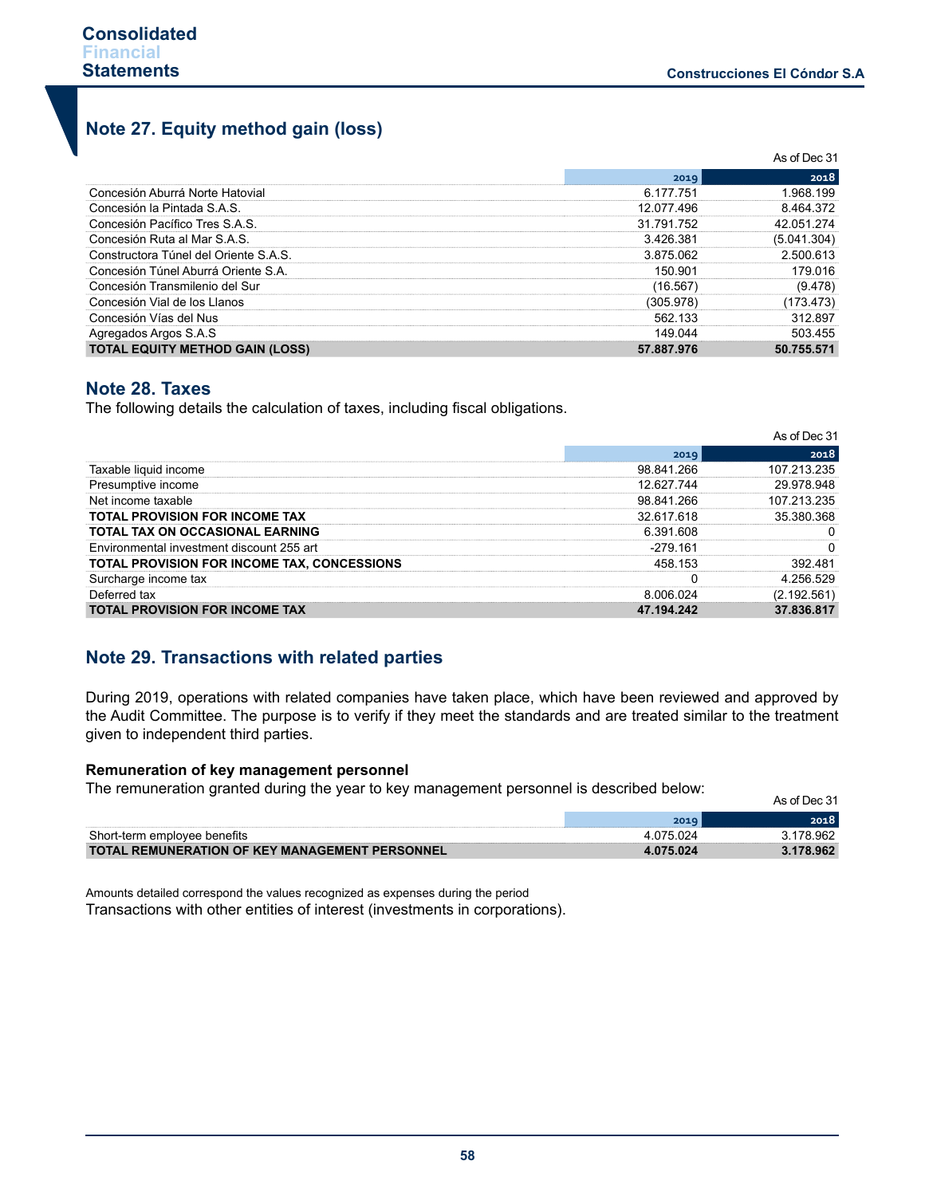## Note 27. Equity method gain (loss)

As of Dec 31

| | 2019 | 2018 |
|---|---|---|
| Concesión Aburrá Norte Hatovial | 6.177.751 | 1.968.199 |
| Concesión la Pintada S.A.S. | 12.077.496 | 8.464.372 |
| Concesión Pacífico Tres S.A.S. | 31.791.752 | 42.051.274 |
| Concesión Ruta al Mar S.A.S. | 3.426.381 | (5.041.304) |
| Constructora Túnel del Oriente S.A.S. | 3.875.062 | 2.500.613 |
| Concesión Túnel Aburrá Oriente S.A. | 150.901 | 179.016 |
| Concesión Transmilenio del Sur | (16.567) | (9.478) |
| Concesión Vial de los Llanos | (305.978) | (173.473) |
| Concesión Vías del Nus | 562.133 | 312.897 |
| Agregados Argos S.A.S | 149.044 | 503.455 |
| **TOTAL EQUITY METHOD GAIN (LOSS)** | **57.887.976** | **50.755.571** |

## Note 28. Taxes

The following details the calculation of taxes, including fiscal obligations.

As of Dec 31

| | 2019 | 2018 |
|---|---|---|
| Taxable liquid income | 98.841.266 | 107.213.235 |
| Presumptive income | 12.627.744 | 29.978.948 |
| Net income taxable | 98.841.266 | 107.213.235 |
| **TOTAL PROVISION FOR INCOME TAX** | 32.617.618 | 35.380.368 |
| **TOTAL TAX ON OCCASIONAL EARNING** | 6.391.608 | 0 |
| Environmental investment discount 255 art | -279.161 | 0 |
| **TOTAL PROVISION FOR INCOME TAX, CONCESSIONS** | 458.153 | 392.481 |
| Surcharge income tax | 0 | 4.256.529 |
| Deferred tax | 8.006.024 | (2.192.561) |
| **TOTAL PROVISION FOR INCOME TAX** | **47.194.242** | **37.836.817** |

## Note 29. Transactions with related parties

During 2019, operations with related companies have taken place, which have been reviewed and approved by the Audit Committee. The purpose is to verify if they meet the standards and are treated similar to the treatment given to independent third parties.

### Remuneration of key management personnel

The remuneration granted during the year to key management personnel is described below:

As of Dec 31

| | 2019 | 2018 |
|---|---|---|
| Short-term employee benefits | 4.075.024 | 3.178.962 |
| **TOTAL REMUNERATION OF KEY MANAGEMENT PERSONNEL** | **4.075.024** | **3.178.962** |

Amounts detailed correspond the values recognized as expenses during the period

Transactions with other entities of interest (investments in corporations).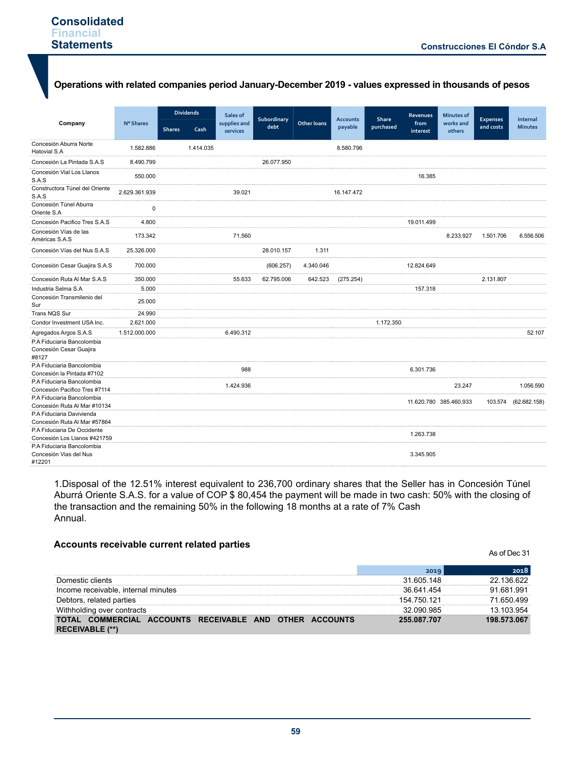### Operations with related companies period January-December 2019 - values expressed in thousands of pesos

| Company | Nº Shares | Dividends | | Sales of supplies and services | Subordinary debt | Other loans | Accounts payable | Share purchased | Revenues from interest | Minutes of works and others | Expenses and costs | Internal Minutes |
|---|---|---|---|---|---|---|---|---|---|---|---|---|
| | | Shares | Cash | | | | | | | | | |
| Concesión Aburra Norte Hatovial S.A | 1.582.886 | | 1.414.035 | | | | 8.580.796 | | | | | |
| Concesión La Pintada S.A.S | 8.490.799 | | | | 26.077.950 | | | | | | | |
| Concesión Vial Los Llanos S.A.S | 550.000 | | | | | | | | 16.385 | | | |
| Constructora Túnel del Oriente S.A.S | 2.629.361.939 | | | 39.021 | | | 16.147.472 | | | | | |
| Concesión Túnel Aburra Oriente S.A | 0 | | | | | | | | | | | |
| Concesión Pacifico Tres S.A.S | 4.800 | | | | | | | | 19.011.499 | | | |
| Concesión Vías de las Américas S.A.S | 173.342 | | | 71.560 | | | | | | 8.233.927 | 1.501.706 | 6.556.506 |
| Concesión Vías del Nus S.A.S | 25.326.000 | | | | 28.010.157 | 1.311 | | | | | | |
| Concesión Cesar Guajira S.A.S | 700.000 | | | | (606.257) | 4.340.046 | | | 12.824.649 | | | |
| Concesión Ruta Al Mar S.A.S | 350.000 | | | 55.633 | 62.795.006 | 642.523 | (275.254) | | | | 2.131.807 | |
| Industria Selma S.A | 5.000 | | | | | | | | 157.318 | | | |
| Concesión Transmilenio del Sur | 25.000 | | | | | | | | | | | |
| Trans NQS Sur | 24.990 | | | | | | | | | | | |
| Condor Investment USA Inc. | 2.621.000 | | | | | | | 1.172.350 | | | | |
| Agregados Argos S.A.S | 1.512.000.000 | | | 6.490.312 | | | | | | | | 52.107 |
| P.A Fiduciaria Bancolombia Concesión Cesar Guajira #8127 | | | | | | | | | | | | |
| P.A Fiduciaria Bancolombia Concesión la Pintada #7102 | | | | 988 | | | | | 6.301.736 | | | |
| P.A Fiduciaria Bancolombia Concesión Pacifico Tres #7114 | | | | 1.424.936 | | | | | | 23.247 | | 1.056.590 |
| P.A Fiduciaria Bancolombia Concesión Ruta Al Mar #10134 | | | | | | | | | 11.620.780 | 385.460.933 | 103.574 | (62.682.158) |
| P.A Fiduciaria Davivienda Concesión Ruta Al Mar #57864 | | | | | | | | | | | | |
| P.A Fiduciaria De Occidente Concesión Los Llanos #421759 | | | | | | | | | 1.263.738 | | | |
| P.A Fiduciaria Bancolombia Concesión Vias del Nus #12201 | | | | | | | | | 3.345.905 | | | |

1.Disposal of the 12.51% interest equivalent to 236,700 ordinary shares that the Seller has in Concesión Túnel Aburrá Oriente S.A.S. for a value of COP $ 80,454 the payment will be made in two cash: 50% with the closing of the transaction and the remaining 50% in the following 18 months at a rate of 7% Cash Annual.

### Accounts receivable current related parties

As of Dec 31

| | 2019 | 2018 |
|---|---|---|
| Domestic clients | 31.605.148 | 22.136.622 |
| Income receivable, internal minutes | 36.641.454 | 91.681.991 |
| Debtors, related parties | 154.750.121 | 71.650.499 |
| Withholding over contracts | 32.090.985 | 13.103.954 |
| **TOTAL COMMERCIAL ACCOUNTS RECEIVABLE AND OTHER ACCOUNTS RECEIVABLE (\*\*)** | **255.087.707** | **198.573.067** |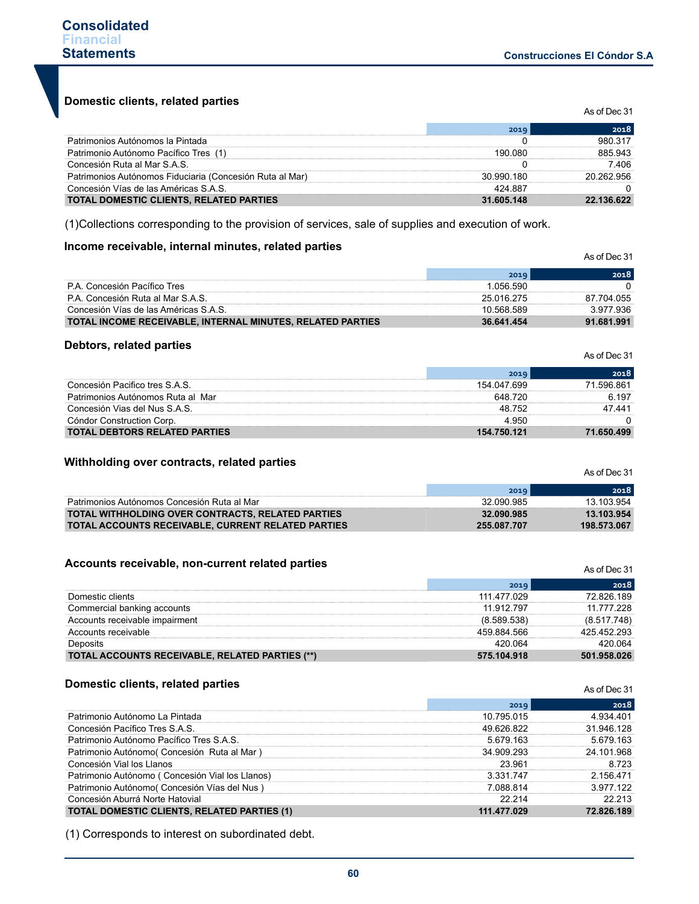### Domestic clients, related parties

As of Dec 31

| | 2019 | 2018 |
|---|---|---|
| Patrimonios Autónomos la Pintada | 0 | 980.317 |
| Patrimonio Autónomo Pacífico Tres (1) | 190.080 | 885.943 |
| Concesión Ruta al Mar S.A.S. | 0 | 7.406 |
| Patrimonios Autónomos Fiduciaria (Concesión Ruta al Mar) | 30.990.180 | 20.262.956 |
| Concesión Vías de las Américas S.A.S. | 424.887 | 0 |
| **TOTAL DOMESTIC CLIENTS, RELATED PARTIES** | **31.605.148** | **22.136.622** |

(1)Collections corresponding to the provision of services, sale of supplies and execution of work.

### Income receivable, internal minutes, related parties

As of Dec 31

| | 2019 | 2018 |
|---|---|---|
| P.A. Concesión Pacífico Tres | 1.056.590 | 0 |
| P.A. Concesión Ruta al Mar S.A.S. | 25.016.275 | 87.704.055 |
| Concesión Vías de las Américas S.A.S. | 10.568.589 | 3.977.936 |
| **TOTAL INCOME RECEIVABLE, INTERNAL MINUTES, RELATED PARTIES** | **36.641.454** | **91.681.991** |

### Debtors, related parties

As of Dec 31

| | 2019 | 2018 |
|---|---|---|
| Concesión Pacifico tres S.A.S. | 154.047.699 | 71.596.861 |
| Patrimonios Autónomos Ruta al Mar | 648.720 | 6.197 |
| Concesión Vias del Nus S.A.S. | 48.752 | 47.441 |
| Cóndor Construction Corp. | 4.950 | 0 |
| **TOTAL DEBTORS RELATED PARTIES** | **154.750.121** | **71.650.499** |

### Withholding over contracts, related parties

As of Dec 31

| | 2019 | 2018 |
|---|---|---|
| Patrimonios Autónomos Concesión Ruta al Mar | 32.090.985 | 13.103.954 |
| **TOTAL WITHHOLDING OVER CONTRACTS, RELATED PARTIES** | **32.090.985** | **13.103.954** |
| **TOTAL ACCOUNTS RECEIVABLE, CURRENT RELATED PARTIES** | **255.087.707** | **198.573.067** |

### Accounts receivable, non-current related parties

As of Dec 31

| | 2019 | 2018 |
|---|---|---|
| Domestic clients | 111.477.029 | 72.826.189 |
| Commercial banking accounts | 11.912.797 | 11.777.228 |
| Accounts receivable impairment | (8.589.538) | (8.517.748) |
| Accounts receivable | 459.884.566 | 425.452.293 |
| Deposits | 420.064 | 420.064 |
| **TOTAL ACCOUNTS RECEIVABLE, RELATED PARTIES (**)** | **575.104.918** | **501.958.026** |

### Domestic clients, related parties

As of Dec 31

| | 2019 | 2018 |
|---|---|---|
| Patrimonio Autónomo La Pintada | 10.795.015 | 4.934.401 |
| Concesión Pacífico Tres S.A.S. | 49.626.822 | 31.946.128 |
| Patrimonio Autónomo Pacífico Tres S.A.S. | 5.679.163 | 5.679.163 |
| Patrimonio Autónomo( Concesión Ruta al Mar ) | 34.909.293 | 24.101.968 |
| Concesión Vial los Llanos | 23.961 | 8.723 |
| Patrimonio Autónomo ( Concesión Vial los Llanos) | 3.331.747 | 2.156.471 |
| Patrimonio Autónomo( Concesión Vías del Nus ) | 7.088.814 | 3.977.122 |
| Concesión Aburrá Norte Hatovial | 22.214 | 22.213 |
| **TOTAL DOMESTIC CLIENTS, RELATED PARTIES (1)** | **111.477.029** | **72.826.189** |

(1) Corresponds to interest on subordinated debt.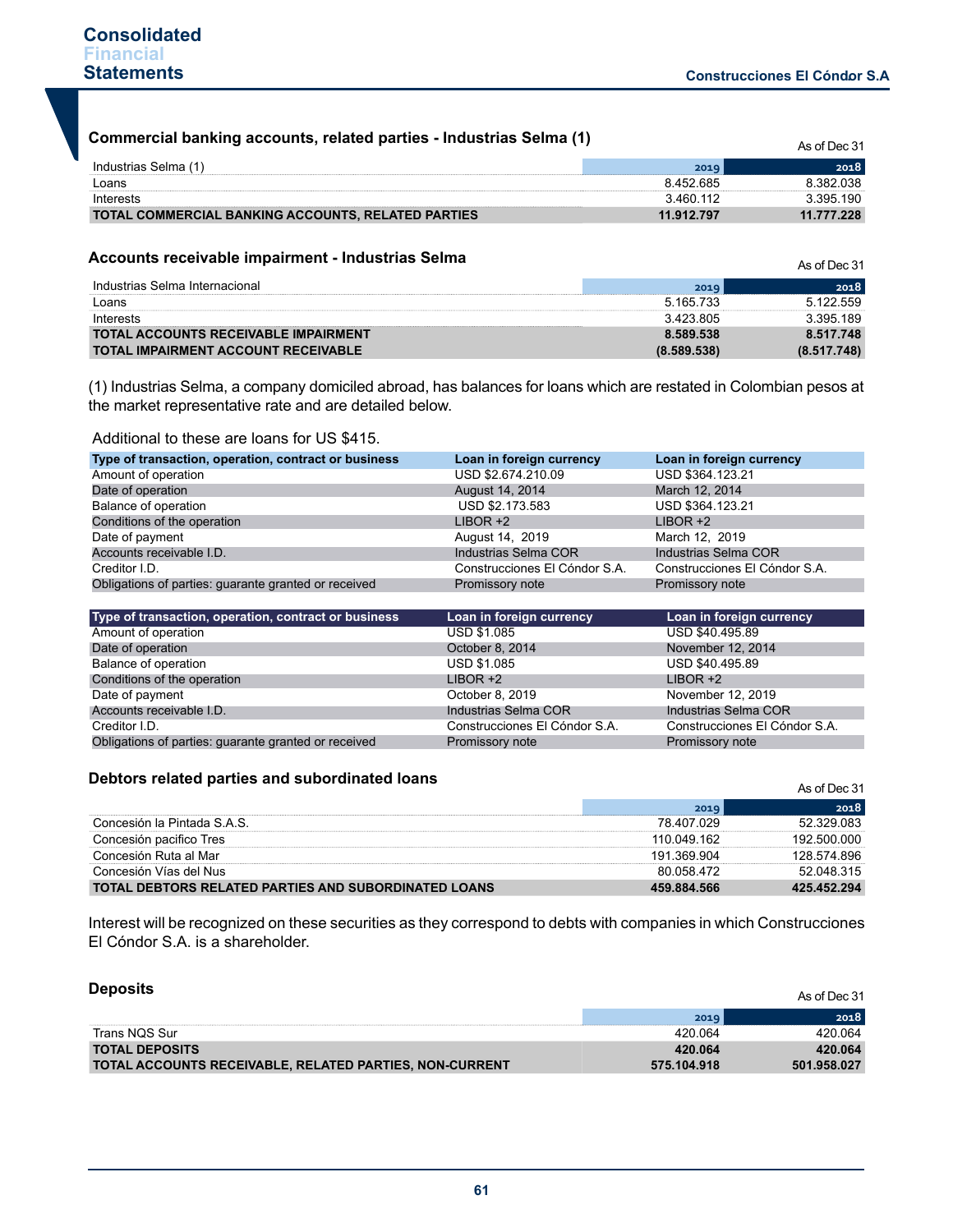### Commercial banking accounts, related parties - Industrias Selma (1)

As of Dec 31

| Industrias Selma (1) | 2019 | 2018 |
|---|---|---|
| Loans | 8.452.685 | 8.382.038 |
| Interests | 3.460.112 | 3.395.190 |
| **TOTAL COMMERCIAL BANKING ACCOUNTS, RELATED PARTIES** | **11.912.797** | **11.777.228** |

### Accounts receivable impairment - Industrias Selma

As of Dec 31

| Industrias Selma Internacional | 2019 | 2018 |
|---|---|---|
| Loans | 5.165.733 | 5.122.559 |
| Interests | 3.423.805 | 3.395.189 |
| **TOTAL ACCOUNTS RECEIVABLE IMPAIRMENT** | **8.589.538** | **8.517.748** |
| **TOTAL IMPAIRMENT ACCOUNT RECEIVABLE** | **(8.589.538)** | **(8.517.748)** |

(1) Industrias Selma, a company domiciled abroad, has balances for loans which are restated in Colombian pesos at the market representative rate and are detailed below.

Additional to these are loans for US $415.

| Type of transaction, operation, contract or business | Loan in foreign currency | Loan in foreign currency |
|---|---|---|
| Amount of operation | USD $2.674.210.09 | USD $364.123.21 |
| Date of operation | August 14, 2014 | March 12, 2014 |
| Balance of operation | USD $2.173.583 | USD $364.123.21 |
| Conditions of the operation | LIBOR +2 | LIBOR +2 |
| Date of payment | August 14, 2019 | March 12, 2019 |
| Accounts receivable I.D. | Industrias Selma COR | Industrias Selma COR |
| Creditor I.D. | Construcciones El Cóndor S.A. | Construcciones El Cóndor S.A. |
| Obligations of parties: guarante granted or received | Promissory note | Promissory note |

| Type of transaction, operation, contract or business | Loan in foreign currency | Loan in foreign currency |
|---|---|---|
| Amount of operation | USD $1.085 | USD $40.495.89 |
| Date of operation | October 8, 2014 | November 12, 2014 |
| Balance of operation | USD $1.085 | USD $40.495.89 |
| Conditions of the operation | LIBOR +2 | LIBOR +2 |
| Date of payment | October 8, 2019 | November 12, 2019 |
| Accounts receivable I.D. | Industrias Selma COR | Industrias Selma COR |
| Creditor I.D. | Construcciones El Cóndor S.A. | Construcciones El Cóndor S.A. |
| Obligations of parties: guarante granted or received | Promissory note | Promissory note |

### Debtors related parties and subordinated loans

As of Dec 31

| | 2019 | 2018 |
|---|---|---|
| Concesión la Pintada S.A.S. | 78.407.029 | 52.329.083 |
| Concesión pacifico Tres | 110.049.162 | 192.500.000 |
| Concesión Ruta al Mar | 191.369.904 | 128.574.896 |
| Concesión Vías del Nus | 80.058.472 | 52.048.315 |
| **TOTAL DEBTORS RELATED PARTIES AND SUBORDINATED LOANS** | **459.884.566** | **425.452.294** |

Interest will be recognized on these securities as they correspond to debts with companies in which Construcciones El Cóndor S.A. is a shareholder.

### Deposits

As of Dec 31

| | 2019 | 2018 |
|---|---|---|
| Trans NQS Sur | 420.064 | 420.064 |
| **TOTAL DEPOSITS** | **420.064** | **420.064** |
| **TOTAL ACCOUNTS RECEIVABLE, RELATED PARTIES, NON-CURRENT** | **575.104.918** | **501.958.027** |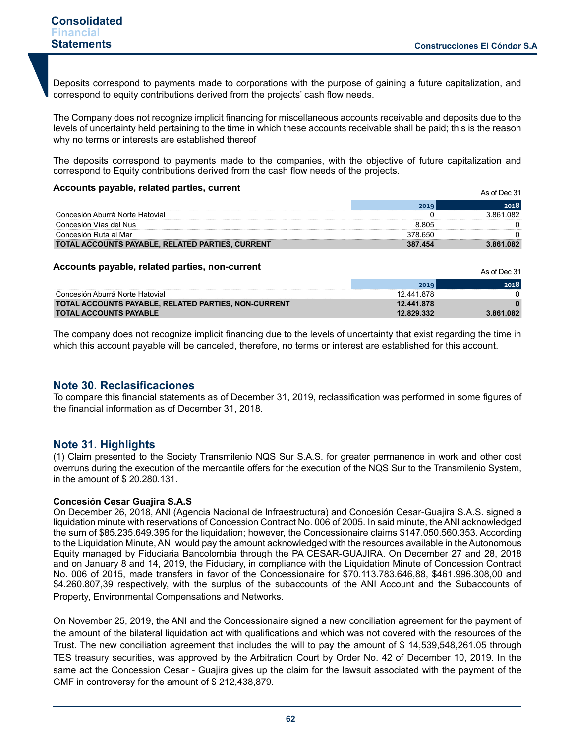Deposits correspond to payments made to corporations with the purpose of gaining a future capitalization, and correspond to equity contributions derived from the projects' cash flow needs.

The Company does not recognize implicit financing for miscellaneous accounts receivable and deposits due to the levels of uncertainty held pertaining to the time in which these accounts receivable shall be paid; this is the reason why no terms or interests are established thereof

The deposits correspond to payments made to the companies, with the objective of future capitalization and correspond to Equity contributions derived from the cash flow needs of the projects.

**Accounts payable, related parties, current**

As of Dec 31

| | 2019 | 2018 |
|---|---|---|
| Concesión Aburrá Norte Hatovial | 0 | 3.861.082 |
| Concesión Vías del Nus | 8.805 | 0 |
| Concesión Ruta al Mar | 378.650 | 0 |
| **TOTAL ACCOUNTS PAYABLE, RELATED PARTIES, CURRENT** | **387.454** | **3.861.082** |

**Accounts payable, related parties, non-current**

As of Dec 31

| | 2019 | 2018 |
|---|---|---|
| Concesión Aburrá Norte Hatovial | 12.441.878 | 0 |
| **TOTAL ACCOUNTS PAYABLE, RELATED PARTIES, NON-CURRENT** | **12.441.878** | **0** |
| **TOTAL ACCOUNTS PAYABLE** | **12.829.332** | **3.861.082** |

The company does not recognize implicit financing due to the levels of uncertainty that exist regarding the time in which this account payable will be canceled, therefore, no terms or interest are established for this account.

## Note 30. Reclasificaciones

To compare this financial statements as of December 31, 2019, reclassification was performed in some figures of the financial information as of December 31, 2018.

## Note 31. Highlights

(1) Claim presented to the Society Transmilenio NQS Sur S.A.S. for greater permanence in work and other cost overruns during the execution of the mercantile offers for the execution of the NQS Sur to the Transmilenio System, in the amount of $ 20.280.131.

**Concesión Cesar Guajira S.A.S**

On December 26, 2018, ANI (Agencia Nacional de Infraestructura) and Concesión Cesar-Guajira S.A.S. signed a liquidation minute with reservations of Concession Contract No. 006 of 2005. In said minute, the ANI acknowledged the sum of $85.235.649.395 for the liquidation; however, the Concessionaire claims $147.050.560.353. According to the Liquidation Minute, ANI would pay the amount acknowledged with the resources available in the Autonomous Equity managed by Fiduciaria Bancolombia through the PA CESAR-GUAJIRA. On December 27 and 28, 2018 and on January 8 and 14, 2019, the Fiduciary, in compliance with the Liquidation Minute of Concession Contract No. 006 of 2015, made transfers in favor of the Concessionaire for $70.113.783.646,88, $461.996.308,00 and $4.260.807,39 respectively, with the surplus of the subaccounts of the ANI Account and the Subaccounts of Property, Environmental Compensations and Networks.

On November 25, 2019, the ANI and the Concessionaire signed a new conciliation agreement for the payment of the amount of the bilateral liquidation act with qualifications and which was not covered with the resources of the Trust. The new conciliation agreement that includes the will to pay the amount of $ 14,539,548,261.05 through TES treasury securities, was approved by the Arbitration Court by Order No. 42 of December 10, 2019. In the same act the Concession Cesar - Guajira gives up the claim for the lawsuit associated with the payment of the GMF in controversy for the amount of $ 212,438,879.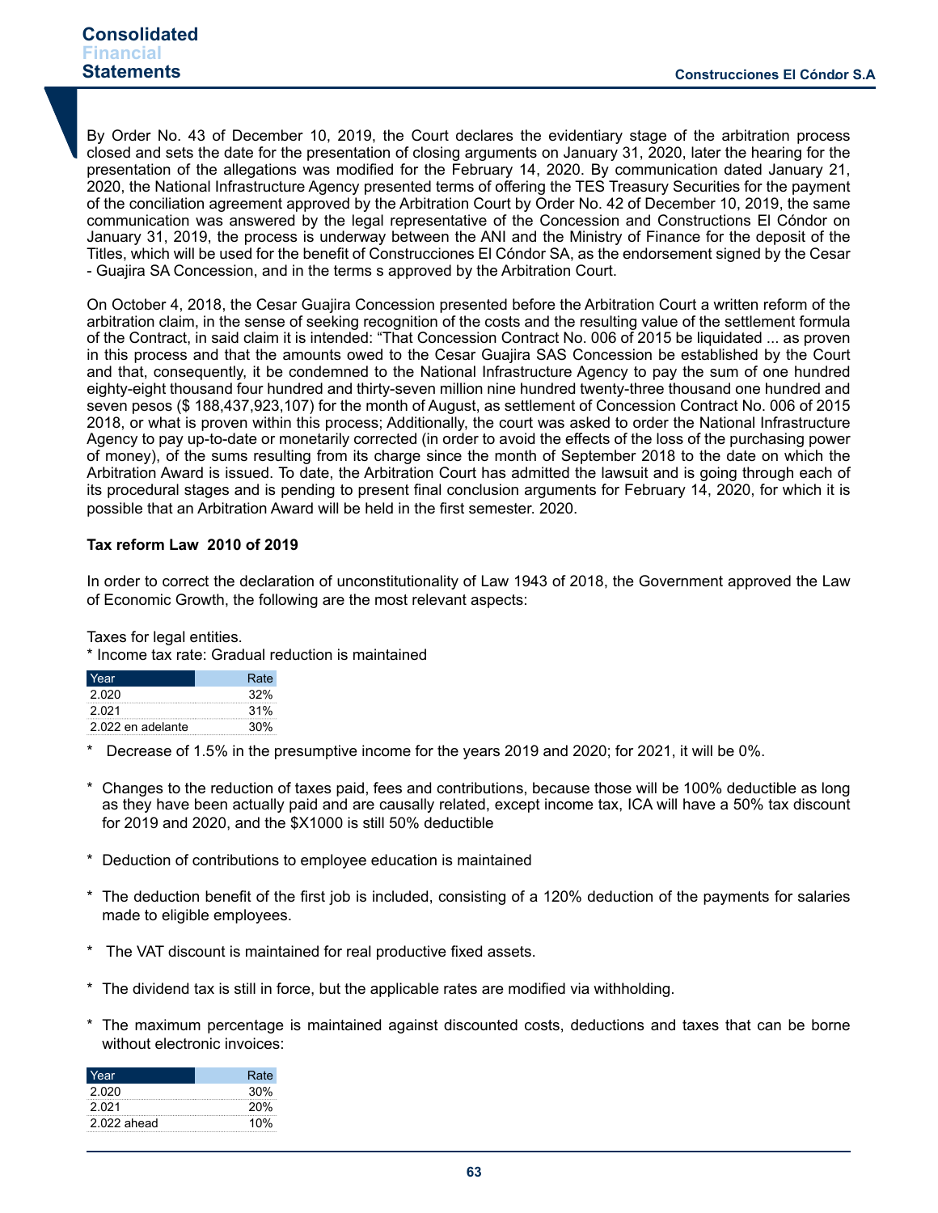By Order No. 43 of December 10, 2019, the Court declares the evidentiary stage of the arbitration process closed and sets the date for the presentation of closing arguments on January 31, 2020, later the hearing for the presentation of the allegations was modified for the February 14, 2020. By communication dated January 21, 2020, the National Infrastructure Agency presented terms of offering the TES Treasury Securities for the payment of the conciliation agreement approved by the Arbitration Court by Order No. 42 of December 10, 2019, the same communication was answered by the legal representative of the Concession and Constructions El Cóndor on January 31, 2019, the process is underway between the ANI and the Ministry of Finance for the deposit of the Titles, which will be used for the benefit of Construcciones El Cóndor SA, as the endorsement signed by the Cesar - Guajira SA Concession, and in the terms s approved by the Arbitration Court.

On October 4, 2018, the Cesar Guajira Concession presented before the Arbitration Court a written reform of the arbitration claim, in the sense of seeking recognition of the costs and the resulting value of the settlement formula of the Contract, in said claim it is intended: "That Concession Contract No. 006 of 2015 be liquidated ... as proven in this process and that the amounts owed to the Cesar Guajira SAS Concession be established by the Court and that, consequently, it be condemned to the National Infrastructure Agency to pay the sum of one hundred eighty-eight thousand four hundred and thirty-seven million nine hundred twenty-three thousand one hundred and seven pesos ($ 188,437,923,107) for the month of August, as settlement of Concession Contract No. 006 of 2015 2018, or what is proven within this process; Additionally, the court was asked to order the National Infrastructure Agency to pay up-to-date or monetarily corrected (in order to avoid the effects of the loss of the purchasing power of money), of the sums resulting from its charge since the month of September 2018 to the date on which the Arbitration Award is issued. To date, the Arbitration Court has admitted the lawsuit and is going through each of its procedural stages and is pending to present final conclusion arguments for February 14, 2020, for which it is possible that an Arbitration Award will be held in the first semester. 2020.

**Tax reform Law 2010 of 2019**

In order to correct the declaration of unconstitutionality of Law 1943 of 2018, the Government approved the Law of Economic Growth, the following are the most relevant aspects:

Taxes for legal entities.
* Income tax rate: Gradual reduction is maintained

| Year | Rate |
|---|---|
| 2.020 | 32% |
| 2.021 | 31% |
| 2.022 en adelante | 30% |

* Decrease of 1.5% in the presumptive income for the years 2019 and 2020; for 2021, it will be 0%.

* Changes to the reduction of taxes paid, fees and contributions, because those will be 100% deductible as long as they have been actually paid and are causally related, except income tax, ICA will have a 50% tax discount for 2019 and 2020, and the $X1000 is still 50% deductible

* Deduction of contributions to employee education is maintained

* The deduction benefit of the first job is included, consisting of a 120% deduction of the payments for salaries made to eligible employees.

* The VAT discount is maintained for real productive fixed assets.

* The dividend tax is still in force, but the applicable rates are modified via withholding.

* The maximum percentage is maintained against discounted costs, deductions and taxes that can be borne without electronic invoices:

| Year | Rate |
|---|---|
| 2.020 | 30% |
| 2.021 | 20% |
| 2.022 ahead | 10% |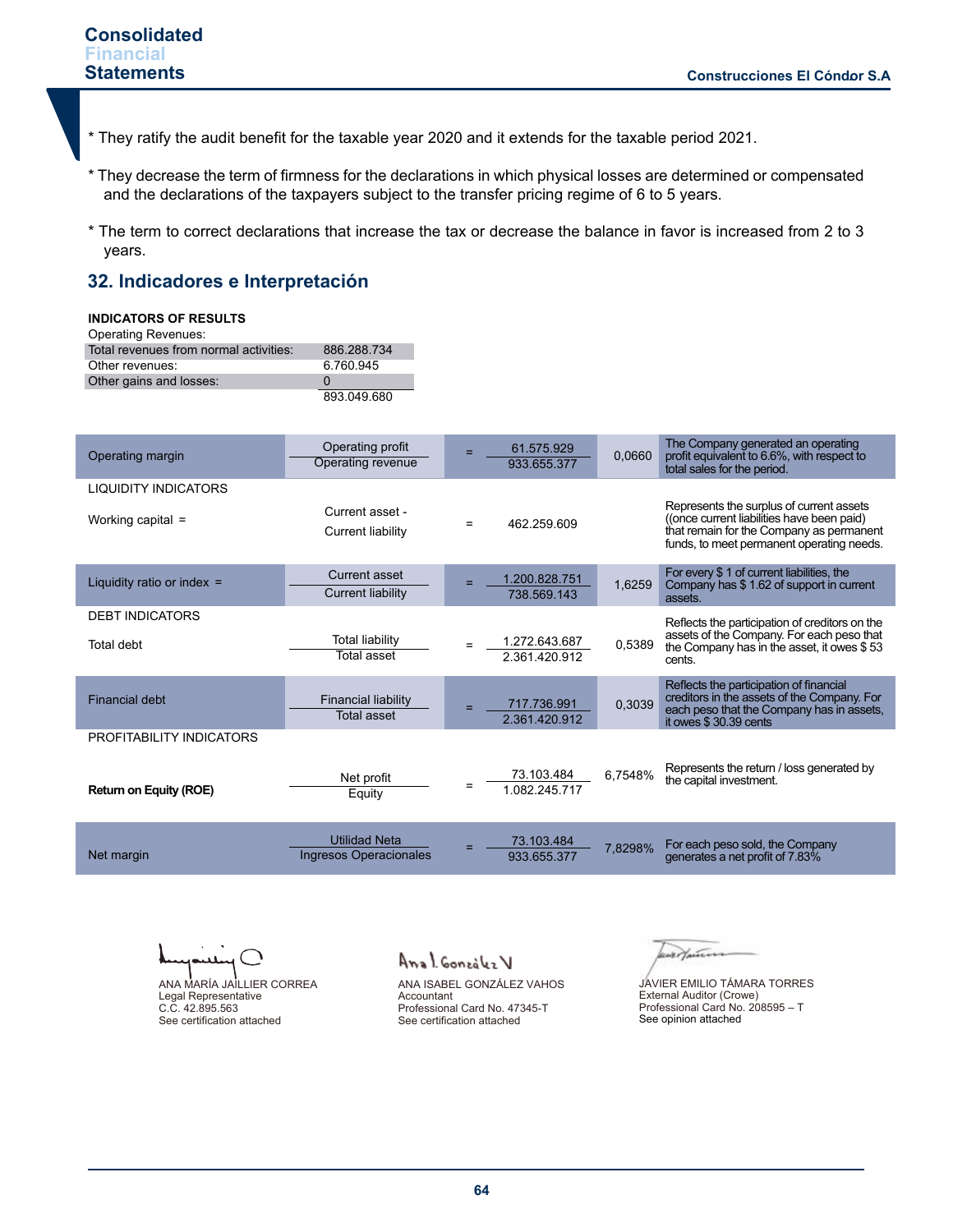* They ratify the audit benefit for the taxable year 2020 and it extends for the taxable period 2021.

* They decrease the term of firmness for the declarations in which physical losses are determined or compensated and the declarations of the taxpayers subject to the transfer pricing regime of 6 to 5 years.

* The term to correct declarations that increase the tax or decrease the balance in favor is increased from 2 to 3 years.

## 32. Indicadores e Interpretación

**INDICATORS OF RESULTS**

Operating Revenues:

| | |
|---|---|
| Total revenues from normal activities: | 886.288.734 |
| Other revenues: | 6.760.945 |
| Other gains and losses: | 0 |
| | 893.049.680 |

| | | | | | |
|---|---|---|---|---|---|
| Operating margin | Operating profit / Operating revenue | = | 61.575.929 / 933.655.377 | 0,0660 | The Company generated an operating profit equivalent to 6.6%, with respect to total sales for the period. |
| LIQUIDITY INDICATORS | | | | | |
| Working capital = | Current asset - Current liability | = | 462.259.609 | | Represents the surplus of current assets ((once current liabilities have been paid) that remain for the Company as permanent funds, to meet permanent operating needs. |
| Liquidity ratio or index = | Current asset / Current liability | = | 1.200.828.751 / 738.569.143 | 1,6259 | For every $ 1 of current liabilities, the Company has $ 1.62 of support in current assets. |
| DEBT INDICATORS | | | | | |
| Total debt | Total liability / Total asset | = | 1.272.643.687 / 2.361.420.912 | 0,5389 | Reflects the participation of creditors on the assets of the Company. For each peso that the Company has in the asset, it owes $ 53 cents. |
| Financial debt | Financial liability / Total asset | = | 717.736.991 / 2.361.420.912 | 0,3039 | Reflects the participation of financial creditors in the assets of the Company. For each peso that the Company has in assets, it owes $ 30.39 cents |
| PROFITABILITY INDICATORS | | | | | |
| **Return on Equity (ROE)** | Net profit / Equity | = | 73.103.484 / 1.082.245.717 | 6,7548% | Represents the return / loss generated by the capital investment. |
| Net margin | Utilidad Neta / Ingresos Operacionales | = | 73.103.484 / 933.655.377 | 7,8298% | For each peso sold, the Company generates a net profit of 7.83% |

ANA MARÍA JAILLIER CORREA
Legal Representative
C.C. 42.895.563
See certification attached

ANA ISABEL GONZÁLEZ VAHOS
Accountant
Professional Card No. 47345-T
See certification attached

JAVIER EMILIO TÁMARA TORRES
External Auditor (Crowe)
Professional Card No. 208595 – T
See opinion attached